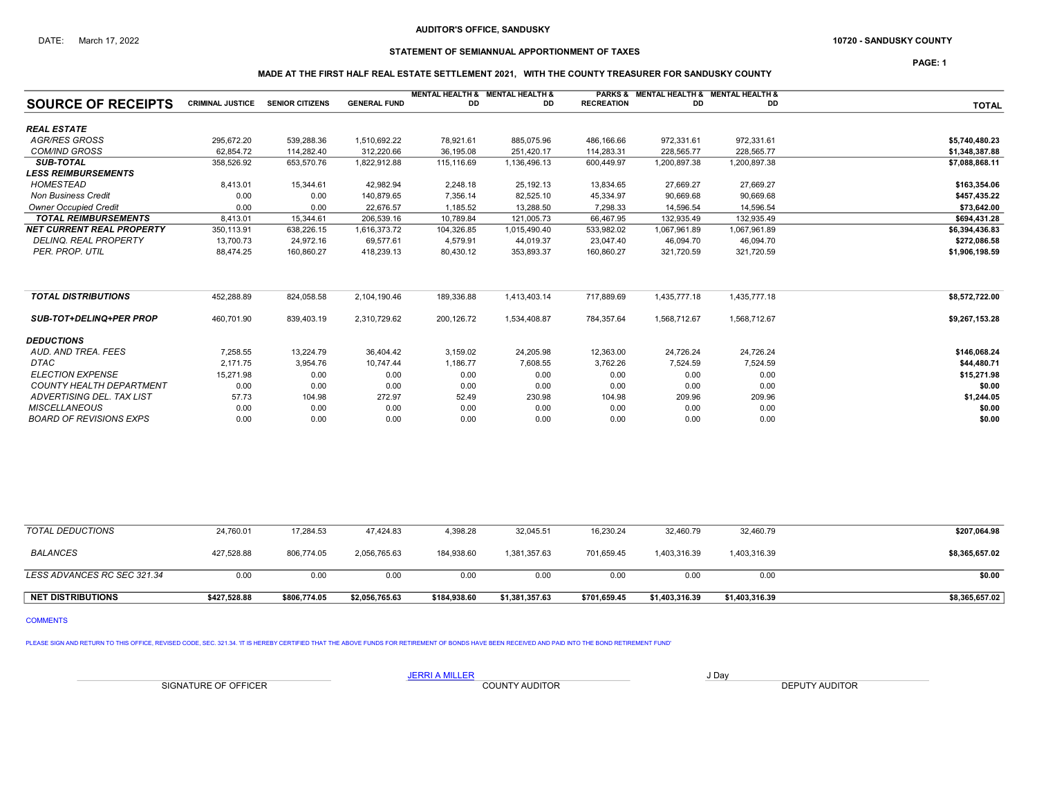**AUDITOR'S OFFICE, SANDUSKY**

DATE: March 17, 2022

**10720 - SANDUSKY COUNTY**

**STATEMENT OF SEMIANNUAL APPORTIONMENT OF TAXES**

**MADE AT THE FIRST HALF REAL ESTATE SETTLEMENT 2021, WITH THE COUNTY TREASURER FOR SANDUSKY COUNTY**

| SOURCE OF RECEIPTS | CRIMINAL JUSTICE | SENIOR CITIZENS | GENERAL FUND | MENTAL HEALTH & DD | MENTAL HEALTH & DD | PARKS & RECREATION | MENTAL HEALTH & DD | MENTAL HEALTH & DD | TOTAL |
|---|---|---|---|---|---|---|---|---|---|
| ***REAL ESTATE*** | | | | | | | | | |
| *AGR/RES GROSS* | 295,672.20 | 539,288.36 | 1,510,692.22 | 78,921.61 | 885,075.96 | 486,166.66 | 972,331.61 | 972,331.61 | **$5,740,480.23** |
| *COM/IND GROSS* | 62,854.72 | 114,282.40 | 312,220.66 | 36,195.08 | 251,420.17 | 114,283.31 | 228,565.77 | 228,565.77 | **$1,348,387.88** |
| ***SUB-TOTAL*** | 358,526.92 | 653,570.76 | 1,822,912.88 | 115,116.69 | 1,136,496.13 | 600,449.97 | 1,200,897.38 | 1,200,897.38 | **$7,088,868.11** |
| ***LESS REIMBURSEMENTS*** | | | | | | | | | |
| *HOMESTEAD* | 8,413.01 | 15,344.61 | 42,982.94 | 2,248.18 | 25,192.13 | 13,834.65 | 27,669.27 | 27,669.27 | **$163,354.06** |
| *Non Business Credit* | 0.00 | 0.00 | 140,879.65 | 7,356.14 | 82,525.10 | 45,334.97 | 90,669.68 | 90,669.68 | **$457,435.22** |
| *Owner Occupied Credit* | 0.00 | 0.00 | 22,676.57 | 1,185.52 | 13,288.50 | 7,298.33 | 14,596.54 | 14,596.54 | **$73,642.00** |
| ***TOTAL REIMBURSEMENTS*** | 8,413.01 | 15,344.61 | 206,539.16 | 10,789.84 | 121,005.73 | 66,467.95 | 132,935.49 | 132,935.49 | **$694,431.28** |
| ***NET CURRENT REAL PROPERTY*** | 350,113.91 | 638,226.15 | 1,616,373.72 | 104,326.85 | 1,015,490.40 | 533,982.02 | 1,067,961.89 | 1,067,961.89 | **$6,394,436.83** |
| *DELINQ. REAL PROPERTY* | 13,700.73 | 24,972.16 | 69,577.61 | 4,579.91 | 44,019.37 | 23,047.40 | 46,094.70 | 46,094.70 | **$272,086.58** |
| *PER. PROP. UTIL* | 88,474.25 | 160,860.27 | 418,239.13 | 80,430.12 | 353,893.37 | 160,860.27 | 321,720.59 | 321,720.59 | **$1,906,198.59** |
| ***TOTAL DISTRIBUTIONS*** | 452,288.89 | 824,058.58 | 2,104,190.46 | 189,336.88 | 1,413,403.14 | 717,889.69 | 1,435,777.18 | 1,435,777.18 | **$8,572,722.00** |
| ***SUB-TOT+DELINQ+PER PROP*** | 460,701.90 | 839,403.19 | 2,310,729.62 | 200,126.72 | 1,534,408.87 | 784,357.64 | 1,568,712.67 | 1,568,712.67 | **$9,267,153.28** |
| ***DEDUCTIONS*** | | | | | | | | | |
| *AUD. AND TREA. FEES* | 7,258.55 | 13,224.79 | 36,404.42 | 3,159.02 | 24,205.98 | 12,363.00 | 24,726.24 | 24,726.24 | **$146,068.24** |
| *DTAC* | 2,171.75 | 3,954.76 | 10,747.44 | 1,186.77 | 7,608.55 | 3,762.26 | 7,524.59 | 7,524.59 | **$44,480.71** |
| *ELECTION EXPENSE* | 15,271.98 | 0.00 | 0.00 | 0.00 | 0.00 | 0.00 | 0.00 | 0.00 | **$15,271.98** |
| *COUNTY HEALTH DEPARTMENT* | 0.00 | 0.00 | 0.00 | 0.00 | 0.00 | 0.00 | 0.00 | 0.00 | **$0.00** |
| *ADVERTISING DEL. TAX LIST* | 57.73 | 104.98 | 272.97 | 52.49 | 230.98 | 104.98 | 209.96 | 209.96 | **$1,244.05** |
| *MISCELLANEOUS* | 0.00 | 0.00 | 0.00 | 0.00 | 0.00 | 0.00 | 0.00 | 0.00 | **$0.00** |
| *BOARD OF REVISIONS EXPS* | 0.00 | 0.00 | 0.00 | 0.00 | 0.00 | 0.00 | 0.00 | 0.00 | **$0.00** |
| *TOTAL DEDUCTIONS* | 24,760.01 | 17,284.53 | 47,424.83 | 4,398.28 | 32,045.51 | 16,230.24 | 32,460.79 | 32,460.79 | **$207,064.98** |
| *BALANCES* | 427,528.88 | 806,774.05 | 2,056,765.63 | 184,938.60 | 1,381,357.63 | 701,659.45 | 1,403,316.39 | 1,403,316.39 | **$8,365,657.02** |
| *LESS ADVANCES RC SEC 321.34* | 0.00 | 0.00 | 0.00 | 0.00 | 0.00 | 0.00 | 0.00 | 0.00 | **$0.00** |
| **NET DISTRIBUTIONS** | **$427,528.88** | **$806,774.05** | **$2,056,765.63** | **$184,938.60** | **$1,381,357.63** | **$701,659.45** | **$1,403,316.39** | **$1,403,316.39** | **$8,365,657.02** |

COMMENTS

PLEASE SIGN AND RETURN TO THIS OFFICE, REVISED CODE, SEC. 321.34. 'IT IS HEREBY CERTIFIED THAT THE ABOVE FUNDS FOR RETIREMENT OF BONDS HAVE BEEN RECEIVED AND PAID INTO THE BOND RETIREMENT FUND'

| SIGNATURE OF OFFICER | JERRI A MILLER<br>COUNTY AUDITOR | J Day<br>DEPUTY AUDITOR |
|---|---|---|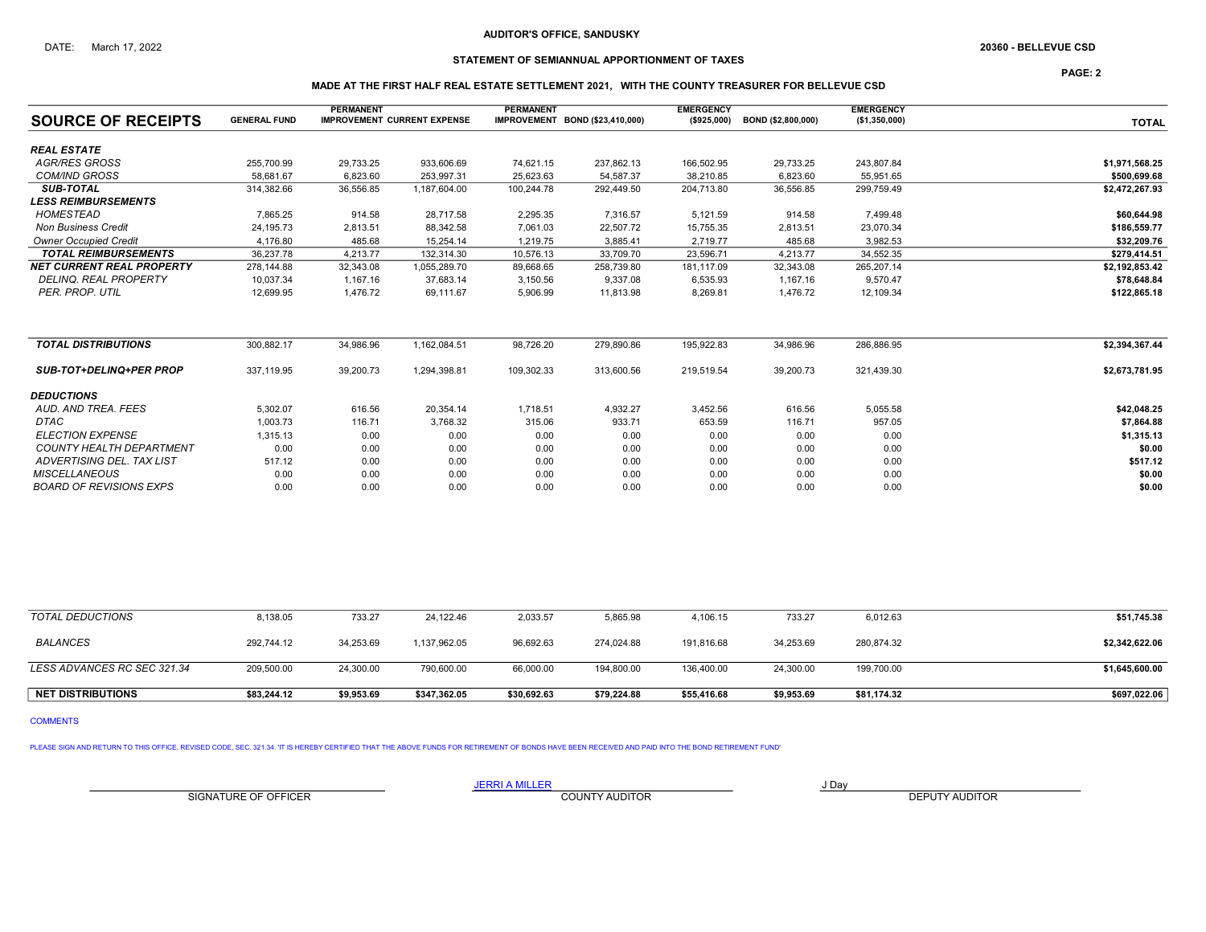AUDITOR'S OFFICE, SANDUSKY

DATE: March 17, 2022

20360 - BELLEVUE CSD

STATEMENT OF SEMIANNUAL APPORTIONMENT OF TAXES

MADE AT THE FIRST HALF REAL ESTATE SETTLEMENT 2021, WITH THE COUNTY TREASURER FOR BELLEVUE CSD

| SOURCE OF RECEIPTS | GENERAL FUND | PERMANENT IMPROVEMENT | CURRENT EXPENSE | PERMANENT IMPROVEMENT | BOND ($23,410,000) | EMERGENCY ($925,000) | BOND ($2,800,000) | EMERGENCY ($1,350,000) | TOTAL |
|---|---|---|---|---|---|---|---|---|---|
| ***REAL ESTATE*** | | | | | | | | | |
| *AGR/RES GROSS* | 255,700.99 | 29,733.25 | 933,606.69 | 74,621.15 | 237,862.13 | 166,502.95 | 29,733.25 | 243,807.84 | **$1,971,568.25** |
| *COM/IND GROSS* | 58,681.67 | 6,823.60 | 253,997.31 | 25,623.63 | 54,587.37 | 38,210.85 | 6,823.60 | 55,951.65 | **$500,699.68** |
| ***SUB-TOTAL*** | 314,382.66 | 36,556.85 | 1,187,604.00 | 100,244.78 | 292,449.50 | 204,713.80 | 36,556.85 | 299,759.49 | **$2,472,267.93** |
| ***LESS REIMBURSEMENTS*** | | | | | | | | | |
| *HOMESTEAD* | 7,865.25 | 914.58 | 28,717.58 | 2,295.35 | 7,316.57 | 5,121.59 | 914.58 | 7,499.48 | **$60,644.98** |
| *Non Business Credit* | 24,195.73 | 2,813.51 | 88,342.58 | 7,061.03 | 22,507.72 | 15,755.35 | 2,813.51 | 23,070.34 | **$186,559.77** |
| *Owner Occupied Credit* | 4,176.80 | 485.68 | 15,254.14 | 1,219.75 | 3,885.41 | 2,719.77 | 485.68 | 3,982.53 | **$32,209.76** |
| ***TOTAL REIMBURSEMENTS*** | 36,237.78 | 4,213.77 | 132,314.30 | 10,576.13 | 33,709.70 | 23,596.71 | 4,213.77 | 34,552.35 | **$279,414.51** |
| ***NET CURRENT REAL PROPERTY*** | 278,144.88 | 32,343.08 | 1,055,289.70 | 89,668.65 | 258,739.80 | 181,117.09 | 32,343.08 | 265,207.14 | **$2,192,853.42** |
| *DELINQ. REAL PROPERTY* | 10,037.34 | 1,167.16 | 37,683.14 | 3,150.56 | 9,337.08 | 6,535.93 | 1,167.16 | 9,570.47 | **$78,648.84** |
| *PER. PROP. UTIL* | 12,699.95 | 1,476.72 | 69,111.67 | 5,906.99 | 11,813.98 | 8,269.81 | 1,476.72 | 12,109.34 | **$122,865.18** |
| ***TOTAL DISTRIBUTIONS*** | 300,882.17 | 34,986.96 | 1,162,084.51 | 98,726.20 | 279,890.86 | 195,922.83 | 34,986.96 | 286,886.95 | **$2,394,367.44** |
| ***SUB-TOT+DELINQ+PER PROP*** | 337,119.95 | 39,200.73 | 1,294,398.81 | 109,302.33 | 313,600.56 | 219,519.54 | 39,200.73 | 321,439.30 | **$2,673,781.95** |
| ***DEDUCTIONS*** | | | | | | | | | |
| *AUD. AND TREA. FEES* | 5,302.07 | 616.56 | 20,354.14 | 1,718.51 | 4,932.27 | 3,452.56 | 616.56 | 5,055.58 | **$42,048.25** |
| *DTAC* | 1,003.73 | 116.71 | 3,768.32 | 315.06 | 933.71 | 653.59 | 116.71 | 957.05 | **$7,864.88** |
| *ELECTION EXPENSE* | 1,315.13 | 0.00 | 0.00 | 0.00 | 0.00 | 0.00 | 0.00 | 0.00 | **$1,315.13** |
| *COUNTY HEALTH DEPARTMENT* | 0.00 | 0.00 | 0.00 | 0.00 | 0.00 | 0.00 | 0.00 | 0.00 | **$0.00** |
| *ADVERTISING DEL. TAX LIST* | 517.12 | 0.00 | 0.00 | 0.00 | 0.00 | 0.00 | 0.00 | 0.00 | **$517.12** |
| *MISCELLANEOUS* | 0.00 | 0.00 | 0.00 | 0.00 | 0.00 | 0.00 | 0.00 | 0.00 | **$0.00** |
| *BOARD OF REVISIONS EXPS* | 0.00 | 0.00 | 0.00 | 0.00 | 0.00 | 0.00 | 0.00 | 0.00 | **$0.00** |
| *TOTAL DEDUCTIONS* | 8,138.05 | 733.27 | 24,122.46 | 2,033.57 | 5,865.98 | 4,106.15 | 733.27 | 6,012.63 | **$51,745.38** |
| *BALANCES* | 292,744.12 | 34,253.69 | 1,137,962.05 | 96,692.63 | 274,024.88 | 191,816.68 | 34,253.69 | 280,874.32 | **$2,342,622.06** |
| *LESS ADVANCES RC SEC 321.34* | 209,500.00 | 24,300.00 | 790,600.00 | 66,000.00 | 194,800.00 | 136,400.00 | 24,300.00 | 199,700.00 | **$1,645,600.00** |
| **NET DISTRIBUTIONS** | **$83,244.12** | **$9,953.69** | **$347,362.05** | **$30,692.63** | **$79,224.88** | **$55,416.68** | **$9,953.69** | **$81,174.32** | **$697,022.06** |

COMMENTS

PLEASE SIGN AND RETURN TO THIS OFFICE, REVISED CODE, SEC. 321.34. 'IT IS HEREBY CERTIFIED THAT THE ABOVE FUNDS FOR RETIREMENT OF BONDS HAVE BEEN RECEIVED AND PAID INTO THE BOND RETIREMENT FUND'

SIGNATURE OF OFFICER

JERRI A MILLER
COUNTY AUDITOR

J Day
DEPUTY AUDITOR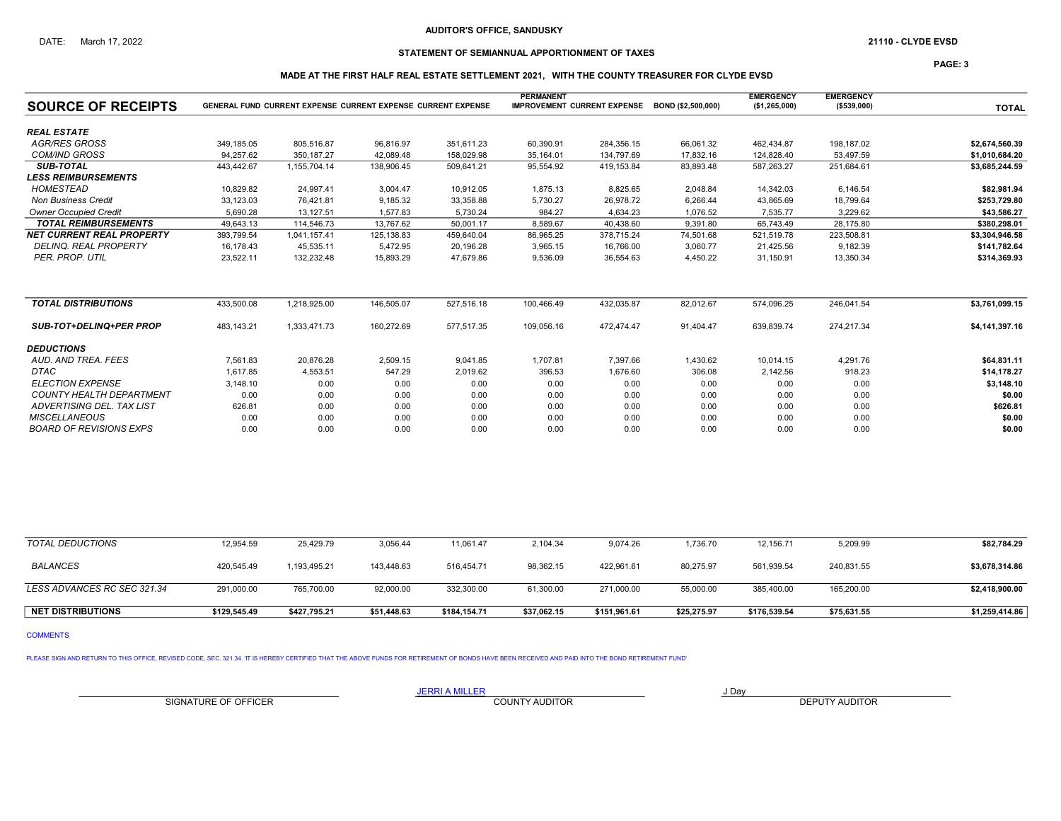DATE: March 17, 2022

**AUDITOR'S OFFICE, SANDUSKY**

**21110 - CLYDE EVSD**

**STATEMENT OF SEMIANNUAL APPORTIONMENT OF TAXES**

**MADE AT THE FIRST HALF REAL ESTATE SETTLEMENT 2021, WITH THE COUNTY TREASURER FOR CLYDE EVSD**

| SOURCE OF RECEIPTS | GENERAL FUND | CURRENT EXPENSE | CURRENT EXPENSE | CURRENT EXPENSE | PERMANENT IMPROVEMENT | CURRENT EXPENSE | BOND ($2,500,000) | EMERGENCY ($1,265,000) | EMERGENCY ($539,000) | TOTAL |
|---|---|---|---|---|---|---|---|---|---|---|
| ***REAL ESTATE*** | | | | | | | | | | |
| *AGR/RES GROSS* | 349,185.05 | 805,516.87 | 96,816.97 | 351,611.23 | 60,390.91 | 284,356.15 | 66,061.32 | 462,434.87 | 198,187.02 | $2,674,560.39 |
| *COM/IND GROSS* | 94,257.62 | 350,187.27 | 42,089.48 | 158,029.98 | 35,164.01 | 134,797.69 | 17,832.16 | 124,828.40 | 53,497.59 | $1,010,684.20 |
| ***SUB-TOTAL*** | 443,442.67 | 1,155,704.14 | 138,906.45 | 509,641.21 | 95,554.92 | 419,153.84 | 83,893.48 | 587,263.27 | 251,684.61 | $3,685,244.59 |
| ***LESS REIMBURSEMENTS*** | | | | | | | | | | |
| *HOMESTEAD* | 10,829.82 | 24,997.41 | 3,004.47 | 10,912.05 | 1,875.13 | 8,825.65 | 2,048.84 | 14,342.03 | 6,146.54 | $82,981.94 |
| *Non Business Credit* | 33,123.03 | 76,421.81 | 9,185.32 | 33,358.88 | 5,730.27 | 26,978.72 | 6,266.44 | 43,865.69 | 18,799.64 | $253,729.80 |
| *Owner Occupied Credit* | 5,690.28 | 13,127.51 | 1,577.83 | 5,730.24 | 984.27 | 4,634.23 | 1,076.52 | 7,535.77 | 3,229.62 | $43,586.27 |
| ***TOTAL REIMBURSEMENTS*** | 49,643.13 | 114,546.73 | 13,767.62 | 50,001.17 | 8,589.67 | 40,438.60 | 9,391.80 | 65,743.49 | 28,175.80 | $380,298.01 |
| ***NET CURRENT REAL PROPERTY*** | 393,799.54 | 1,041,157.41 | 125,138.83 | 459,640.04 | 86,965.25 | 378,715.24 | 74,501.68 | 521,519.78 | 223,508.81 | $3,304,946.58 |
| *DELINQ. REAL PROPERTY* | 16,178.43 | 45,535.11 | 5,472.95 | 20,196.28 | 3,965.15 | 16,766.00 | 3,060.77 | 21,425.56 | 9,182.39 | $141,782.64 |
| *PER. PROP. UTIL* | 23,522.11 | 132,232.48 | 15,893.29 | 47,679.86 | 9,536.09 | 36,554.63 | 4,450.22 | 31,150.91 | 13,350.34 | $314,369.93 |
| ***TOTAL DISTRIBUTIONS*** | 433,500.08 | 1,218,925.00 | 146,505.07 | 527,516.18 | 100,466.49 | 432,035.87 | 82,012.67 | 574,096.25 | 246,041.54 | $3,761,099.15 |
| ***SUB-TOT+DELINQ+PER PROP*** | 483,143.21 | 1,333,471.73 | 160,272.69 | 577,517.35 | 109,056.16 | 472,474.47 | 91,404.47 | 639,839.74 | 274,217.34 | $4,141,397.16 |
| ***DEDUCTIONS*** | | | | | | | | | | |
| *AUD. AND TREA. FEES* | 7,561.83 | 20,876.28 | 2,509.15 | 9,041.85 | 1,707.81 | 7,397.66 | 1,430.62 | 10,014.15 | 4,291.76 | $64,831.11 |
| *DTAC* | 1,617.85 | 4,553.51 | 547.29 | 2,019.62 | 396.53 | 1,676.60 | 306.08 | 2,142.56 | 918.23 | $14,178.27 |
| *ELECTION EXPENSE* | 3,148.10 | 0.00 | 0.00 | 0.00 | 0.00 | 0.00 | 0.00 | 0.00 | 0.00 | $3,148.10 |
| *COUNTY HEALTH DEPARTMENT* | 0.00 | 0.00 | 0.00 | 0.00 | 0.00 | 0.00 | 0.00 | 0.00 | 0.00 | $0.00 |
| *ADVERTISING DEL. TAX LIST* | 626.81 | 0.00 | 0.00 | 0.00 | 0.00 | 0.00 | 0.00 | 0.00 | 0.00 | $626.81 |
| *MISCELLANEOUS* | 0.00 | 0.00 | 0.00 | 0.00 | 0.00 | 0.00 | 0.00 | 0.00 | 0.00 | $0.00 |
| *BOARD OF REVISIONS EXPS* | 0.00 | 0.00 | 0.00 | 0.00 | 0.00 | 0.00 | 0.00 | 0.00 | 0.00 | $0.00 |
| *TOTAL DEDUCTIONS* | 12,954.59 | 25,429.79 | 3,056.44 | 11,061.47 | 2,104.34 | 9,074.26 | 1,736.70 | 12,156.71 | 5,209.99 | $82,784.29 |
| *BALANCES* | 420,545.49 | 1,193,495.21 | 143,448.63 | 516,454.71 | 98,362.15 | 422,961.61 | 80,275.97 | 561,939.54 | 240,831.55 | $3,678,314.86 |
| *LESS ADVANCES RC SEC 321.34* | 291,000.00 | 765,700.00 | 92,000.00 | 332,300.00 | 61,300.00 | 271,000.00 | 55,000.00 | 385,400.00 | 165,200.00 | $2,418,900.00 |
| **NET DISTRIBUTIONS** | **$129,545.49** | **$427,795.21** | **$51,448.63** | **$184,154.71** | **$37,062.15** | **$151,961.61** | **$25,275.97** | **$176,539.54** | **$75,631.55** | **$1,259,414.86** |

COMMENTS

PLEASE SIGN AND RETURN TO THIS OFFICE, REVISED CODE, SEC. 321.34. 'IT IS HEREBY CERTIFIED THAT THE ABOVE FUNDS FOR RETIREMENT OF BONDS HAVE BEEN RECEIVED AND PAID INTO THE BOND RETIREMENT FUND'

| | JERRI A MILLER | J Day |
|---|---|---|
| SIGNATURE OF OFFICER | COUNTY AUDITOR | DEPUTY AUDITOR |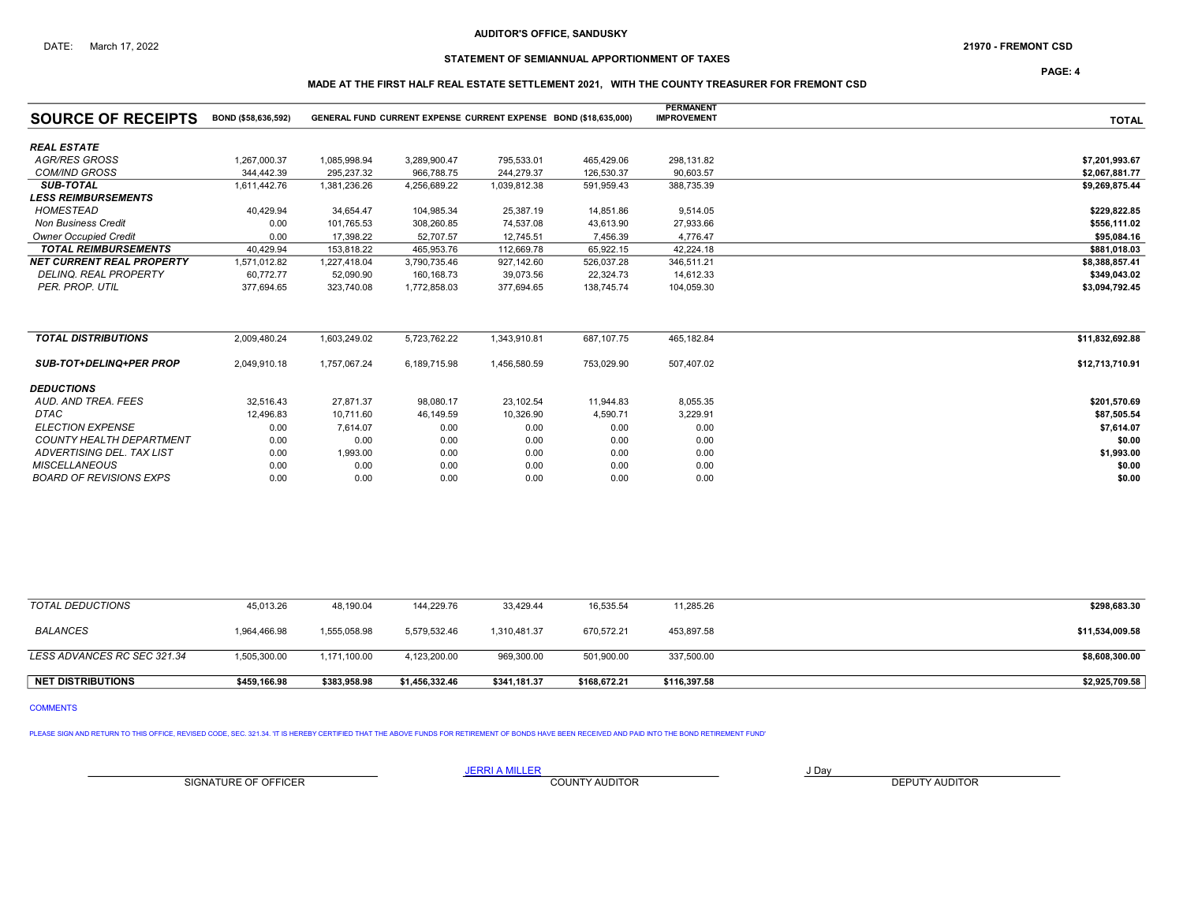DATE: March 17, 2022

**AUDITOR'S OFFICE, SANDUSKY**

**21970 - FREMONT CSD**

**STATEMENT OF SEMIANNUAL APPORTIONMENT OF TAXES**

**MADE AT THE FIRST HALF REAL ESTATE SETTLEMENT 2021, WITH THE COUNTY TREASURER FOR FREMONT CSD**

| SOURCE OF RECEIPTS | BOND ($58,636,592) | GENERAL FUND | CURRENT EXPENSE | CURRENT EXPENSE | BOND ($18,635,000) | PERMANENT IMPROVEMENT | TOTAL |
|---|---|---|---|---|---|---|---|
| ***REAL ESTATE*** | | | | | | | |
| *AGR/RES GROSS* | 1,267,000.37 | 1,085,998.94 | 3,289,900.47 | 795,533.01 | 465,429.06 | 298,131.82 | **$7,201,993.67** |
| *COM/IND GROSS* | 344,442.39 | 295,237.32 | 966,788.75 | 244,279.37 | 126,530.37 | 90,603.57 | **$2,067,881.77** |
| ***SUB-TOTAL*** | 1,611,442.76 | 1,381,236.26 | 4,256,689.22 | 1,039,812.38 | 591,959.43 | 388,735.39 | **$9,269,875.44** |
| ***LESS REIMBURSEMENTS*** | | | | | | | |
| *HOMESTEAD* | 40,429.94 | 34,654.47 | 104,985.34 | 25,387.19 | 14,851.86 | 9,514.05 | **$229,822.85** |
| *Non Business Credit* | 0.00 | 101,765.53 | 308,260.85 | 74,537.08 | 43,613.90 | 27,933.66 | **$556,111.02** |
| *Owner Occupied Credit* | 0.00 | 17,398.22 | 52,707.57 | 12,745.51 | 7,456.39 | 4,776.47 | **$95,084.16** |
| ***TOTAL REIMBURSEMENTS*** | 40,429.94 | 153,818.22 | 465,953.76 | 112,669.78 | 65,922.15 | 42,224.18 | **$881,018.03** |
| ***NET CURRENT REAL PROPERTY*** | 1,571,012.82 | 1,227,418.04 | 3,790,735.46 | 927,142.60 | 526,037.28 | 346,511.21 | **$8,388,857.41** |
| *DELINQ. REAL PROPERTY* | 60,772.77 | 52,090.90 | 160,168.73 | 39,073.56 | 22,324.73 | 14,612.33 | **$349,043.02** |
| *PER. PROP. UTIL* | 377,694.65 | 323,740.08 | 1,772,858.03 | 377,694.65 | 138,745.74 | 104,059.30 | **$3,094,792.45** |
| ***TOTAL DISTRIBUTIONS*** | 2,009,480.24 | 1,603,249.02 | 5,723,762.22 | 1,343,910.81 | 687,107.75 | 465,182.84 | **$11,832,692.88** |
| ***SUB-TOT+DELINQ+PER PROP*** | 2,049,910.18 | 1,757,067.24 | 6,189,715.98 | 1,456,580.59 | 753,029.90 | 507,407.02 | **$12,713,710.91** |
| ***DEDUCTIONS*** | | | | | | | |
| *AUD. AND TREA. FEES* | 32,516.43 | 27,871.37 | 98,080.17 | 23,102.54 | 11,944.83 | 8,055.35 | **$201,570.69** |
| *DTAC* | 12,496.83 | 10,711.60 | 46,149.59 | 10,326.90 | 4,590.71 | 3,229.91 | **$87,505.54** |
| *ELECTION EXPENSE* | 0.00 | 7,614.07 | 0.00 | 0.00 | 0.00 | 0.00 | **$7,614.07** |
| *COUNTY HEALTH DEPARTMENT* | 0.00 | 0.00 | 0.00 | 0.00 | 0.00 | 0.00 | **$0.00** |
| *ADVERTISING DEL. TAX LIST* | 0.00 | 1,993.00 | 0.00 | 0.00 | 0.00 | 0.00 | **$1,993.00** |
| *MISCELLANEOUS* | 0.00 | 0.00 | 0.00 | 0.00 | 0.00 | 0.00 | **$0.00** |
| *BOARD OF REVISIONS EXPS* | 0.00 | 0.00 | 0.00 | 0.00 | 0.00 | 0.00 | **$0.00** |
| *TOTAL DEDUCTIONS* | 45,013.26 | 48,190.04 | 144,229.76 | 33,429.44 | 16,535.54 | 11,285.26 | **$298,683.30** |
| *BALANCES* | 1,964,466.98 | 1,555,058.98 | 5,579,532.46 | 1,310,481.37 | 670,572.21 | 453,897.58 | **$11,534,009.58** |
| *LESS ADVANCES RC SEC 321.34* | 1,505,300.00 | 1,171,100.00 | 4,123,200.00 | 969,300.00 | 501,900.00 | 337,500.00 | **$8,608,300.00** |
| **NET DISTRIBUTIONS** | **$459,166.98** | **$383,958.98** | **$1,456,332.46** | **$341,181.37** | **$168,672.21** | **$116,397.58** | **$2,925,709.58** |

COMMENTS

PLEASE SIGN AND RETURN TO THIS OFFICE, REVISED CODE, SEC. 321.34. 'IT IS HEREBY CERTIFIED THAT THE ABOVE FUNDS FOR RETIREMENT OF BONDS HAVE BEEN RECEIVED AND PAID INTO THE BOND RETIREMENT FUND'

| SIGNATURE OF OFFICER | JERRI A MILLER<br>COUNTY AUDITOR | J Day<br>DEPUTY AUDITOR |
|---|---|---|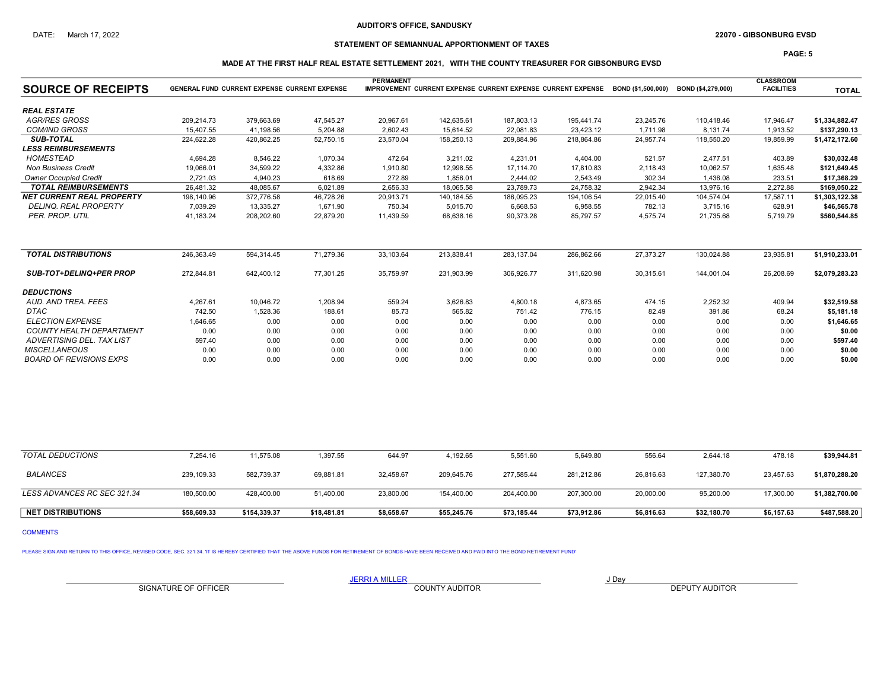AUDITOR'S OFFICE, SANDUSKY

DATE: March 17, 2022

22070 - GIBSONBURG EVSD

STATEMENT OF SEMIANNUAL APPORTIONMENT OF TAXES

MADE AT THE FIRST HALF REAL ESTATE SETTLEMENT 2021, WITH THE COUNTY TREASURER FOR GIBSONBURG EVSD

| SOURCE OF RECEIPTS | GENERAL FUND | CURRENT EXPENSE | CURRENT EXPENSE | PERMANENT IMPROVEMENT | CURRENT EXPENSE | CURRENT EXPENSE | CURRENT EXPENSE | BOND ($1,500,000) | BOND ($4,279,000) | CLASSROOM FACILITIES | TOTAL |
|---|---|---|---|---|---|---|---|---|---|---|---|
| ***REAL ESTATE*** | | | | | | | | | | | |
| *AGR/RES GROSS* | 209,214.73 | 379,663.69 | 47,545.27 | 20,967.61 | 142,635.61 | 187,803.13 | 195,441.74 | 23,245.76 | 110,418.46 | 17,946.47 | **$1,334,882.47** |
| *COM/IND GROSS* | 15,407.55 | 41,198.56 | 5,204.88 | 2,602.43 | 15,614.52 | 22,081.83 | 23,423.12 | 1,711.98 | 8,131.74 | 1,913.52 | **$137,290.13** |
| ***SUB-TOTAL*** | 224,622.28 | 420,862.25 | 52,750.15 | 23,570.04 | 158,250.13 | 209,884.96 | 218,864.86 | 24,957.74 | 118,550.20 | 19,859.99 | **$1,472,172.60** |
| ***LESS REIMBURSEMENTS*** | | | | | | | | | | | |
| *HOMESTEAD* | 4,694.28 | 8,546.22 | 1,070.34 | 472.64 | 3,211.02 | 4,231.01 | 4,404.00 | 521.57 | 2,477.51 | 403.89 | **$30,032.48** |
| *Non Business Credit* | 19,066.01 | 34,599.22 | 4,332.86 | 1,910.80 | 12,998.55 | 17,114.70 | 17,810.83 | 2,118.43 | 10,062.57 | 1,635.48 | **$121,649.45** |
| *Owner Occupied Credit* | 2,721.03 | 4,940.23 | 618.69 | 272.89 | 1,856.01 | 2,444.02 | 2,543.49 | 302.34 | 1,436.08 | 233.51 | **$17,368.29** |
| ***TOTAL REIMBURSEMENTS*** | 26,481.32 | 48,085.67 | 6,021.89 | 2,656.33 | 18,065.58 | 23,789.73 | 24,758.32 | 2,942.34 | 13,976.16 | 2,272.88 | **$169,050.22** |
| ***NET CURRENT REAL PROPERTY*** | 198,140.96 | 372,776.58 | 46,728.26 | 20,913.71 | 140,184.55 | 186,095.23 | 194,106.54 | 22,015.40 | 104,574.04 | 17,587.11 | **$1,303,122.38** |
| *DELINQ. REAL PROPERTY* | 7,039.29 | 13,335.27 | 1,671.90 | 750.34 | 5,015.70 | 6,668.53 | 6,958.55 | 782.13 | 3,715.16 | 628.91 | **$46,565.78** |
| *PER. PROP. UTIL* | 41,183.24 | 208,202.60 | 22,879.20 | 11,439.59 | 68,638.16 | 90,373.28 | 85,797.57 | 4,575.74 | 21,735.68 | 5,719.79 | **$560,544.85** |
| ***TOTAL DISTRIBUTIONS*** | 246,363.49 | 594,314.45 | 71,279.36 | 33,103.64 | 213,838.41 | 283,137.04 | 286,862.66 | 27,373.27 | 130,024.88 | 23,935.81 | **$1,910,233.01** |
| ***SUB-TOT+DELINQ+PER PROP*** | 272,844.81 | 642,400.12 | 77,301.25 | 35,759.97 | 231,903.99 | 306,926.77 | 311,620.98 | 30,315.61 | 144,001.04 | 26,208.69 | **$2,079,283.23** |
| ***DEDUCTIONS*** | | | | | | | | | | | |
| *AUD. AND TREA. FEES* | 4,267.61 | 10,046.72 | 1,208.94 | 559.24 | 3,626.83 | 4,800.18 | 4,873.65 | 474.15 | 2,252.32 | 409.94 | **$32,519.58** |
| *DTAC* | 742.50 | 1,528.36 | 188.61 | 85.73 | 565.82 | 751.42 | 776.15 | 82.49 | 391.86 | 68.24 | **$5,181.18** |
| *ELECTION EXPENSE* | 1,646.65 | 0.00 | 0.00 | 0.00 | 0.00 | 0.00 | 0.00 | 0.00 | 0.00 | 0.00 | **$1,646.65** |
| *COUNTY HEALTH DEPARTMENT* | 0.00 | 0.00 | 0.00 | 0.00 | 0.00 | 0.00 | 0.00 | 0.00 | 0.00 | 0.00 | **$0.00** |
| *ADVERTISING DEL. TAX LIST* | 597.40 | 0.00 | 0.00 | 0.00 | 0.00 | 0.00 | 0.00 | 0.00 | 0.00 | 0.00 | **$597.40** |
| *MISCELLANEOUS* | 0.00 | 0.00 | 0.00 | 0.00 | 0.00 | 0.00 | 0.00 | 0.00 | 0.00 | 0.00 | **$0.00** |
| *BOARD OF REVISIONS EXPS* | 0.00 | 0.00 | 0.00 | 0.00 | 0.00 | 0.00 | 0.00 | 0.00 | 0.00 | 0.00 | **$0.00** |
| *TOTAL DEDUCTIONS* | 7,254.16 | 11,575.08 | 1,397.55 | 644.97 | 4,192.65 | 5,551.60 | 5,649.80 | 556.64 | 2,644.18 | 478.18 | **$39,944.81** |
| *BALANCES* | 239,109.33 | 582,739.37 | 69,881.81 | 32,458.67 | 209,645.76 | 277,585.44 | 281,212.86 | 26,816.63 | 127,380.70 | 23,457.63 | **$1,870,288.20** |
| *LESS ADVANCES RC SEC 321.34* | 180,500.00 | 428,400.00 | 51,400.00 | 23,800.00 | 154,400.00 | 204,400.00 | 207,300.00 | 20,000.00 | 95,200.00 | 17,300.00 | **$1,382,700.00** |
| **NET DISTRIBUTIONS** | **$58,609.33** | **$154,339.37** | **$18,481.81** | **$8,658.67** | **$55,245.76** | **$73,185.44** | **$73,912.86** | **$6,816.63** | **$32,180.70** | **$6,157.63** | **$487,588.20** |

COMMENTS

PLEASE SIGN AND RETURN TO THIS OFFICE, REVISED CODE, SEC. 321.34. 'IT IS HEREBY CERTIFIED THAT THE ABOVE FUNDS FOR RETIREMENT OF BONDS HAVE BEEN RECEIVED AND PAID INTO THE BOND RETIREMENT FUND'

SIGNATURE OF OFFICER

JERRI A MILLER
COUNTY AUDITOR

J Day
DEPUTY AUDITOR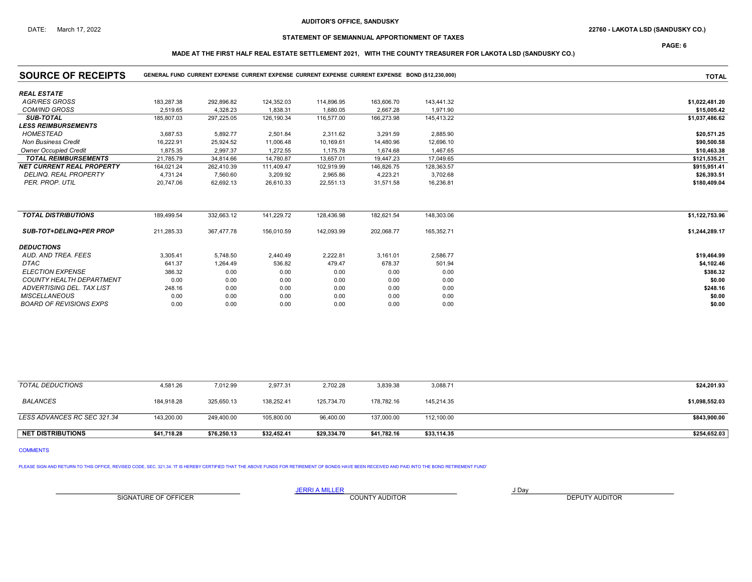AUDITOR'S OFFICE, SANDUSKY

DATE: March 17, 2022

22760 - LAKOTA LSD (SANDUSKY CO.)

STATEMENT OF SEMIANNUAL APPORTIONMENT OF TAXES

MADE AT THE FIRST HALF REAL ESTATE SETTLEMENT 2021, WITH THE COUNTY TREASURER FOR LAKOTA LSD (SANDUSKY CO.)

| SOURCE OF RECEIPTS | GENERAL FUND | CURRENT EXPENSE | CURRENT EXPENSE | CURRENT EXPENSE | CURRENT EXPENSE | BOND ($12,230,000) | TOTAL |
|---|---|---|---|---|---|---|---|
| ***REAL ESTATE*** | | | | | | | |
| *AGR/RES GROSS* | 183,287.38 | 292,896.82 | 124,352.03 | 114,896.95 | 163,606.70 | 143,441.32 | $1,022,481.20 |
| *COM/IND GROSS* | 2,519.65 | 4,328.23 | 1,838.31 | 1,680.05 | 2,667.28 | 1,971.90 | $15,005.42 |
| ***SUB-TOTAL*** | 185,807.03 | 297,225.05 | 126,190.34 | 116,577.00 | 166,273.98 | 145,413.22 | $1,037,486.62 |
| ***LESS REIMBURSEMENTS*** | | | | | | | |
| *HOMESTEAD* | 3,687.53 | 5,892.77 | 2,501.84 | 2,311.62 | 3,291.59 | 2,885.90 | $20,571.25 |
| *Non Business Credit* | 16,222.91 | 25,924.52 | 11,006.48 | 10,169.61 | 14,480.96 | 12,696.10 | $90,500.58 |
| *Owner Occupied Credit* | 1,875.35 | 2,997.37 | 1,272.55 | 1,175.78 | 1,674.68 | 1,467.65 | $10,463.38 |
| ***TOTAL REIMBURSEMENTS*** | 21,785.79 | 34,814.66 | 14,780.87 | 13,657.01 | 19,447.23 | 17,049.65 | $121,535.21 |
| ***NET CURRENT REAL PROPERTY*** | 164,021.24 | 262,410.39 | 111,409.47 | 102,919.99 | 146,826.75 | 128,363.57 | $915,951.41 |
| *DELINQ. REAL PROPERTY* | 4,731.24 | 7,560.60 | 3,209.92 | 2,965.86 | 4,223.21 | 3,702.68 | $26,393.51 |
| *PER. PROP. UTIL* | 20,747.06 | 62,692.13 | 26,610.33 | 22,551.13 | 31,571.58 | 16,236.81 | $180,409.04 |
| ***TOTAL DISTRIBUTIONS*** | 189,499.54 | 332,663.12 | 141,229.72 | 128,436.98 | 182,621.54 | 148,303.06 | $1,122,753.96 |
| ***SUB-TOT+DELINQ+PER PROP*** | 211,285.33 | 367,477.78 | 156,010.59 | 142,093.99 | 202,068.77 | 165,352.71 | $1,244,289.17 |
| ***DEDUCTIONS*** | | | | | | | |
| *AUD. AND TREA. FEES* | 3,305.41 | 5,748.50 | 2,440.49 | 2,222.81 | 3,161.01 | 2,586.77 | $19,464.99 |
| *DTAC* | 641.37 | 1,264.49 | 536.82 | 479.47 | 678.37 | 501.94 | $4,102.46 |
| *ELECTION EXPENSE* | 386.32 | 0.00 | 0.00 | 0.00 | 0.00 | 0.00 | $386.32 |
| *COUNTY HEALTH DEPARTMENT* | 0.00 | 0.00 | 0.00 | 0.00 | 0.00 | 0.00 | $0.00 |
| *ADVERTISING DEL. TAX LIST* | 248.16 | 0.00 | 0.00 | 0.00 | 0.00 | 0.00 | $248.16 |
| *MISCELLANEOUS* | 0.00 | 0.00 | 0.00 | 0.00 | 0.00 | 0.00 | $0.00 |
| *BOARD OF REVISIONS EXPS* | 0.00 | 0.00 | 0.00 | 0.00 | 0.00 | 0.00 | $0.00 |
| *TOTAL DEDUCTIONS* | 4,581.26 | 7,012.99 | 2,977.31 | 2,702.28 | 3,839.38 | 3,088.71 | $24,201.93 |
| *BALANCES* | 184,918.28 | 325,650.13 | 138,252.41 | 125,734.70 | 178,782.16 | 145,214.35 | $1,098,552.03 |
| *LESS ADVANCES RC SEC 321.34* | 143,200.00 | 249,400.00 | 105,800.00 | 96,400.00 | 137,000.00 | 112,100.00 | $843,900.00 |
| **NET DISTRIBUTIONS** | **$41,718.28** | **$76,250.13** | **$32,452.41** | **$29,334.70** | **$41,782.16** | **$33,114.35** | **$254,652.03** |

COMMENTS

PLEASE SIGN AND RETURN TO THIS OFFICE, REVISED CODE, SEC. 321.34. 'IT IS HEREBY CERTIFIED THAT THE ABOVE FUNDS FOR RETIREMENT OF BONDS HAVE BEEN RECEIVED AND PAID INTO THE BOND RETIREMENT FUND'

| | JERRI A MILLER | J Day |
|---|---|---|
| SIGNATURE OF OFFICER | COUNTY AUDITOR | DEPUTY AUDITOR |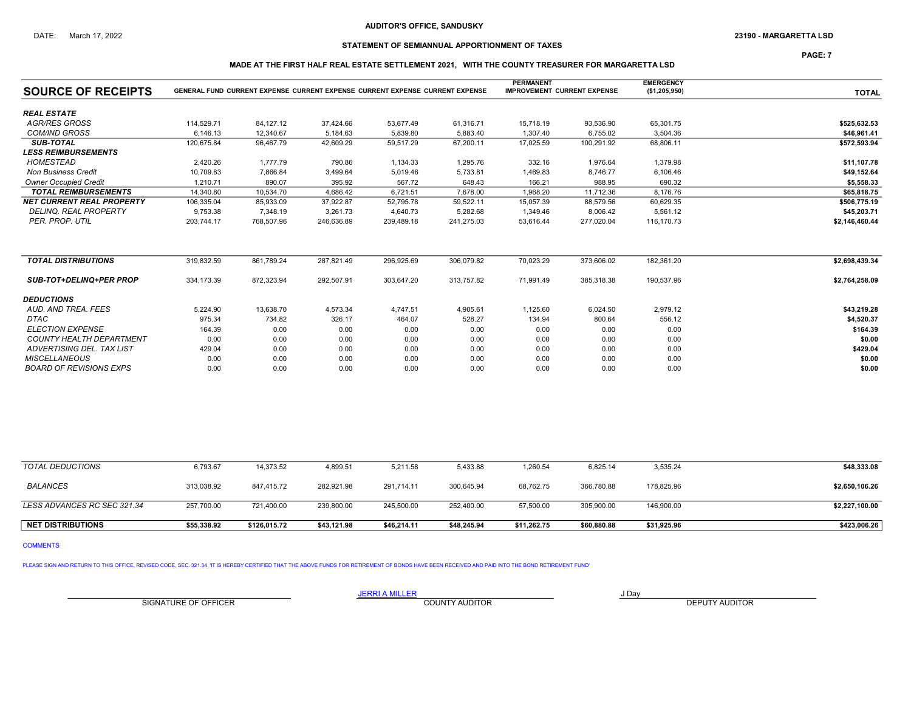**AUDITOR'S OFFICE, SANDUSKY**

DATE: March 17, 2022

**23190 - MARGARETTA LSD**

**STATEMENT OF SEMIANNUAL APPORTIONMENT OF TAXES**

**MADE AT THE FIRST HALF REAL ESTATE SETTLEMENT 2021, WITH THE COUNTY TREASURER FOR MARGARETTA LSD**

| SOURCE OF RECEIPTS | GENERAL FUND | CURRENT EXPENSE | CURRENT EXPENSE | CURRENT EXPENSE | CURRENT EXPENSE | PERMANENT IMPROVEMENT | CURRENT EXPENSE | EMERGENCY ($1,205,950) | TOTAL |
|---|---|---|---|---|---|---|---|---|---|
| ***REAL ESTATE*** | | | | | | | | | |
| *AGR/RES GROSS* | 114,529.71 | 84,127.12 | 37,424.66 | 53,677.49 | 61,316.71 | 15,718.19 | 93,536.90 | 65,301.75 | **$525,632.53** |
| *COM/IND GROSS* | 6,146.13 | 12,340.67 | 5,184.63 | 5,839.80 | 5,883.40 | 1,307.40 | 6,755.02 | 3,504.36 | **$46,961.41** |
| ***SUB-TOTAL*** | 120,675.84 | 96,467.79 | 42,609.29 | 59,517.29 | 67,200.11 | 17,025.59 | 100,291.92 | 68,806.11 | **$572,593.94** |
| ***LESS REIMBURSEMENTS*** | | | | | | | | | |
| *HOMESTEAD* | 2,420.26 | 1,777.79 | 790.86 | 1,134.33 | 1,295.76 | 332.16 | 1,976.64 | 1,379.98 | **$11,107.78** |
| *Non Business Credit* | 10,709.83 | 7,866.84 | 3,499.64 | 5,019.46 | 5,733.81 | 1,469.83 | 8,746.77 | 6,106.46 | **$49,152.64** |
| *Owner Occupied Credit* | 1,210.71 | 890.07 | 395.92 | 567.72 | 648.43 | 166.21 | 988.95 | 690.32 | **$5,558.33** |
| ***TOTAL REIMBURSEMENTS*** | 14,340.80 | 10,534.70 | 4,686.42 | 6,721.51 | 7,678.00 | 1,968.20 | 11,712.36 | 8,176.76 | **$65,818.75** |
| ***NET CURRENT REAL PROPERTY*** | 106,335.04 | 85,933.09 | 37,922.87 | 52,795.78 | 59,522.11 | 15,057.39 | 88,579.56 | 60,629.35 | **$506,775.19** |
| *DELINQ. REAL PROPERTY* | 9,753.38 | 7,348.19 | 3,261.73 | 4,640.73 | 5,282.68 | 1,349.46 | 8,006.42 | 5,561.12 | **$45,203.71** |
| *PER. PROP. UTIL* | 203,744.17 | 768,507.96 | 246,636.89 | 239,489.18 | 241,275.03 | 53,616.44 | 277,020.04 | 116,170.73 | **$2,146,460.44** |
| ***TOTAL DISTRIBUTIONS*** | 319,832.59 | 861,789.24 | 287,821.49 | 296,925.69 | 306,079.82 | 70,023.29 | 373,606.02 | 182,361.20 | **$2,698,439.34** |
| ***SUB-TOT+DELINQ+PER PROP*** | 334,173.39 | 872,323.94 | 292,507.91 | 303,647.20 | 313,757.82 | 71,991.49 | 385,318.38 | 190,537.96 | **$2,764,258.09** |
| ***DEDUCTIONS*** | | | | | | | | | |
| *AUD. AND TREA. FEES* | 5,224.90 | 13,638.70 | 4,573.34 | 4,747.51 | 4,905.61 | 1,125.60 | 6,024.50 | 2,979.12 | **$43,219.28** |
| *DTAC* | 975.34 | 734.82 | 326.17 | 464.07 | 528.27 | 134.94 | 800.64 | 556.12 | **$4,520.37** |
| *ELECTION EXPENSE* | 164.39 | 0.00 | 0.00 | 0.00 | 0.00 | 0.00 | 0.00 | 0.00 | **$164.39** |
| *COUNTY HEALTH DEPARTMENT* | 0.00 | 0.00 | 0.00 | 0.00 | 0.00 | 0.00 | 0.00 | 0.00 | **$0.00** |
| *ADVERTISING DEL. TAX LIST* | 429.04 | 0.00 | 0.00 | 0.00 | 0.00 | 0.00 | 0.00 | 0.00 | **$429.04** |
| *MISCELLANEOUS* | 0.00 | 0.00 | 0.00 | 0.00 | 0.00 | 0.00 | 0.00 | 0.00 | **$0.00** |
| *BOARD OF REVISIONS EXPS* | 0.00 | 0.00 | 0.00 | 0.00 | 0.00 | 0.00 | 0.00 | 0.00 | **$0.00** |
| *TOTAL DEDUCTIONS* | 6,793.67 | 14,373.52 | 4,899.51 | 5,211.58 | 5,433.88 | 1,260.54 | 6,825.14 | 3,535.24 | **$48,333.08** |
| *BALANCES* | 313,038.92 | 847,415.72 | 282,921.98 | 291,714.11 | 300,645.94 | 68,762.75 | 366,780.88 | 178,825.96 | **$2,650,106.26** |
| *LESS ADVANCES RC SEC 321.34* | 257,700.00 | 721,400.00 | 239,800.00 | 245,500.00 | 252,400.00 | 57,500.00 | 305,900.00 | 146,900.00 | **$2,227,100.00** |
| **NET DISTRIBUTIONS** | **$55,338.92** | **$126,015.72** | **$43,121.98** | **$46,214.11** | **$48,245.94** | **$11,262.75** | **$60,880.88** | **$31,925.96** | **$423,006.26** |

COMMENTS

PLEASE SIGN AND RETURN TO THIS OFFICE, REVISED CODE, SEC. 321.34. 'IT IS HEREBY CERTIFIED THAT THE ABOVE FUNDS FOR RETIREMENT OF BONDS HAVE BEEN RECEIVED AND PAID INTO THE BOND RETIREMENT FUND'

SIGNATURE OF OFFICER

JERRI A MILLER
COUNTY AUDITOR

J Day
DEPUTY AUDITOR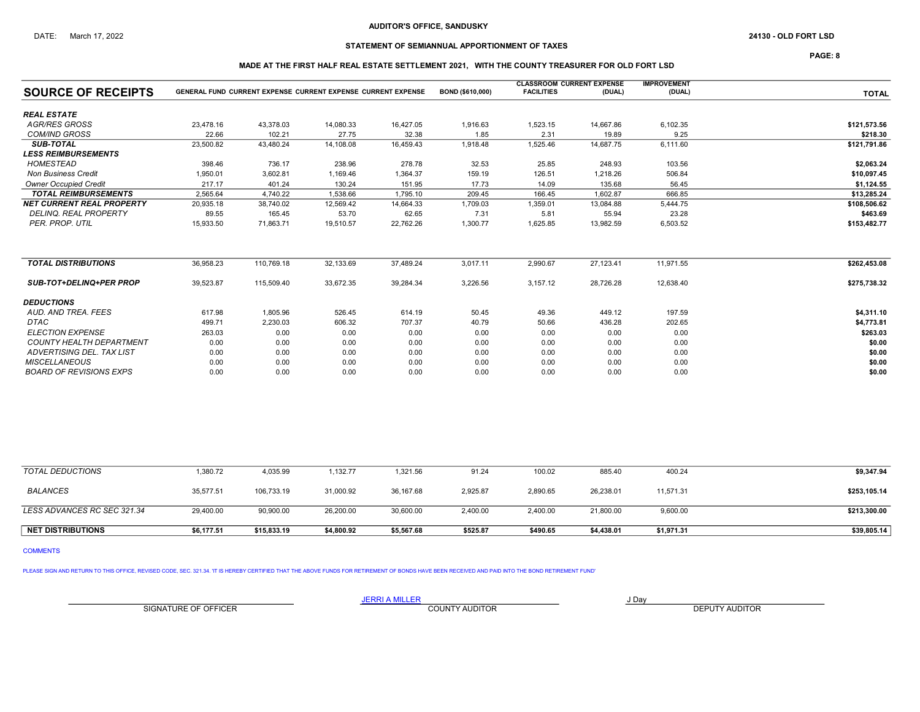AUDITOR'S OFFICE, SANDUSKY

DATE: March 17, 2022

24130 - OLD FORT LSD

## STATEMENT OF SEMIANNUAL APPORTIONMENT OF TAXES

### MADE AT THE FIRST HALF REAL ESTATE SETTLEMENT 2021, WITH THE COUNTY TREASURER FOR OLD FORT LSD

| SOURCE OF RECEIPTS | GENERAL FUND | CURRENT EXPENSE | CURRENT EXPENSE | CURRENT EXPENSE | BOND ($610,000) | CLASSROOM FACILITIES | CURRENT EXPENSE (DUAL) | IMPROVEMENT (DUAL) | TOTAL |
|---|---|---|---|---|---|---|---|---|---|
| ***REAL ESTATE*** | | | | | | | | | |
| *AGR/RES GROSS* | 23,478.16 | 43,378.03 | 14,080.33 | 16,427.05 | 1,916.63 | 1,523.15 | 14,667.86 | 6,102.35 | **$121,573.56** |
| *COM/IND GROSS* | 22.66 | 102.21 | 27.75 | 32.38 | 1.85 | 2.31 | 19.89 | 9.25 | **$218.30** |
| ***SUB-TOTAL*** | 23,500.82 | 43,480.24 | 14,108.08 | 16,459.43 | 1,918.48 | 1,525.46 | 14,687.75 | 6,111.60 | **$121,791.86** |
| ***LESS REIMBURSEMENTS*** | | | | | | | | | |
| *HOMESTEAD* | 398.46 | 736.17 | 238.96 | 278.78 | 32.53 | 25.85 | 248.93 | 103.56 | **$2,063.24** |
| *Non Business Credit* | 1,950.01 | 3,602.81 | 1,169.46 | 1,364.37 | 159.19 | 126.51 | 1,218.26 | 506.84 | **$10,097.45** |
| *Owner Occupied Credit* | 217.17 | 401.24 | 130.24 | 151.95 | 17.73 | 14.09 | 135.68 | 56.45 | **$1,124.55** |
| ***TOTAL REIMBURSEMENTS*** | 2,565.64 | 4,740.22 | 1,538.66 | 1,795.10 | 209.45 | 166.45 | 1,602.87 | 666.85 | **$13,285.24** |
| ***NET CURRENT REAL PROPERTY*** | 20,935.18 | 38,740.02 | 12,569.42 | 14,664.33 | 1,709.03 | 1,359.01 | 13,084.88 | 5,444.75 | **$108,506.62** |
| *DELINQ. REAL PROPERTY* | 89.55 | 165.45 | 53.70 | 62.65 | 7.31 | 5.81 | 55.94 | 23.28 | **$463.69** |
| *PER. PROP. UTIL* | 15,933.50 | 71,863.71 | 19,510.57 | 22,762.26 | 1,300.77 | 1,625.85 | 13,982.59 | 6,503.52 | **$153,482.77** |
| ***TOTAL DISTRIBUTIONS*** | 36,958.23 | 110,769.18 | 32,133.69 | 37,489.24 | 3,017.11 | 2,990.67 | 27,123.41 | 11,971.55 | **$262,453.08** |
| ***SUB-TOT+DELINQ+PER PROP*** | 39,523.87 | 115,509.40 | 33,672.35 | 39,284.34 | 3,226.56 | 3,157.12 | 28,726.28 | 12,638.40 | **$275,738.32** |
| ***DEDUCTIONS*** | | | | | | | | | |
| *AUD. AND TREA. FEES* | 617.98 | 1,805.96 | 526.45 | 614.19 | 50.45 | 49.36 | 449.12 | 197.59 | **$4,311.10** |
| *DTAC* | 499.71 | 2,230.03 | 606.32 | 707.37 | 40.79 | 50.66 | 436.28 | 202.65 | **$4,773.81** |
| *ELECTION EXPENSE* | 263.03 | 0.00 | 0.00 | 0.00 | 0.00 | 0.00 | 0.00 | 0.00 | **$263.03** |
| *COUNTY HEALTH DEPARTMENT* | 0.00 | 0.00 | 0.00 | 0.00 | 0.00 | 0.00 | 0.00 | 0.00 | **$0.00** |
| *ADVERTISING DEL. TAX LIST* | 0.00 | 0.00 | 0.00 | 0.00 | 0.00 | 0.00 | 0.00 | 0.00 | **$0.00** |
| *MISCELLANEOUS* | 0.00 | 0.00 | 0.00 | 0.00 | 0.00 | 0.00 | 0.00 | 0.00 | **$0.00** |
| *BOARD OF REVISIONS EXPS* | 0.00 | 0.00 | 0.00 | 0.00 | 0.00 | 0.00 | 0.00 | 0.00 | **$0.00** |
| *TOTAL DEDUCTIONS* | 1,380.72 | 4,035.99 | 1,132.77 | 1,321.56 | 91.24 | 100.02 | 885.40 | 400.24 | **$9,347.94** |
| *BALANCES* | 35,577.51 | 106,733.19 | 31,000.92 | 36,167.68 | 2,925.87 | 2,890.65 | 26,238.01 | 11,571.31 | **$253,105.14** |
| *LESS ADVANCES RC SEC 321.34* | 29,400.00 | 90,900.00 | 26,200.00 | 30,600.00 | 2,400.00 | 2,400.00 | 21,800.00 | 9,600.00 | **$213,300.00** |
| **NET DISTRIBUTIONS** | **$6,177.51** | **$15,833.19** | **$4,800.92** | **$5,567.68** | **$525.87** | **$490.65** | **$4,438.01** | **$1,971.31** | **$39,805.14** |

COMMENTS

PLEASE SIGN AND RETURN TO THIS OFFICE, REVISED CODE, SEC. 321.34. 'IT IS HEREBY CERTIFIED THAT THE ABOVE FUNDS FOR RETIREMENT OF BONDS HAVE BEEN RECEIVED AND PAID INTO THE BOND RETIREMENT FUND'

| SIGNATURE OF OFFICER | JERRI A MILLER<br>COUNTY AUDITOR | J Day<br>DEPUTY AUDITOR |
|---|---|---|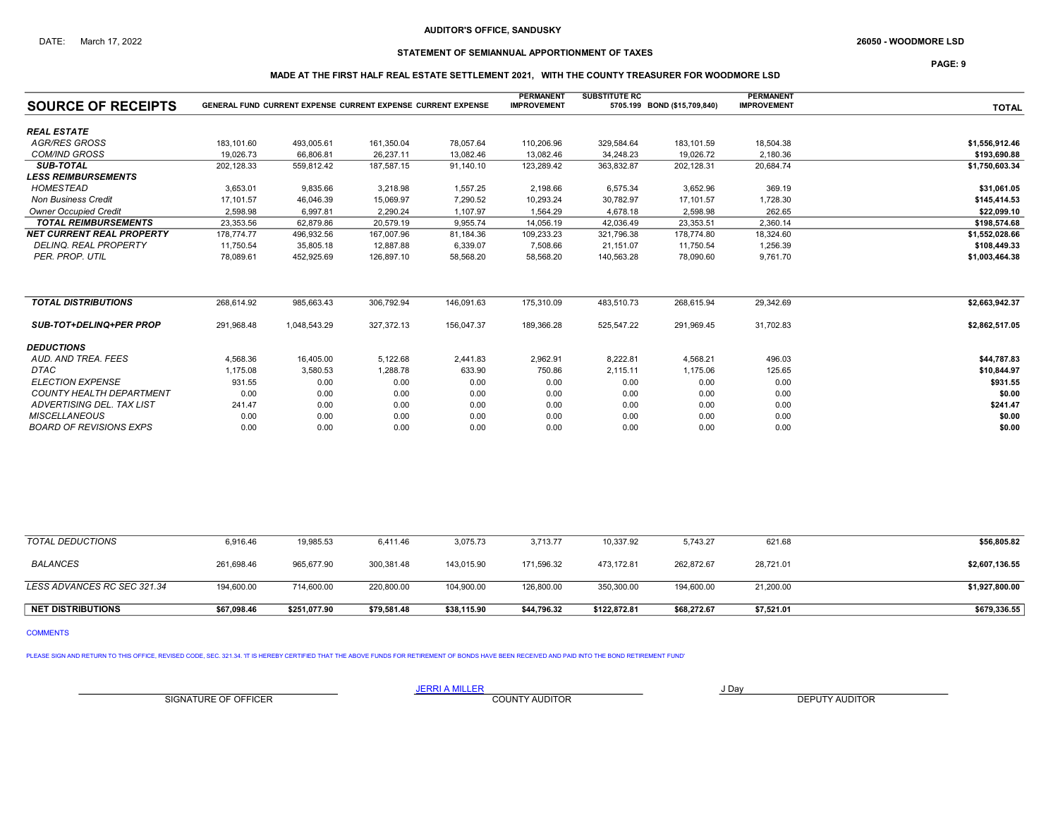AUDITOR'S OFFICE, SANDUSKY

DATE: March 17, 2022

26050 - WOODMORE LSD

STATEMENT OF SEMIANNUAL APPORTIONMENT OF TAXES

MADE AT THE FIRST HALF REAL ESTATE SETTLEMENT 2021, WITH THE COUNTY TREASURER FOR WOODMORE LSD

| SOURCE OF RECEIPTS | GENERAL FUND | CURRENT EXPENSE | CURRENT EXPENSE | CURRENT EXPENSE | PERMANENT IMPROVEMENT | SUBSTITUTE RC 5705.199 | BOND ($15,709,840) | PERMANENT IMPROVEMENT | TOTAL |
|---|---|---|---|---|---|---|---|---|---|
| ***REAL ESTATE*** | | | | | | | | | |
| *AGR/RES GROSS* | 183,101.60 | 493,005.61 | 161,350.04 | 78,057.64 | 110,206.96 | 329,584.64 | 183,101.59 | 18,504.38 | $1,556,912.46 |
| *COM/IND GROSS* | 19,026.73 | 66,806.81 | 26,237.11 | 13,082.46 | 13,082.46 | 34,248.23 | 19,026.72 | 2,180.36 | $193,690.88 |
| ***SUB-TOTAL*** | 202,128.33 | 559,812.42 | 187,587.15 | 91,140.10 | 123,289.42 | 363,832.87 | 202,128.31 | 20,684.74 | $1,750,603.34 |
| ***LESS REIMBURSEMENTS*** | | | | | | | | | |
| *HOMESTEAD* | 3,653.01 | 9,835.66 | 3,218.98 | 1,557.25 | 2,198.66 | 6,575.34 | 3,652.96 | 369.19 | $31,061.05 |
| *Non Business Credit* | 17,101.57 | 46,046.39 | 15,069.97 | 7,290.52 | 10,293.24 | 30,782.97 | 17,101.57 | 1,728.30 | $145,414.53 |
| *Owner Occupied Credit* | 2,598.98 | 6,997.81 | 2,290.24 | 1,107.97 | 1,564.29 | 4,678.18 | 2,598.98 | 262.65 | $22,099.10 |
| ***TOTAL REIMBURSEMENTS*** | 23,353.56 | 62,879.86 | 20,579.19 | 9,955.74 | 14,056.19 | 42,036.49 | 23,353.51 | 2,360.14 | $198,574.68 |
| ***NET CURRENT REAL PROPERTY*** | 178,774.77 | 496,932.56 | 167,007.96 | 81,184.36 | 109,233.23 | 321,796.38 | 178,774.80 | 18,324.60 | $1,552,028.66 |
| *DELINQ. REAL PROPERTY* | 11,750.54 | 35,805.18 | 12,887.88 | 6,339.07 | 7,508.66 | 21,151.07 | 11,750.54 | 1,256.39 | $108,449.33 |
| *PER. PROP. UTIL* | 78,089.61 | 452,925.69 | 126,897.10 | 58,568.20 | 58,568.20 | 140,563.28 | 78,090.60 | 9,761.70 | $1,003,464.38 |
| ***TOTAL DISTRIBUTIONS*** | 268,614.92 | 985,663.43 | 306,792.94 | 146,091.63 | 175,310.09 | 483,510.73 | 268,615.94 | 29,342.69 | $2,663,942.37 |
| ***SUB-TOT+DELINQ+PER PROP*** | 291,968.48 | 1,048,543.29 | 327,372.13 | 156,047.37 | 189,366.28 | 525,547.22 | 291,969.45 | 31,702.83 | $2,862,517.05 |
| ***DEDUCTIONS*** | | | | | | | | | |
| *AUD. AND TREA. FEES* | 4,568.36 | 16,405.00 | 5,122.68 | 2,441.83 | 2,962.91 | 8,222.81 | 4,568.21 | 496.03 | $44,787.83 |
| *DTAC* | 1,175.08 | 3,580.53 | 1,288.78 | 633.90 | 750.86 | 2,115.11 | 1,175.06 | 125.65 | $10,844.97 |
| *ELECTION EXPENSE* | 931.55 | 0.00 | 0.00 | 0.00 | 0.00 | 0.00 | 0.00 | 0.00 | $931.55 |
| *COUNTY HEALTH DEPARTMENT* | 0.00 | 0.00 | 0.00 | 0.00 | 0.00 | 0.00 | 0.00 | 0.00 | $0.00 |
| *ADVERTISING DEL. TAX LIST* | 241.47 | 0.00 | 0.00 | 0.00 | 0.00 | 0.00 | 0.00 | 0.00 | $241.47 |
| *MISCELLANEOUS* | 0.00 | 0.00 | 0.00 | 0.00 | 0.00 | 0.00 | 0.00 | 0.00 | $0.00 |
| *BOARD OF REVISIONS EXPS* | 0.00 | 0.00 | 0.00 | 0.00 | 0.00 | 0.00 | 0.00 | 0.00 | $0.00 |
| *TOTAL DEDUCTIONS* | 6,916.46 | 19,985.53 | 6,411.46 | 3,075.73 | 3,713.77 | 10,337.92 | 5,743.27 | 621.68 | $56,805.82 |
| *BALANCES* | 261,698.46 | 965,677.90 | 300,381.48 | 143,015.90 | 171,596.32 | 473,172.81 | 262,872.67 | 28,721.01 | $2,607,136.55 |
| *LESS ADVANCES RC SEC 321.34* | 194,600.00 | 714,600.00 | 220,800.00 | 104,900.00 | 126,800.00 | 350,300.00 | 194,600.00 | 21,200.00 | $1,927,800.00 |
| **NET DISTRIBUTIONS** | **$67,098.46** | **$251,077.90** | **$79,581.48** | **$38,115.90** | **$44,796.32** | **$122,872.81** | **$68,272.67** | **$7,521.01** | **$679,336.55** |

COMMENTS

PLEASE SIGN AND RETURN TO THIS OFFICE, REVISED CODE, SEC. 321.34. 'IT IS HEREBY CERTIFIED THAT THE ABOVE FUNDS FOR RETIREMENT OF BONDS HAVE BEEN RECEIVED AND PAID INTO THE BOND RETIREMENT FUND'

SIGNATURE OF OFFICER

JERRI A MILLER
COUNTY AUDITOR

J Day
DEPUTY AUDITOR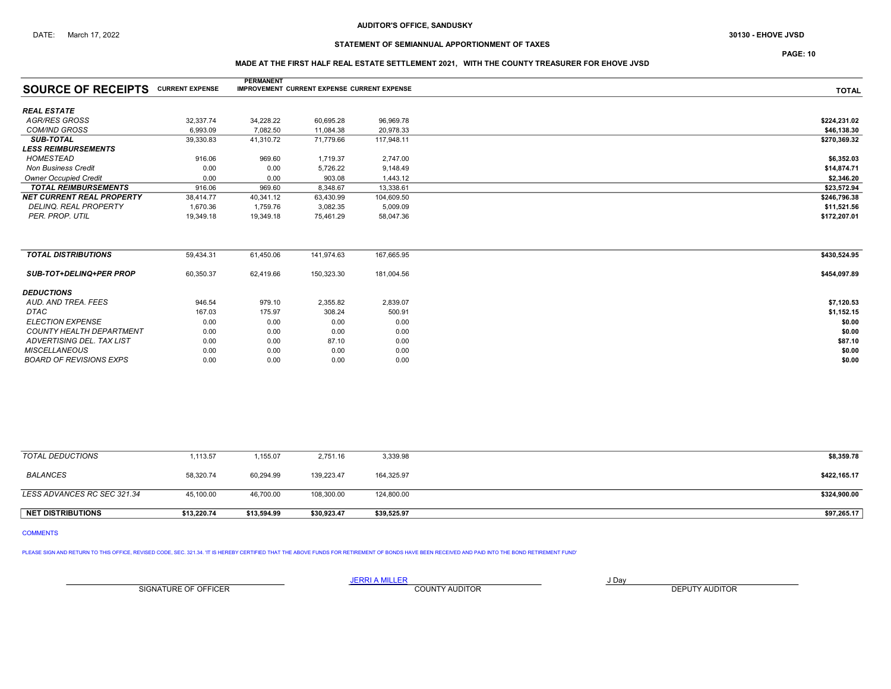AUDITOR'S OFFICE, SANDUSKY

DATE: March 17, 2022

30130 - EHOVE JVSD

## STATEMENT OF SEMIANNUAL APPORTIONMENT OF TAXES

### MADE AT THE FIRST HALF REAL ESTATE SETTLEMENT 2021, WITH THE COUNTY TREASURER FOR EHOVE JVSD

| SOURCE OF RECEIPTS | CURRENT EXPENSE | PERMANENT IMPROVEMENT | CURRENT EXPENSE | CURRENT EXPENSE | TOTAL |
|---|---|---|---|---|---|
| ***REAL ESTATE*** | | | | | |
| *AGR/RES GROSS* | 32,337.74 | 34,228.22 | 60,695.28 | 96,969.78 | $224,231.02 |
| *COM/IND GROSS* | 6,993.09 | 7,082.50 | 11,084.38 | 20,978.33 | $46,138.30 |
| ***SUB-TOTAL*** | 39,330.83 | 41,310.72 | 71,779.66 | 117,948.11 | $270,369.32 |
| ***LESS REIMBURSEMENTS*** | | | | | |
| *HOMESTEAD* | 916.06 | 969.60 | 1,719.37 | 2,747.00 | $6,352.03 |
| *Non Business Credit* | 0.00 | 0.00 | 5,726.22 | 9,148.49 | $14,874.71 |
| *Owner Occupied Credit* | 0.00 | 0.00 | 903.08 | 1,443.12 | $2,346.20 |
| ***TOTAL REIMBURSEMENTS*** | 916.06 | 969.60 | 8,348.67 | 13,338.61 | $23,572.94 |
| ***NET CURRENT REAL PROPERTY*** | 38,414.77 | 40,341.12 | 63,430.99 | 104,609.50 | $246,796.38 |
| *DELINQ. REAL PROPERTY* | 1,670.36 | 1,759.76 | 3,082.35 | 5,009.09 | $11,521.56 |
| *PER. PROP. UTIL* | 19,349.18 | 19,349.18 | 75,461.29 | 58,047.36 | $172,207.01 |
| ***TOTAL DISTRIBUTIONS*** | 59,434.31 | 61,450.06 | 141,974.63 | 167,665.95 | $430,524.95 |
| ***SUB-TOT+DELINQ+PER PROP*** | 60,350.37 | 62,419.66 | 150,323.30 | 181,004.56 | $454,097.89 |
| ***DEDUCTIONS*** | | | | | |
| *AUD. AND TREA. FEES* | 946.54 | 979.10 | 2,355.82 | 2,839.07 | $7,120.53 |
| *DTAC* | 167.03 | 175.97 | 308.24 | 500.91 | $1,152.15 |
| *ELECTION EXPENSE* | 0.00 | 0.00 | 0.00 | 0.00 | $0.00 |
| *COUNTY HEALTH DEPARTMENT* | 0.00 | 0.00 | 0.00 | 0.00 | $0.00 |
| *ADVERTISING DEL. TAX LIST* | 0.00 | 0.00 | 87.10 | 0.00 | $87.10 |
| *MISCELLANEOUS* | 0.00 | 0.00 | 0.00 | 0.00 | $0.00 |
| *BOARD OF REVISIONS EXPS* | 0.00 | 0.00 | 0.00 | 0.00 | $0.00 |
| *TOTAL DEDUCTIONS* | 1,113.57 | 1,155.07 | 2,751.16 | 3,339.98 | $8,359.78 |
| *BALANCES* | 58,320.74 | 60,294.99 | 139,223.47 | 164,325.97 | $422,165.17 |
| *LESS ADVANCES RC SEC 321.34* | 45,100.00 | 46,700.00 | 108,300.00 | 124,800.00 | $324,900.00 |
| **NET DISTRIBUTIONS** | **$13,220.74** | **$13,594.99** | **$30,923.47** | **$39,525.97** | **$97,265.17** |

COMMENTS

PLEASE SIGN AND RETURN TO THIS OFFICE, REVISED CODE, SEC. 321.34. 'IT IS HEREBY CERTIFIED THAT THE ABOVE FUNDS FOR RETIREMENT OF BONDS HAVE BEEN RECEIVED AND PAID INTO THE BOND RETIREMENT FUND'

SIGNATURE OF OFFICER

JERRI A MILLER
COUNTY AUDITOR

J Day
DEPUTY AUDITOR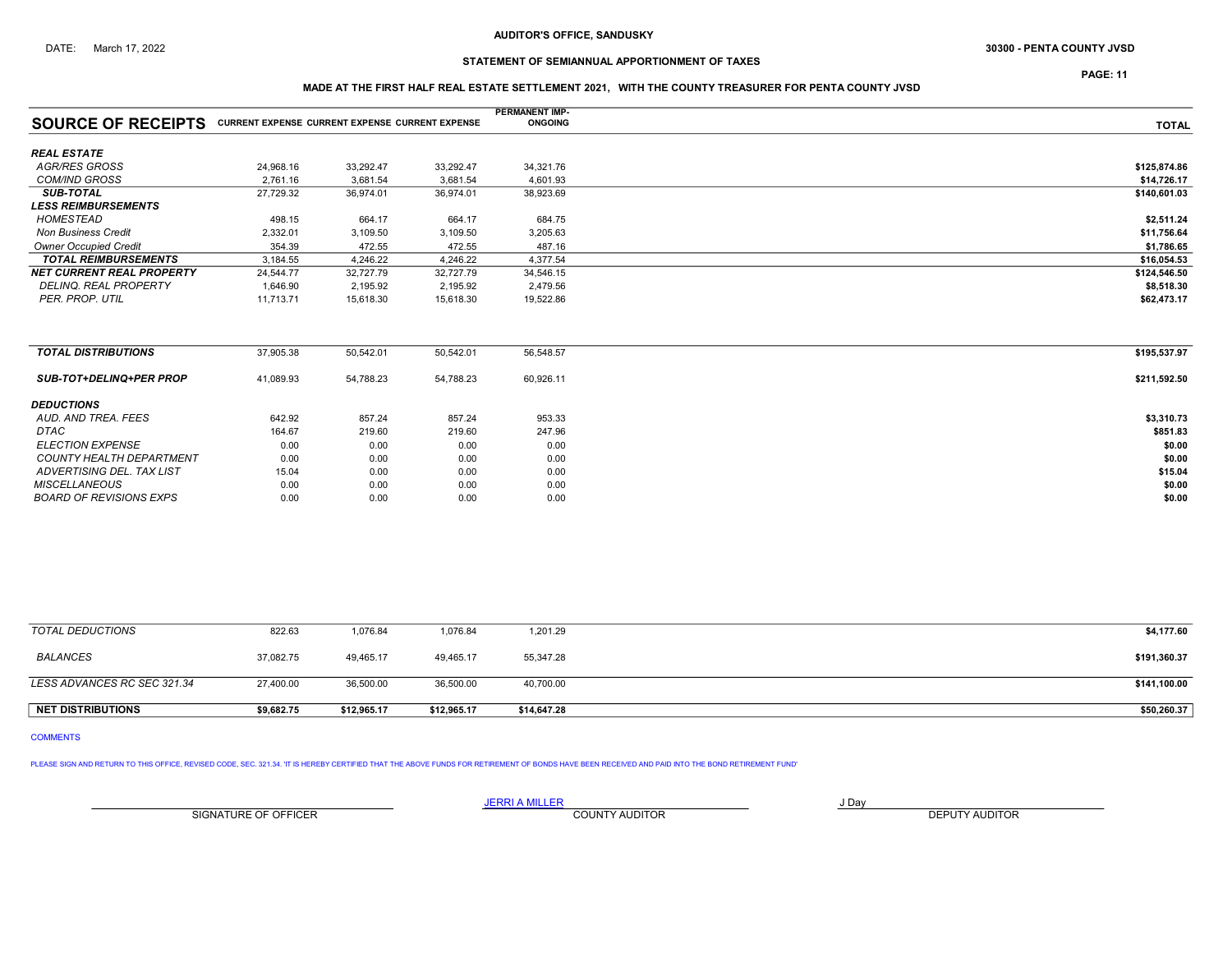AUDITOR'S OFFICE, SANDUSKY

DATE: March 17, 2022

30300 - PENTA COUNTY JVSD

## STATEMENT OF SEMIANNUAL APPORTIONMENT OF TAXES

### MADE AT THE FIRST HALF REAL ESTATE SETTLEMENT 2021, WITH THE COUNTY TREASURER FOR PENTA COUNTY JVSD

| SOURCE OF RECEIPTS | CURRENT EXPENSE | CURRENT EXPENSE | CURRENT EXPENSE | PERMANENT IMP-ONGOING | TOTAL |
|---|---|---|---|---|---|
| ***REAL ESTATE*** | | | | | |
| *AGR/RES GROSS* | 24,968.16 | 33,292.47 | 33,292.47 | 34,321.76 | $125,874.86 |
| *COM/IND GROSS* | 2,761.16 | 3,681.54 | 3,681.54 | 4,601.93 | $14,726.17 |
| ***SUB-TOTAL*** | 27,729.32 | 36,974.01 | 36,974.01 | 38,923.69 | $140,601.03 |
| ***LESS REIMBURSEMENTS*** | | | | | |
| *HOMESTEAD* | 498.15 | 664.17 | 664.17 | 684.75 | $2,511.24 |
| *Non Business Credit* | 2,332.01 | 3,109.50 | 3,109.50 | 3,205.63 | $11,756.64 |
| *Owner Occupied Credit* | 354.39 | 472.55 | 472.55 | 487.16 | $1,786.65 |
| ***TOTAL REIMBURSEMENTS*** | 3,184.55 | 4,246.22 | 4,246.22 | 4,377.54 | $16,054.53 |
| ***NET CURRENT REAL PROPERTY*** | 24,544.77 | 32,727.79 | 32,727.79 | 34,546.15 | $124,546.50 |
| *DELINQ. REAL PROPERTY* | 1,646.90 | 2,195.92 | 2,195.92 | 2,479.56 | $8,518.30 |
| *PER. PROP. UTIL* | 11,713.71 | 15,618.30 | 15,618.30 | 19,522.86 | $62,473.17 |
| ***TOTAL DISTRIBUTIONS*** | 37,905.38 | 50,542.01 | 50,542.01 | 56,548.57 | $195,537.97 |
| ***SUB-TOT+DELINQ+PER PROP*** | 41,089.93 | 54,788.23 | 54,788.23 | 60,926.11 | $211,592.50 |
| ***DEDUCTIONS*** | | | | | |
| *AUD. AND TREA. FEES* | 642.92 | 857.24 | 857.24 | 953.33 | $3,310.73 |
| *DTAC* | 164.67 | 219.60 | 219.60 | 247.96 | $851.83 |
| *ELECTION EXPENSE* | 0.00 | 0.00 | 0.00 | 0.00 | $0.00 |
| *COUNTY HEALTH DEPARTMENT* | 0.00 | 0.00 | 0.00 | 0.00 | $0.00 |
| *ADVERTISING DEL. TAX LIST* | 15.04 | 0.00 | 0.00 | 0.00 | $15.04 |
| *MISCELLANEOUS* | 0.00 | 0.00 | 0.00 | 0.00 | $0.00 |
| *BOARD OF REVISIONS EXPS* | 0.00 | 0.00 | 0.00 | 0.00 | $0.00 |
| *TOTAL DEDUCTIONS* | 822.63 | 1,076.84 | 1,076.84 | 1,201.29 | $4,177.60 |
| *BALANCES* | 37,082.75 | 49,465.17 | 49,465.17 | 55,347.28 | $191,360.37 |
| *LESS ADVANCES RC SEC 321.34* | 27,400.00 | 36,500.00 | 36,500.00 | 40,700.00 | $141,100.00 |
| **NET DISTRIBUTIONS** | **$9,682.75** | **$12,965.17** | **$12,965.17** | **$14,647.28** | **$50,260.37** |

COMMENTS

PLEASE SIGN AND RETURN TO THIS OFFICE, REVISED CODE, SEC. 321.34. 'IT IS HEREBY CERTIFIED THAT THE ABOVE FUNDS FOR RETIREMENT OF BONDS HAVE BEEN RECEIVED AND PAID INTO THE BOND RETIREMENT FUND'

| SIGNATURE OF OFFICER | JERRI A MILLER<br>COUNTY AUDITOR | J Day<br>DEPUTY AUDITOR |
|---|---|---|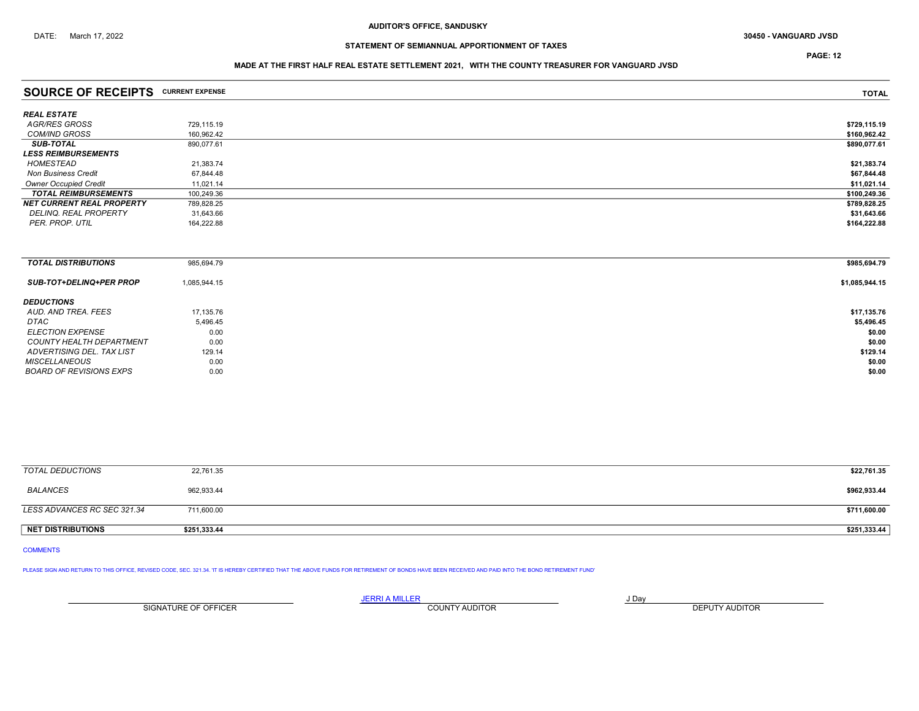AUDITOR'S OFFICE, SANDUSKY

DATE: March 17, 2022

30450 - VANGUARD JVSD

**STATEMENT OF SEMIANNUAL APPORTIONMENT OF TAXES**

**MADE AT THE FIRST HALF REAL ESTATE SETTLEMENT 2021, WITH THE COUNTY TREASURER FOR VANGUARD JVSD**

| SOURCE OF RECEIPTS | CURRENT EXPENSE | TOTAL |
|---|---|---|
| ***REAL ESTATE*** | | |
| *AGR/RES GROSS* | 729,115.19 | **$729,115.19** |
| *COM/IND GROSS* | 160,962.42 | **$160,962.42** |
| ***SUB-TOTAL*** | 890,077.61 | **$890,077.61** |
| ***LESS REIMBURSEMENTS*** | | |
| *HOMESTEAD* | 21,383.74 | **$21,383.74** |
| *Non Business Credit* | 67,844.48 | **$67,844.48** |
| *Owner Occupied Credit* | 11,021.14 | **$11,021.14** |
| ***TOTAL REIMBURSEMENTS*** | 100,249.36 | **$100,249.36** |
| ***NET CURRENT REAL PROPERTY*** | 789,828.25 | **$789,828.25** |
| *DELINQ. REAL PROPERTY* | 31,643.66 | **$31,643.66** |
| *PER. PROP. UTIL* | 164,222.88 | **$164,222.88** |
| ***TOTAL DISTRIBUTIONS*** | 985,694.79 | **$985,694.79** |
| ***SUB-TOT+DELINQ+PER PROP*** | 1,085,944.15 | **$1,085,944.15** |
| ***DEDUCTIONS*** | | |
| *AUD. AND TREA. FEES* | 17,135.76 | **$17,135.76** |
| *DTAC* | 5,496.45 | **$5,496.45** |
| *ELECTION EXPENSE* | 0.00 | **$0.00** |
| *COUNTY HEALTH DEPARTMENT* | 0.00 | **$0.00** |
| *ADVERTISING DEL. TAX LIST* | 129.14 | **$129.14** |
| *MISCELLANEOUS* | 0.00 | **$0.00** |
| *BOARD OF REVISIONS EXPS* | 0.00 | **$0.00** |
| *TOTAL DEDUCTIONS* | 22,761.35 | **$22,761.35** |
| *BALANCES* | 962,933.44 | **$962,933.44** |
| *LESS ADVANCES RC SEC 321.34* | 711,600.00 | **$711,600.00** |
| **NET DISTRIBUTIONS** | **$251,333.44** | **$251,333.44** |

COMMENTS

PLEASE SIGN AND RETURN TO THIS OFFICE, REVISED CODE, SEC. 321.34. 'IT IS HEREBY CERTIFIED THAT THE ABOVE FUNDS FOR RETIREMENT OF BONDS HAVE BEEN RECEIVED AND PAID INTO THE BOND RETIREMENT FUND'

| ______________________ | JERRI A MILLER | J Day |
|---|---|---|
| SIGNATURE OF OFFICER | COUNTY AUDITOR | DEPUTY AUDITOR |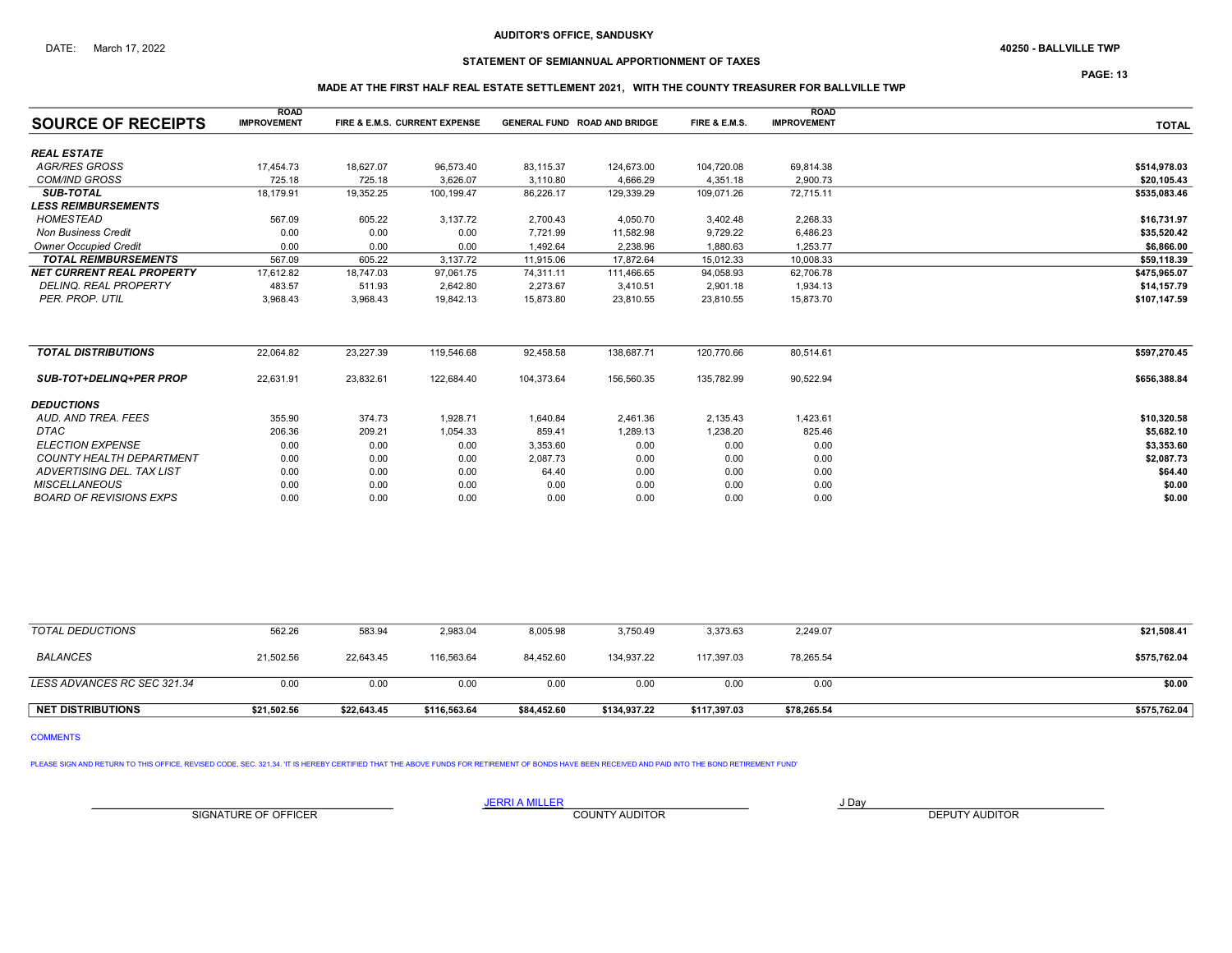AUDITOR'S OFFICE, SANDUSKY

DATE: March 17, 2022

40250 - BALLVILLE TWP

## STATEMENT OF SEMIANNUAL APPORTIONMENT OF TAXES

### MADE AT THE FIRST HALF REAL ESTATE SETTLEMENT 2021, WITH THE COUNTY TREASURER FOR BALLVILLE TWP

| SOURCE OF RECEIPTS | ROAD IMPROVEMENT | FIRE & E.M.S. | CURRENT EXPENSE | GENERAL FUND | ROAD AND BRIDGE | FIRE & E.M.S. | ROAD IMPROVEMENT | TOTAL |
|---|---|---|---|---|---|---|---|---|
| ***REAL ESTATE*** | | | | | | | | |
| *AGR/RES GROSS* | 17,454.73 | 18,627.07 | 96,573.40 | 83,115.37 | 124,673.00 | 104,720.08 | 69,814.38 | $514,978.03 |
| *COM/IND GROSS* | 725.18 | 725.18 | 3,626.07 | 3,110.80 | 4,666.29 | 4,351.18 | 2,900.73 | $20,105.43 |
| ***SUB-TOTAL*** | 18,179.91 | 19,352.25 | 100,199.47 | 86,226.17 | 129,339.29 | 109,071.26 | 72,715.11 | $535,083.46 |
| ***LESS REIMBURSEMENTS*** | | | | | | | | |
| *HOMESTEAD* | 567.09 | 605.22 | 3,137.72 | 2,700.43 | 4,050.70 | 3,402.48 | 2,268.33 | $16,731.97 |
| *Non Business Credit* | 0.00 | 0.00 | 0.00 | 7,721.99 | 11,582.98 | 9,729.22 | 6,486.23 | $35,520.42 |
| *Owner Occupied Credit* | 0.00 | 0.00 | 0.00 | 1,492.64 | 2,238.96 | 1,880.63 | 1,253.77 | $6,866.00 |
| ***TOTAL REIMBURSEMENTS*** | 567.09 | 605.22 | 3,137.72 | 11,915.06 | 17,872.64 | 15,012.33 | 10,008.33 | $59,118.39 |
| ***NET CURRENT REAL PROPERTY*** | 17,612.82 | 18,747.03 | 97,061.75 | 74,311.11 | 111,466.65 | 94,058.93 | 62,706.78 | $475,965.07 |
| *DELINQ. REAL PROPERTY* | 483.57 | 511.93 | 2,642.80 | 2,273.67 | 3,410.51 | 2,901.18 | 1,934.13 | $14,157.79 |
| *PER. PROP. UTIL* | 3,968.43 | 3,968.43 | 19,842.13 | 15,873.80 | 23,810.55 | 23,810.55 | 15,873.70 | $107,147.59 |
| ***TOTAL DISTRIBUTIONS*** | 22,064.82 | 23,227.39 | 119,546.68 | 92,458.58 | 138,687.71 | 120,770.66 | 80,514.61 | $597,270.45 |
| ***SUB-TOT+DELINQ+PER PROP*** | 22,631.91 | 23,832.61 | 122,684.40 | 104,373.64 | 156,560.35 | 135,782.99 | 90,522.94 | $656,388.84 |
| ***DEDUCTIONS*** | | | | | | | | |
| *AUD. AND TREA. FEES* | 355.90 | 374.73 | 1,928.71 | 1,640.84 | 2,461.36 | 2,135.43 | 1,423.61 | $10,320.58 |
| *DTAC* | 206.36 | 209.21 | 1,054.33 | 859.41 | 1,289.13 | 1,238.20 | 825.46 | $5,682.10 |
| *ELECTION EXPENSE* | 0.00 | 0.00 | 0.00 | 3,353.60 | 0.00 | 0.00 | 0.00 | $3,353.60 |
| *COUNTY HEALTH DEPARTMENT* | 0.00 | 0.00 | 0.00 | 2,087.73 | 0.00 | 0.00 | 0.00 | $2,087.73 |
| *ADVERTISING DEL. TAX LIST* | 0.00 | 0.00 | 0.00 | 64.40 | 0.00 | 0.00 | 0.00 | $64.40 |
| *MISCELLANEOUS* | 0.00 | 0.00 | 0.00 | 0.00 | 0.00 | 0.00 | 0.00 | $0.00 |
| *BOARD OF REVISIONS EXPS* | 0.00 | 0.00 | 0.00 | 0.00 | 0.00 | 0.00 | 0.00 | $0.00 |
| *TOTAL DEDUCTIONS* | 562.26 | 583.94 | 2,983.04 | 8,005.98 | 3,750.49 | 3,373.63 | 2,249.07 | $21,508.41 |
| *BALANCES* | 21,502.56 | 22,643.45 | 116,563.64 | 84,452.60 | 134,937.22 | 117,397.03 | 78,265.54 | $575,762.04 |
| *LESS ADVANCES RC SEC 321.34* | 0.00 | 0.00 | 0.00 | 0.00 | 0.00 | 0.00 | 0.00 | $0.00 |
| **NET DISTRIBUTIONS** | **$21,502.56** | **$22,643.45** | **$116,563.64** | **$84,452.60** | **$134,937.22** | **$117,397.03** | **$78,265.54** | **$575,762.04** |

COMMENTS

PLEASE SIGN AND RETURN TO THIS OFFICE, REVISED CODE, SEC. 321.34. 'IT IS HEREBY CERTIFIED THAT THE ABOVE FUNDS FOR RETIREMENT OF BONDS HAVE BEEN RECEIVED AND PAID INTO THE BOND RETIREMENT FUND'

| SIGNATURE OF OFFICER | JERRI A MILLER<br>COUNTY AUDITOR | J Day<br>DEPUTY AUDITOR |
|---|---|---|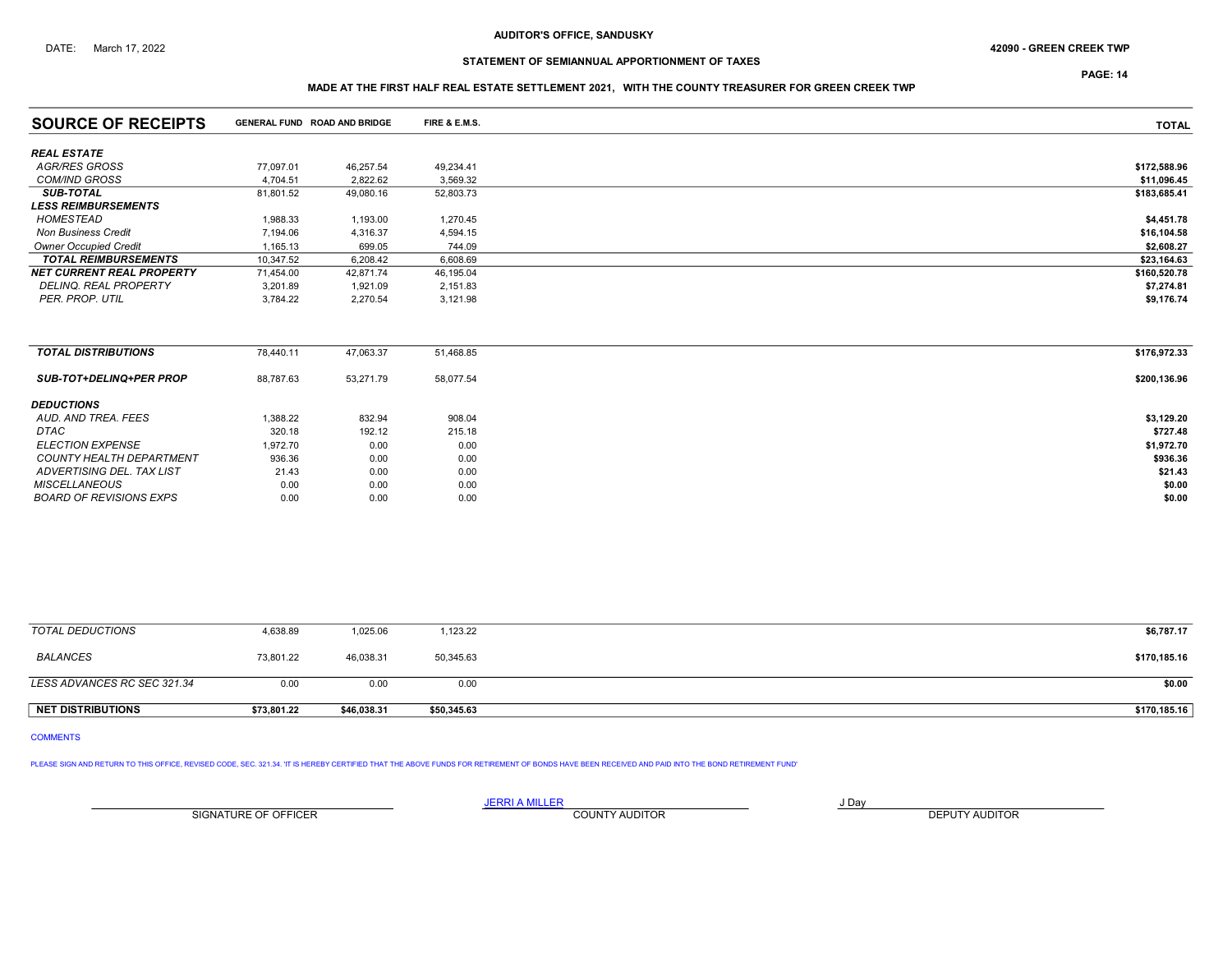AUDITOR'S OFFICE, SANDUSKY

DATE: March 17, 2022

42090 - GREEN CREEK TWP

## STATEMENT OF SEMIANNUAL APPORTIONMENT OF TAXES

### MADE AT THE FIRST HALF REAL ESTATE SETTLEMENT 2021, WITH THE COUNTY TREASURER FOR GREEN CREEK TWP

| SOURCE OF RECEIPTS | GENERAL FUND | ROAD AND BRIDGE | FIRE & E.M.S. | TOTAL |
|---|---|---|---|---|
| ***REAL ESTATE*** | | | | |
| *AGR/RES GROSS* | 77,097.01 | 46,257.54 | 49,234.41 | $172,588.96 |
| *COM/IND GROSS* | 4,704.51 | 2,822.62 | 3,569.32 | $11,096.45 |
| ***SUB-TOTAL*** | 81,801.52 | 49,080.16 | 52,803.73 | $183,685.41 |
| ***LESS REIMBURSEMENTS*** | | | | |
| *HOMESTEAD* | 1,988.33 | 1,193.00 | 1,270.45 | $4,451.78 |
| *Non Business Credit* | 7,194.06 | 4,316.37 | 4,594.15 | $16,104.58 |
| *Owner Occupied Credit* | 1,165.13 | 699.05 | 744.09 | $2,608.27 |
| ***TOTAL REIMBURSEMENTS*** | 10,347.52 | 6,208.42 | 6,608.69 | $23,164.63 |
| ***NET CURRENT REAL PROPERTY*** | 71,454.00 | 42,871.74 | 46,195.04 | $160,520.78 |
| *DELINQ. REAL PROPERTY* | 3,201.89 | 1,921.09 | 2,151.83 | $7,274.81 |
| *PER. PROP. UTIL* | 3,784.22 | 2,270.54 | 3,121.98 | $9,176.74 |
| ***TOTAL DISTRIBUTIONS*** | 78,440.11 | 47,063.37 | 51,468.85 | $176,972.33 |
| ***SUB-TOT+DELINQ+PER PROP*** | 88,787.63 | 53,271.79 | 58,077.54 | $200,136.96 |
| ***DEDUCTIONS*** | | | | |
| *AUD. AND TREA. FEES* | 1,388.22 | 832.94 | 908.04 | $3,129.20 |
| *DTAC* | 320.18 | 192.12 | 215.18 | $727.48 |
| *ELECTION EXPENSE* | 1,972.70 | 0.00 | 0.00 | $1,972.70 |
| *COUNTY HEALTH DEPARTMENT* | 936.36 | 0.00 | 0.00 | $936.36 |
| *ADVERTISING DEL. TAX LIST* | 21.43 | 0.00 | 0.00 | $21.43 |
| *MISCELLANEOUS* | 0.00 | 0.00 | 0.00 | $0.00 |
| *BOARD OF REVISIONS EXPS* | 0.00 | 0.00 | 0.00 | $0.00 |
| *TOTAL DEDUCTIONS* | 4,638.89 | 1,025.06 | 1,123.22 | $6,787.17 |
| *BALANCES* | 73,801.22 | 46,038.31 | 50,345.63 | $170,185.16 |
| *LESS ADVANCES RC SEC 321.34* | 0.00 | 0.00 | 0.00 | $0.00 |
| **NET DISTRIBUTIONS** | **$73,801.22** | **$46,038.31** | **$50,345.63** | **$170,185.16** |

COMMENTS

PLEASE SIGN AND RETURN TO THIS OFFICE, REVISED CODE, SEC. 321.34. 'IT IS HEREBY CERTIFIED THAT THE ABOVE FUNDS FOR RETIREMENT OF BONDS HAVE BEEN RECEIVED AND PAID INTO THE BOND RETIREMENT FUND'

| SIGNATURE OF OFFICER | JERRI A MILLER<br>COUNTY AUDITOR | J Day<br>DEPUTY AUDITOR |
|---|---|---|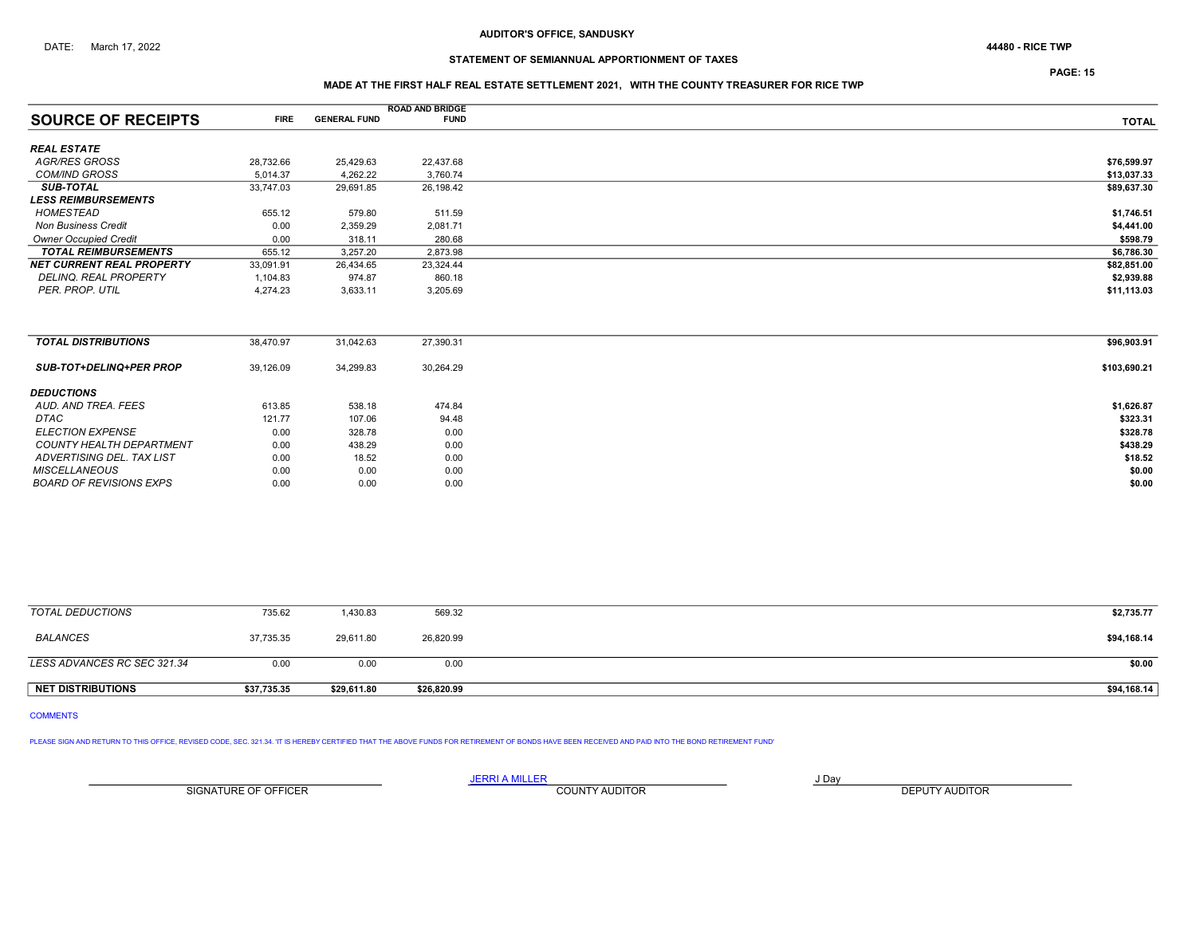AUDITOR'S OFFICE, SANDUSKY

DATE: March 17, 2022

44480 - RICE TWP

## STATEMENT OF SEMIANNUAL APPORTIONMENT OF TAXES

### MADE AT THE FIRST HALF REAL ESTATE SETTLEMENT 2021, WITH THE COUNTY TREASURER FOR RICE TWP

| SOURCE OF RECEIPTS | FIRE | GENERAL FUND | ROAD AND BRIDGE FUND | TOTAL |
|---|---|---|---|---|
| ***REAL ESTATE*** | | | | |
| *AGR/RES GROSS* | 28,732.66 | 25,429.63 | 22,437.68 | **$76,599.97** |
| *COM/IND GROSS* | 5,014.37 | 4,262.22 | 3,760.74 | **$13,037.33** |
| ***SUB-TOTAL*** | 33,747.03 | 29,691.85 | 26,198.42 | **$89,637.30** |
| ***LESS REIMBURSEMENTS*** | | | | |
| *HOMESTEAD* | 655.12 | 579.80 | 511.59 | **$1,746.51** |
| *Non Business Credit* | 0.00 | 2,359.29 | 2,081.71 | **$4,441.00** |
| *Owner Occupied Credit* | 0.00 | 318.11 | 280.68 | **$598.79** |
| ***TOTAL REIMBURSEMENTS*** | 655.12 | 3,257.20 | 2,873.98 | **$6,786.30** |
| ***NET CURRENT REAL PROPERTY*** | 33,091.91 | 26,434.65 | 23,324.44 | **$82,851.00** |
| *DELINQ. REAL PROPERTY* | 1,104.83 | 974.87 | 860.18 | **$2,939.88** |
| *PER. PROP. UTIL* | 4,274.23 | 3,633.11 | 3,205.69 | **$11,113.03** |
| ***TOTAL DISTRIBUTIONS*** | 38,470.97 | 31,042.63 | 27,390.31 | **$96,903.91** |
| ***SUB-TOT+DELINQ+PER PROP*** | 39,126.09 | 34,299.83 | 30,264.29 | **$103,690.21** |
| ***DEDUCTIONS*** | | | | |
| *AUD. AND TREA. FEES* | 613.85 | 538.18 | 474.84 | **$1,626.87** |
| *DTAC* | 121.77 | 107.06 | 94.48 | **$323.31** |
| *ELECTION EXPENSE* | 0.00 | 328.78 | 0.00 | **$328.78** |
| *COUNTY HEALTH DEPARTMENT* | 0.00 | 438.29 | 0.00 | **$438.29** |
| *ADVERTISING DEL. TAX LIST* | 0.00 | 18.52 | 0.00 | **$18.52** |
| *MISCELLANEOUS* | 0.00 | 0.00 | 0.00 | **$0.00** |
| *BOARD OF REVISIONS EXPS* | 0.00 | 0.00 | 0.00 | **$0.00** |
| *TOTAL DEDUCTIONS* | 735.62 | 1,430.83 | 569.32 | **$2,735.77** |
| *BALANCES* | 37,735.35 | 29,611.80 | 26,820.99 | **$94,168.14** |
| *LESS ADVANCES RC SEC 321.34* | 0.00 | 0.00 | 0.00 | **$0.00** |
| **NET DISTRIBUTIONS** | **$37,735.35** | **$29,611.80** | **$26,820.99** | **$94,168.14** |

COMMENTS

PLEASE SIGN AND RETURN TO THIS OFFICE, REVISED CODE, SEC. 321.34. 'IT IS HEREBY CERTIFIED THAT THE ABOVE FUNDS FOR RETIREMENT OF BONDS HAVE BEEN RECEIVED AND PAID INTO THE BOND RETIREMENT FUND'

| SIGNATURE OF OFFICER | JERRI A MILLER<br>COUNTY AUDITOR | J Day<br>DEPUTY AUDITOR |
|---|---|---|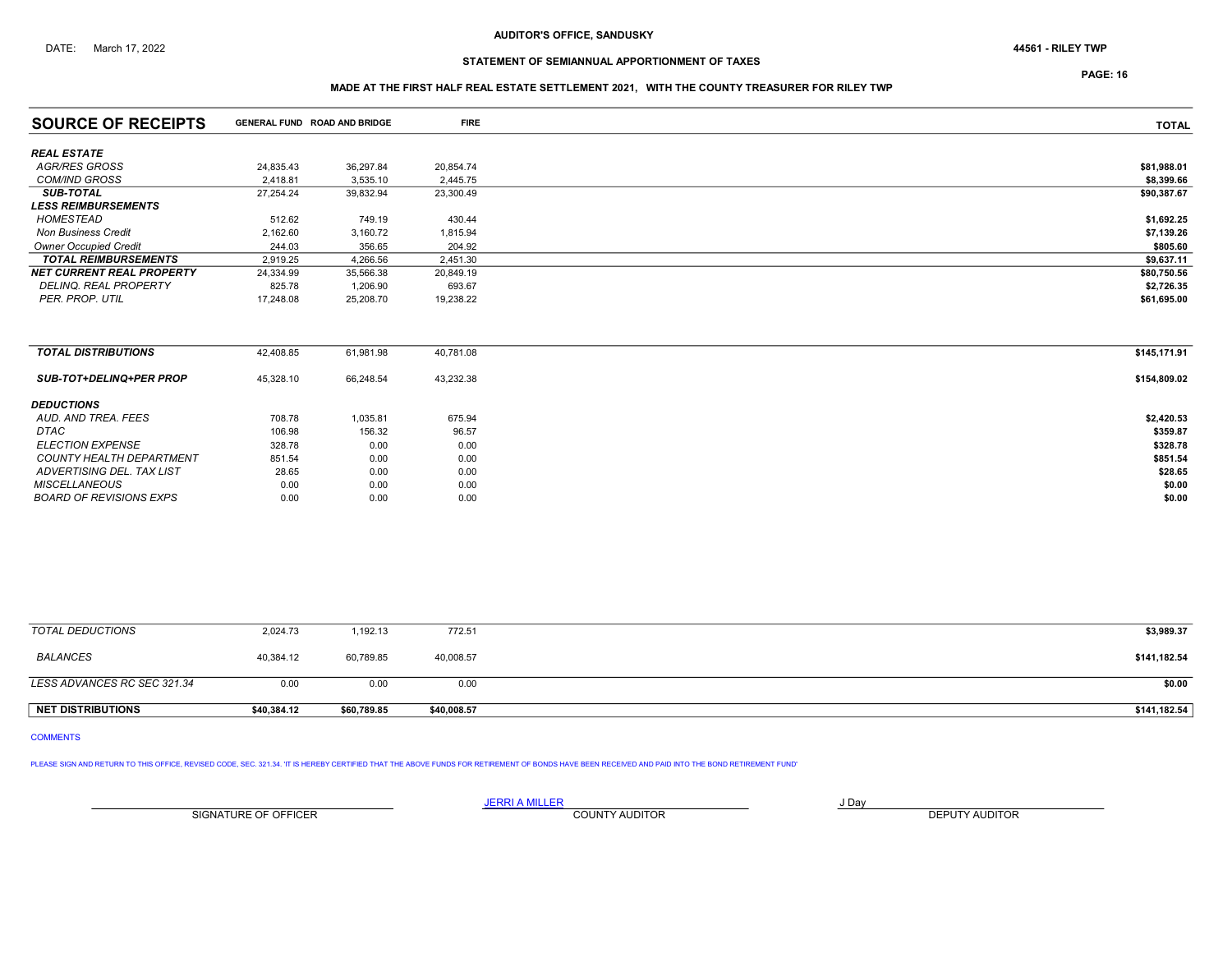AUDITOR'S OFFICE, SANDUSKY

DATE: March 17, 2022

44561 - RILEY TWP

## STATEMENT OF SEMIANNUAL APPORTIONMENT OF TAXES

### MADE AT THE FIRST HALF REAL ESTATE SETTLEMENT 2021, WITH THE COUNTY TREASURER FOR RILEY TWP

| SOURCE OF RECEIPTS | GENERAL FUND | ROAD AND BRIDGE | FIRE | TOTAL |
|---|---|---|---|---|
| ***REAL ESTATE*** | | | | |
| *AGR/RES GROSS* | 24,835.43 | 36,297.84 | 20,854.74 | $81,988.01 |
| *COM/IND GROSS* | 2,418.81 | 3,535.10 | 2,445.75 | $8,399.66 |
| ***SUB-TOTAL*** | 27,254.24 | 39,832.94 | 23,300.49 | $90,387.67 |
| ***LESS REIMBURSEMENTS*** | | | | |
| *HOMESTEAD* | 512.62 | 749.19 | 430.44 | $1,692.25 |
| *Non Business Credit* | 2,162.60 | 3,160.72 | 1,815.94 | $7,139.26 |
| *Owner Occupied Credit* | 244.03 | 356.65 | 204.92 | $805.60 |
| ***TOTAL REIMBURSEMENTS*** | 2,919.25 | 4,266.56 | 2,451.30 | $9,637.11 |
| ***NET CURRENT REAL PROPERTY*** | 24,334.99 | 35,566.38 | 20,849.19 | $80,750.56 |
| *DELINQ. REAL PROPERTY* | 825.78 | 1,206.90 | 693.67 | $2,726.35 |
| *PER. PROP. UTIL* | 17,248.08 | 25,208.70 | 19,238.22 | $61,695.00 |
| ***TOTAL DISTRIBUTIONS*** | 42,408.85 | 61,981.98 | 40,781.08 | $145,171.91 |
| ***SUB-TOT+DELINQ+PER PROP*** | 45,328.10 | 66,248.54 | 43,232.38 | $154,809.02 |
| ***DEDUCTIONS*** | | | | |
| *AUD. AND TREA. FEES* | 708.78 | 1,035.81 | 675.94 | $2,420.53 |
| *DTAC* | 106.98 | 156.32 | 96.57 | $359.87 |
| *ELECTION EXPENSE* | 328.78 | 0.00 | 0.00 | $328.78 |
| *COUNTY HEALTH DEPARTMENT* | 851.54 | 0.00 | 0.00 | $851.54 |
| *ADVERTISING DEL. TAX LIST* | 28.65 | 0.00 | 0.00 | $28.65 |
| *MISCELLANEOUS* | 0.00 | 0.00 | 0.00 | $0.00 |
| *BOARD OF REVISIONS EXPS* | 0.00 | 0.00 | 0.00 | $0.00 |
| *TOTAL DEDUCTIONS* | 2,024.73 | 1,192.13 | 772.51 | $3,989.37 |
| *BALANCES* | 40,384.12 | 60,789.85 | 40,008.57 | $141,182.54 |
| *LESS ADVANCES RC SEC 321.34* | 0.00 | 0.00 | 0.00 | $0.00 |
| **NET DISTRIBUTIONS** | **$40,384.12** | **$60,789.85** | **$40,008.57** | **$141,182.54** |

COMMENTS

PLEASE SIGN AND RETURN TO THIS OFFICE, REVISED CODE, SEC. 321.34. 'IT IS HEREBY CERTIFIED THAT THE ABOVE FUNDS FOR RETIREMENT OF BONDS HAVE BEEN RECEIVED AND PAID INTO THE BOND RETIREMENT FUND'

| SIGNATURE OF OFFICER | JERRI A MILLER<br>COUNTY AUDITOR | J Day<br>DEPUTY AUDITOR |
|---|---|---|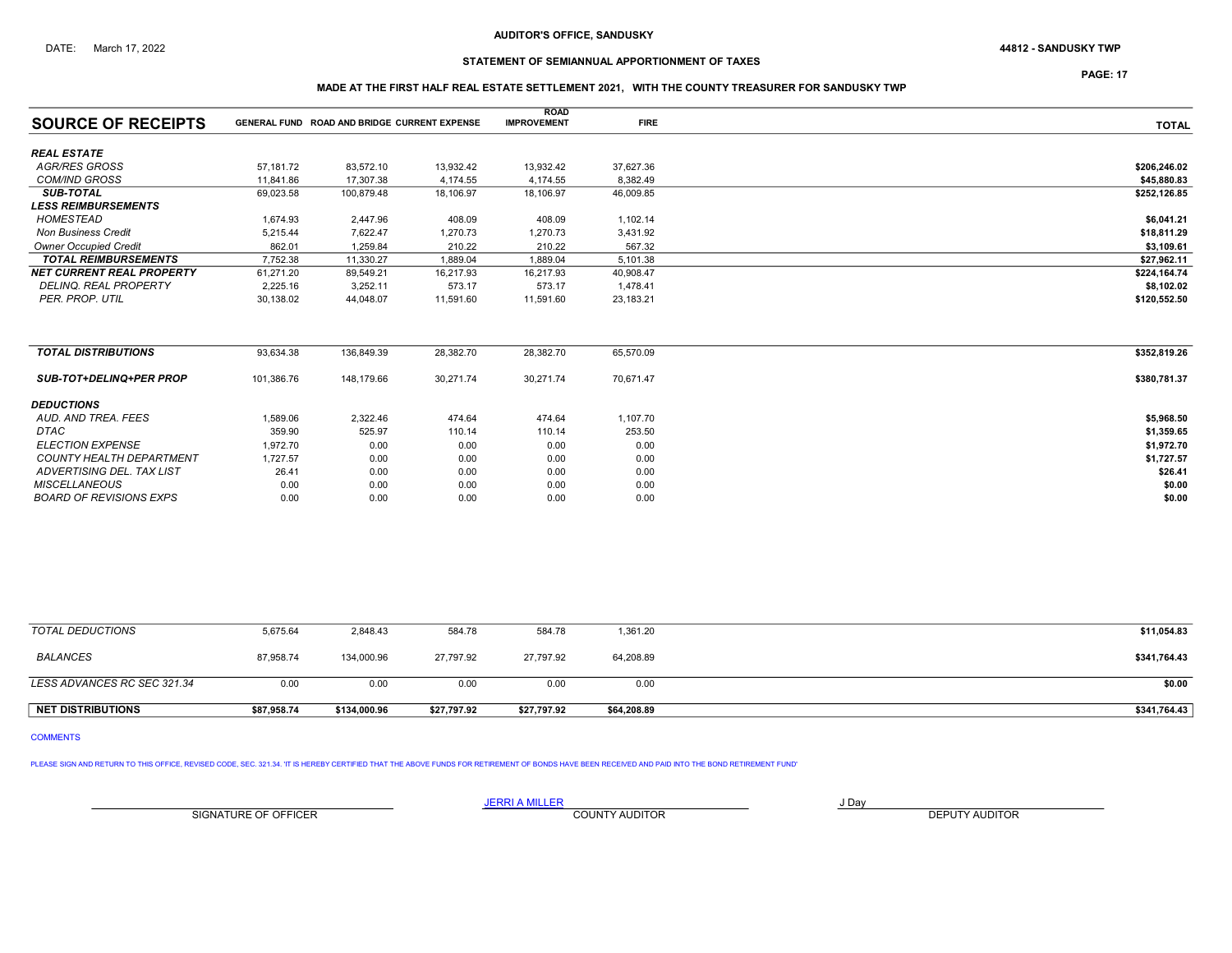AUDITOR'S OFFICE, SANDUSKY

DATE: March 17, 2022

44812 - SANDUSKY TWP

## STATEMENT OF SEMIANNUAL APPORTIONMENT OF TAXES

### MADE AT THE FIRST HALF REAL ESTATE SETTLEMENT 2021, WITH THE COUNTY TREASURER FOR SANDUSKY TWP

| SOURCE OF RECEIPTS | GENERAL FUND | ROAD AND BRIDGE | CURRENT EXPENSE | ROAD IMPROVEMENT | FIRE | TOTAL |
|---|---|---|---|---|---|---|
| ***REAL ESTATE*** | | | | | | |
| *AGR/RES GROSS* | 57,181.72 | 83,572.10 | 13,932.42 | 13,932.42 | 37,627.36 | $206,246.02 |
| *COM/IND GROSS* | 11,841.86 | 17,307.38 | 4,174.55 | 4,174.55 | 8,382.49 | $45,880.83 |
| ***SUB-TOTAL*** | 69,023.58 | 100,879.48 | 18,106.97 | 18,106.97 | 46,009.85 | $252,126.85 |
| ***LESS REIMBURSEMENTS*** | | | | | | |
| *HOMESTEAD* | 1,674.93 | 2,447.96 | 408.09 | 408.09 | 1,102.14 | $6,041.21 |
| *Non Business Credit* | 5,215.44 | 7,622.47 | 1,270.73 | 1,270.73 | 3,431.92 | $18,811.29 |
| *Owner Occupied Credit* | 862.01 | 1,259.84 | 210.22 | 210.22 | 567.32 | $3,109.61 |
| ***TOTAL REIMBURSEMENTS*** | 7,752.38 | 11,330.27 | 1,889.04 | 1,889.04 | 5,101.38 | $27,962.11 |
| ***NET CURRENT REAL PROPERTY*** | 61,271.20 | 89,549.21 | 16,217.93 | 16,217.93 | 40,908.47 | $224,164.74 |
| *DELINQ. REAL PROPERTY* | 2,225.16 | 3,252.11 | 573.17 | 573.17 | 1,478.41 | $8,102.02 |
| *PER. PROP. UTIL* | 30,138.02 | 44,048.07 | 11,591.60 | 11,591.60 | 23,183.21 | $120,552.50 |
| ***TOTAL DISTRIBUTIONS*** | 93,634.38 | 136,849.39 | 28,382.70 | 28,382.70 | 65,570.09 | $352,819.26 |
| ***SUB-TOT+DELINQ+PER PROP*** | 101,386.76 | 148,179.66 | 30,271.74 | 30,271.74 | 70,671.47 | $380,781.37 |
| ***DEDUCTIONS*** | | | | | | |
| *AUD. AND TREA. FEES* | 1,589.06 | 2,322.46 | 474.64 | 474.64 | 1,107.70 | $5,968.50 |
| *DTAC* | 359.90 | 525.97 | 110.14 | 110.14 | 253.50 | $1,359.65 |
| *ELECTION EXPENSE* | 1,972.70 | 0.00 | 0.00 | 0.00 | 0.00 | $1,972.70 |
| *COUNTY HEALTH DEPARTMENT* | 1,727.57 | 0.00 | 0.00 | 0.00 | 0.00 | $1,727.57 |
| *ADVERTISING DEL. TAX LIST* | 26.41 | 0.00 | 0.00 | 0.00 | 0.00 | $26.41 |
| *MISCELLANEOUS* | 0.00 | 0.00 | 0.00 | 0.00 | 0.00 | $0.00 |
| *BOARD OF REVISIONS EXPS* | 0.00 | 0.00 | 0.00 | 0.00 | 0.00 | $0.00 |
| *TOTAL DEDUCTIONS* | 5,675.64 | 2,848.43 | 584.78 | 584.78 | 1,361.20 | $11,054.83 |
| *BALANCES* | 87,958.74 | 134,000.96 | 27,797.92 | 27,797.92 | 64,208.89 | $341,764.43 |
| *LESS ADVANCES RC SEC 321.34* | 0.00 | 0.00 | 0.00 | 0.00 | 0.00 | $0.00 |
| **NET DISTRIBUTIONS** | **$87,958.74** | **$134,000.96** | **$27,797.92** | **$27,797.92** | **$64,208.89** | **$341,764.43** |

COMMENTS

PLEASE SIGN AND RETURN TO THIS OFFICE, REVISED CODE, SEC. 321.34. 'IT IS HEREBY CERTIFIED THAT THE ABOVE FUNDS FOR RETIREMENT OF BONDS HAVE BEEN RECEIVED AND PAID INTO THE BOND RETIREMENT FUND'

| SIGNATURE OF OFFICER | JERRI A MILLER<br>COUNTY AUDITOR | J Day<br>DEPUTY AUDITOR |
|---|---|---|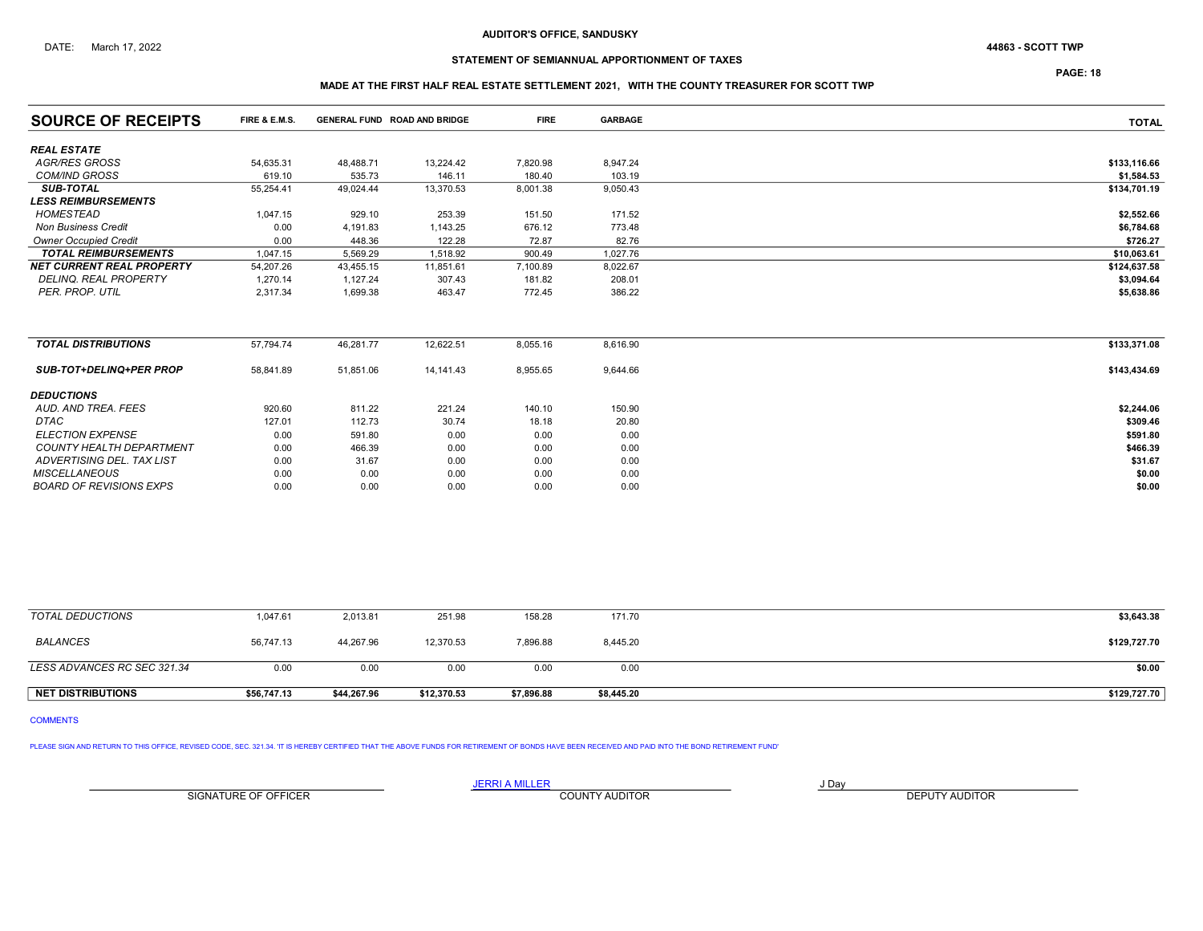AUDITOR'S OFFICE, SANDUSKY

DATE: March 17, 2022

44863 - SCOTT TWP

STATEMENT OF SEMIANNUAL APPORTIONMENT OF TAXES

MADE AT THE FIRST HALF REAL ESTATE SETTLEMENT 2021, WITH THE COUNTY TREASURER FOR SCOTT TWP

| SOURCE OF RECEIPTS | FIRE & E.M.S. | GENERAL FUND | ROAD AND BRIDGE | FIRE | GARBAGE | TOTAL |
|---|---|---|---|---|---|---|
| ***REAL ESTATE*** | | | | | | |
| *AGR/RES GROSS* | 54,635.31 | 48,488.71 | 13,224.42 | 7,820.98 | 8,947.24 | $133,116.66 |
| *COM/IND GROSS* | 619.10 | 535.73 | 146.11 | 180.40 | 103.19 | $1,584.53 |
| ***SUB-TOTAL*** | 55,254.41 | 49,024.44 | 13,370.53 | 8,001.38 | 9,050.43 | $134,701.19 |
| ***LESS REIMBURSEMENTS*** | | | | | | |
| *HOMESTEAD* | 1,047.15 | 929.10 | 253.39 | 151.50 | 171.52 | $2,552.66 |
| *Non Business Credit* | 0.00 | 4,191.83 | 1,143.25 | 676.12 | 773.48 | $6,784.68 |
| *Owner Occupied Credit* | 0.00 | 448.36 | 122.28 | 72.87 | 82.76 | $726.27 |
| ***TOTAL REIMBURSEMENTS*** | 1,047.15 | 5,569.29 | 1,518.92 | 900.49 | 1,027.76 | $10,063.61 |
| ***NET CURRENT REAL PROPERTY*** | 54,207.26 | 43,455.15 | 11,851.61 | 7,100.89 | 8,022.67 | $124,637.58 |
| *DELINQ. REAL PROPERTY* | 1,270.14 | 1,127.24 | 307.43 | 181.82 | 208.01 | $3,094.64 |
| *PER. PROP. UTIL* | 2,317.34 | 1,699.38 | 463.47 | 772.45 | 386.22 | $5,638.86 |
| ***TOTAL DISTRIBUTIONS*** | 57,794.74 | 46,281.77 | 12,622.51 | 8,055.16 | 8,616.90 | $133,371.08 |
| ***SUB-TOT+DELINQ+PER PROP*** | 58,841.89 | 51,851.06 | 14,141.43 | 8,955.65 | 9,644.66 | $143,434.69 |
| ***DEDUCTIONS*** | | | | | | |
| *AUD. AND TREA. FEES* | 920.60 | 811.22 | 221.24 | 140.10 | 150.90 | $2,244.06 |
| *DTAC* | 127.01 | 112.73 | 30.74 | 18.18 | 20.80 | $309.46 |
| *ELECTION EXPENSE* | 0.00 | 591.80 | 0.00 | 0.00 | 0.00 | $591.80 |
| *COUNTY HEALTH DEPARTMENT* | 0.00 | 466.39 | 0.00 | 0.00 | 0.00 | $466.39 |
| *ADVERTISING DEL. TAX LIST* | 0.00 | 31.67 | 0.00 | 0.00 | 0.00 | $31.67 |
| *MISCELLANEOUS* | 0.00 | 0.00 | 0.00 | 0.00 | 0.00 | $0.00 |
| *BOARD OF REVISIONS EXPS* | 0.00 | 0.00 | 0.00 | 0.00 | 0.00 | $0.00 |
| *TOTAL DEDUCTIONS* | 1,047.61 | 2,013.81 | 251.98 | 158.28 | 171.70 | $3,643.38 |
| *BALANCES* | 56,747.13 | 44,267.96 | 12,370.53 | 7,896.88 | 8,445.20 | $129,727.70 |
| *LESS ADVANCES RC SEC 321.34* | 0.00 | 0.00 | 0.00 | 0.00 | 0.00 | $0.00 |
| **NET DISTRIBUTIONS** | $56,747.13 | $44,267.96 | $12,370.53 | $7,896.88 | $8,445.20 | $129,727.70 |

COMMENTS

PLEASE SIGN AND RETURN TO THIS OFFICE, REVISED CODE, SEC. 321.34. 'IT IS HEREBY CERTIFIED THAT THE ABOVE FUNDS FOR RETIREMENT OF BONDS HAVE BEEN RECEIVED AND PAID INTO THE BOND RETIREMENT FUND'

SIGNATURE OF OFFICER

JERRI A MILLER
COUNTY AUDITOR

J Day
DEPUTY AUDITOR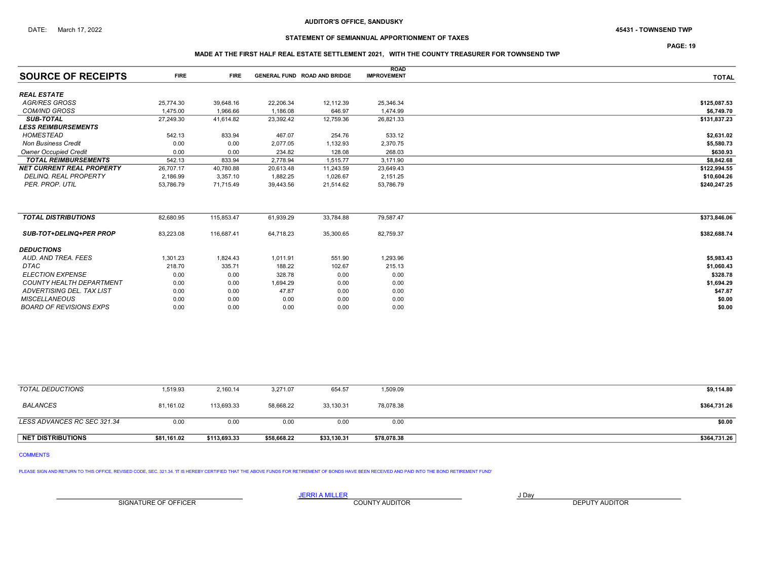AUDITOR'S OFFICE, SANDUSKY

DATE: March 17, 2022

45431 - TOWNSEND TWP

## STATEMENT OF SEMIANNUAL APPORTIONMENT OF TAXES

### MADE AT THE FIRST HALF REAL ESTATE SETTLEMENT 2021, WITH THE COUNTY TREASURER FOR TOWNSEND TWP

| SOURCE OF RECEIPTS | FIRE | FIRE | GENERAL FUND | ROAD AND BRIDGE | ROAD IMPROVEMENT | TOTAL |
|---|---|---|---|---|---|---|
| ***REAL ESTATE*** | | | | | | |
| *AGR/RES GROSS* | 25,774.30 | 39,648.16 | 22,206.34 | 12,112.39 | 25,346.34 | $125,087.53 |
| *COM/IND GROSS* | 1,475.00 | 1,966.66 | 1,186.08 | 646.97 | 1,474.99 | $6,749.70 |
| ***SUB-TOTAL*** | 27,249.30 | 41,614.82 | 23,392.42 | 12,759.36 | 26,821.33 | $131,837.23 |
| ***LESS REIMBURSEMENTS*** | | | | | | |
| *HOMESTEAD* | 542.13 | 833.94 | 467.07 | 254.76 | 533.12 | $2,631.02 |
| *Non Business Credit* | 0.00 | 0.00 | 2,077.05 | 1,132.93 | 2,370.75 | $5,580.73 |
| *Owner Occupied Credit* | 0.00 | 0.00 | 234.82 | 128.08 | 268.03 | $630.93 |
| ***TOTAL REIMBURSEMENTS*** | 542.13 | 833.94 | 2,778.94 | 1,515.77 | 3,171.90 | $8,842.68 |
| ***NET CURRENT REAL PROPERTY*** | 26,707.17 | 40,780.88 | 20,613.48 | 11,243.59 | 23,649.43 | $122,994.55 |
| *DELINQ. REAL PROPERTY* | 2,186.99 | 3,357.10 | 1,882.25 | 1,026.67 | 2,151.25 | $10,604.26 |
| *PER. PROP. UTIL* | 53,786.79 | 71,715.49 | 39,443.56 | 21,514.62 | 53,786.79 | $240,247.25 |
| ***TOTAL DISTRIBUTIONS*** | 82,680.95 | 115,853.47 | 61,939.29 | 33,784.88 | 79,587.47 | $373,846.06 |
| ***SUB-TOT+DELINQ+PER PROP*** | 83,223.08 | 116,687.41 | 64,718.23 | 35,300.65 | 82,759.37 | $382,688.74 |
| ***DEDUCTIONS*** | | | | | | |
| *AUD. AND TREA. FEES* | 1,301.23 | 1,824.43 | 1,011.91 | 551.90 | 1,293.96 | $5,983.43 |
| *DTAC* | 218.70 | 335.71 | 188.22 | 102.67 | 215.13 | $1,060.43 |
| *ELECTION EXPENSE* | 0.00 | 0.00 | 328.78 | 0.00 | 0.00 | $328.78 |
| *COUNTY HEALTH DEPARTMENT* | 0.00 | 0.00 | 1,694.29 | 0.00 | 0.00 | $1,694.29 |
| *ADVERTISING DEL. TAX LIST* | 0.00 | 0.00 | 47.87 | 0.00 | 0.00 | $47.87 |
| *MISCELLANEOUS* | 0.00 | 0.00 | 0.00 | 0.00 | 0.00 | $0.00 |
| *BOARD OF REVISIONS EXPS* | 0.00 | 0.00 | 0.00 | 0.00 | 0.00 | $0.00 |
| *TOTAL DEDUCTIONS* | 1,519.93 | 2,160.14 | 3,271.07 | 654.57 | 1,509.09 | $9,114.80 |
| *BALANCES* | 81,161.02 | 113,693.33 | 58,668.22 | 33,130.31 | 78,078.38 | $364,731.26 |
| *LESS ADVANCES RC SEC 321.34* | 0.00 | 0.00 | 0.00 | 0.00 | 0.00 | $0.00 |
| **NET DISTRIBUTIONS** | **$81,161.02** | **$113,693.33** | **$58,668.22** | **$33,130.31** | **$78,078.38** | **$364,731.26** |

COMMENTS

PLEASE SIGN AND RETURN TO THIS OFFICE, REVISED CODE, SEC. 321.34. 'IT IS HEREBY CERTIFIED THAT THE ABOVE FUNDS FOR RETIREMENT OF BONDS HAVE BEEN RECEIVED AND PAID INTO THE BOND RETIREMENT FUND'

| SIGNATURE OF OFFICER | JERRI A MILLER<br>COUNTY AUDITOR | J Day<br>DEPUTY AUDITOR |
|---|---|---|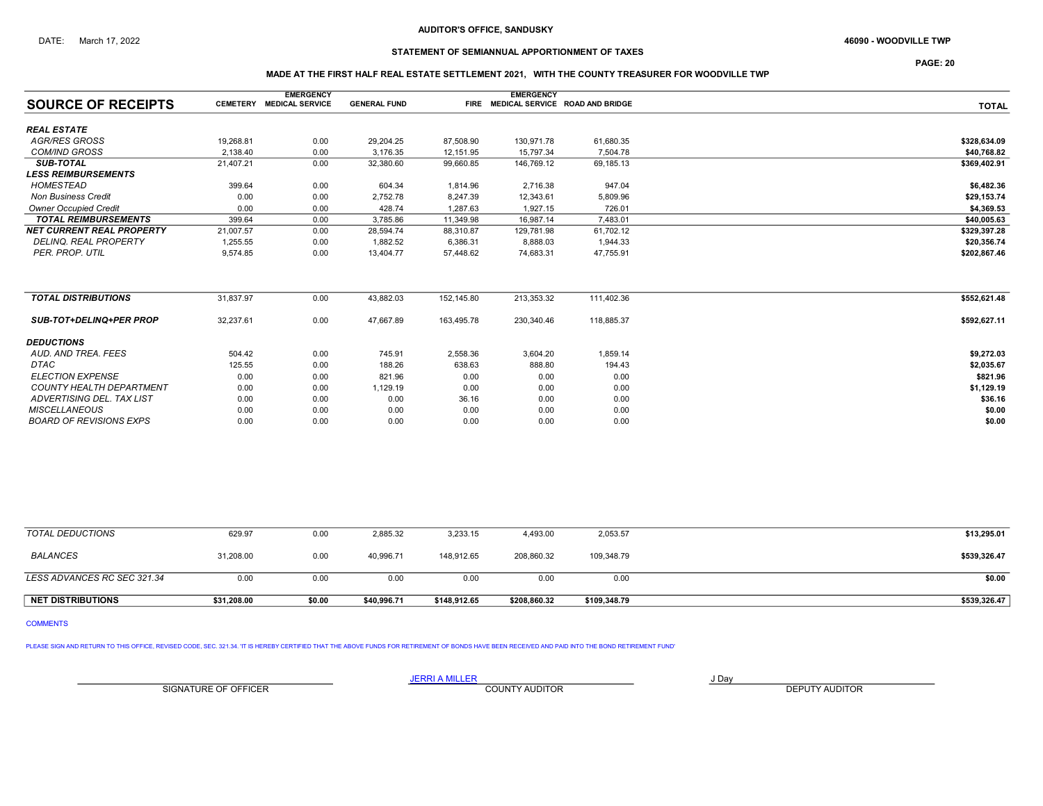AUDITOR'S OFFICE, SANDUSKY

DATE: March 17, 2022

46090 - WOODVILLE TWP

## STATEMENT OF SEMIANNUAL APPORTIONMENT OF TAXES

### MADE AT THE FIRST HALF REAL ESTATE SETTLEMENT 2021, WITH THE COUNTY TREASURER FOR WOODVILLE TWP

| SOURCE OF RECEIPTS | CEMETERY | EMERGENCY MEDICAL SERVICE | GENERAL FUND | FIRE | EMERGENCY MEDICAL SERVICE | ROAD AND BRIDGE | TOTAL |
|---|---|---|---|---|---|---|---|
| ***REAL ESTATE*** | | | | | | | |
| *AGR/RES GROSS* | 19,268.81 | 0.00 | 29,204.25 | 87,508.90 | 130,971.78 | 61,680.35 | $328,634.09 |
| *COM/IND GROSS* | 2,138.40 | 0.00 | 3,176.35 | 12,151.95 | 15,797.34 | 7,504.78 | $40,768.82 |
| ***SUB-TOTAL*** | 21,407.21 | 0.00 | 32,380.60 | 99,660.85 | 146,769.12 | 69,185.13 | $369,402.91 |
| ***LESS REIMBURSEMENTS*** | | | | | | | |
| *HOMESTEAD* | 399.64 | 0.00 | 604.34 | 1,814.96 | 2,716.38 | 947.04 | $6,482.36 |
| *Non Business Credit* | 0.00 | 0.00 | 2,752.78 | 8,247.39 | 12,343.61 | 5,809.96 | $29,153.74 |
| *Owner Occupied Credit* | 0.00 | 0.00 | 428.74 | 1,287.63 | 1,927.15 | 726.01 | $4,369.53 |
| ***TOTAL REIMBURSEMENTS*** | 399.64 | 0.00 | 3,785.86 | 11,349.98 | 16,987.14 | 7,483.01 | $40,005.63 |
| ***NET CURRENT REAL PROPERTY*** | 21,007.57 | 0.00 | 28,594.74 | 88,310.87 | 129,781.98 | 61,702.12 | $329,397.28 |
| *DELINQ. REAL PROPERTY* | 1,255.55 | 0.00 | 1,882.52 | 6,386.31 | 8,888.03 | 1,944.33 | $20,356.74 |
| *PER. PROP. UTIL* | 9,574.85 | 0.00 | 13,404.77 | 57,448.62 | 74,683.31 | 47,755.91 | $202,867.46 |
| ***TOTAL DISTRIBUTIONS*** | 31,837.97 | 0.00 | 43,882.03 | 152,145.80 | 213,353.32 | 111,402.36 | $552,621.48 |
| ***SUB-TOT+DELINQ+PER PROP*** | 32,237.61 | 0.00 | 47,667.89 | 163,495.78 | 230,340.46 | 118,885.37 | $592,627.11 |
| ***DEDUCTIONS*** | | | | | | | |
| *AUD. AND TREA. FEES* | 504.42 | 0.00 | 745.91 | 2,558.36 | 3,604.20 | 1,859.14 | $9,272.03 |
| *DTAC* | 125.55 | 0.00 | 188.26 | 638.63 | 888.80 | 194.43 | $2,035.67 |
| *ELECTION EXPENSE* | 0.00 | 0.00 | 821.96 | 0.00 | 0.00 | 0.00 | $821.96 |
| *COUNTY HEALTH DEPARTMENT* | 0.00 | 0.00 | 1,129.19 | 0.00 | 0.00 | 0.00 | $1,129.19 |
| *ADVERTISING DEL. TAX LIST* | 0.00 | 0.00 | 0.00 | 36.16 | 0.00 | 0.00 | $36.16 |
| *MISCELLANEOUS* | 0.00 | 0.00 | 0.00 | 0.00 | 0.00 | 0.00 | $0.00 |
| *BOARD OF REVISIONS EXPS* | 0.00 | 0.00 | 0.00 | 0.00 | 0.00 | 0.00 | $0.00 |
| *TOTAL DEDUCTIONS* | 629.97 | 0.00 | 2,885.32 | 3,233.15 | 4,493.00 | 2,053.57 | $13,295.01 |
| *BALANCES* | 31,208.00 | 0.00 | 40,996.71 | 148,912.65 | 208,860.32 | 109,348.79 | $539,326.47 |
| *LESS ADVANCES RC SEC 321.34* | 0.00 | 0.00 | 0.00 | 0.00 | 0.00 | 0.00 | $0.00 |
| **NET DISTRIBUTIONS** | $31,208.00 | $0.00 | $40,996.71 | $148,912.65 | $208,860.32 | $109,348.79 | $539,326.47 |

COMMENTS

PLEASE SIGN AND RETURN TO THIS OFFICE, REVISED CODE, SEC. 321.34. 'IT IS HEREBY CERTIFIED THAT THE ABOVE FUNDS FOR RETIREMENT OF BONDS HAVE BEEN RECEIVED AND PAID INTO THE BOND RETIREMENT FUND'

SIGNATURE OF OFFICER

JERRI A MILLER
COUNTY AUDITOR

J Day
DEPUTY AUDITOR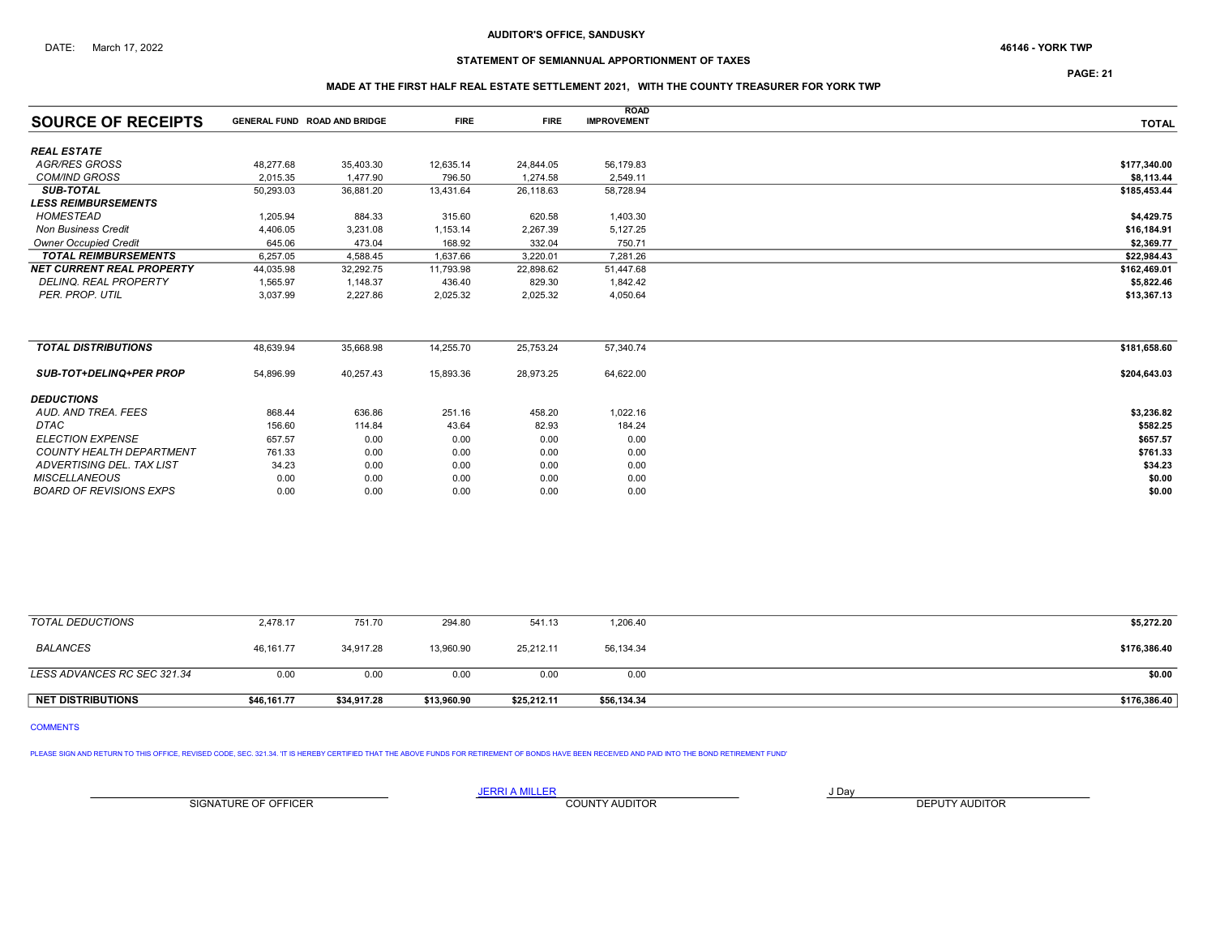DATE: March 17, 2022

AUDITOR'S OFFICE, SANDUSKY

46146 - YORK TWP

## STATEMENT OF SEMIANNUAL APPORTIONMENT OF TAXES

### MADE AT THE FIRST HALF REAL ESTATE SETTLEMENT 2021, WITH THE COUNTY TREASURER FOR YORK TWP

| SOURCE OF RECEIPTS | GENERAL FUND | ROAD AND BRIDGE | FIRE | FIRE | ROAD IMPROVEMENT | TOTAL |
|---|---|---|---|---|---|---|
| ***REAL ESTATE*** | | | | | | |
| *AGR/RES GROSS* | 48,277.68 | 35,403.30 | 12,635.14 | 24,844.05 | 56,179.83 | $177,340.00 |
| *COM/IND GROSS* | 2,015.35 | 1,477.90 | 796.50 | 1,274.58 | 2,549.11 | $8,113.44 |
| ***SUB-TOTAL*** | 50,293.03 | 36,881.20 | 13,431.64 | 26,118.63 | 58,728.94 | $185,453.44 |
| ***LESS REIMBURSEMENTS*** | | | | | | |
| *HOMESTEAD* | 1,205.94 | 884.33 | 315.60 | 620.58 | 1,403.30 | $4,429.75 |
| *Non Business Credit* | 4,406.05 | 3,231.08 | 1,153.14 | 2,267.39 | 5,127.25 | $16,184.91 |
| *Owner Occupied Credit* | 645.06 | 473.04 | 168.92 | 332.04 | 750.71 | $2,369.77 |
| ***TOTAL REIMBURSEMENTS*** | 6,257.05 | 4,588.45 | 1,637.66 | 3,220.01 | 7,281.26 | $22,984.43 |
| ***NET CURRENT REAL PROPERTY*** | 44,035.98 | 32,292.75 | 11,793.98 | 22,898.62 | 51,447.68 | $162,469.01 |
| *DELINQ. REAL PROPERTY* | 1,565.97 | 1,148.37 | 436.40 | 829.30 | 1,842.42 | $5,822.46 |
| *PER. PROP. UTIL* | 3,037.99 | 2,227.86 | 2,025.32 | 2,025.32 | 4,050.64 | $13,367.13 |
| ***TOTAL DISTRIBUTIONS*** | 48,639.94 | 35,668.98 | 14,255.70 | 25,753.24 | 57,340.74 | $181,658.60 |
| ***SUB-TOT+DELINQ+PER PROP*** | 54,896.99 | 40,257.43 | 15,893.36 | 28,973.25 | 64,622.00 | $204,643.03 |
| ***DEDUCTIONS*** | | | | | | |
| *AUD. AND TREA. FEES* | 868.44 | 636.86 | 251.16 | 458.20 | 1,022.16 | $3,236.82 |
| *DTAC* | 156.60 | 114.84 | 43.64 | 82.93 | 184.24 | $582.25 |
| *ELECTION EXPENSE* | 657.57 | 0.00 | 0.00 | 0.00 | 0.00 | $657.57 |
| *COUNTY HEALTH DEPARTMENT* | 761.33 | 0.00 | 0.00 | 0.00 | 0.00 | $761.33 |
| *ADVERTISING DEL. TAX LIST* | 34.23 | 0.00 | 0.00 | 0.00 | 0.00 | $34.23 |
| *MISCELLANEOUS* | 0.00 | 0.00 | 0.00 | 0.00 | 0.00 | $0.00 |
| *BOARD OF REVISIONS EXPS* | 0.00 | 0.00 | 0.00 | 0.00 | 0.00 | $0.00 |
| *TOTAL DEDUCTIONS* | 2,478.17 | 751.70 | 294.80 | 541.13 | 1,206.40 | $5,272.20 |
| *BALANCES* | 46,161.77 | 34,917.28 | 13,960.90 | 25,212.11 | 56,134.34 | $176,386.40 |
| *LESS ADVANCES RC SEC 321.34* | 0.00 | 0.00 | 0.00 | 0.00 | 0.00 | $0.00 |
| **NET DISTRIBUTIONS** | **$46,161.77** | **$34,917.28** | **$13,960.90** | **$25,212.11** | **$56,134.34** | **$176,386.40** |

COMMENTS

PLEASE SIGN AND RETURN TO THIS OFFICE, REVISED CODE, SEC. 321.34. 'IT IS HEREBY CERTIFIED THAT THE ABOVE FUNDS FOR RETIREMENT OF BONDS HAVE BEEN RECEIVED AND PAID INTO THE BOND RETIREMENT FUND'

SIGNATURE OF OFFICER

JERRI A MILLER
COUNTY AUDITOR

J Day
DEPUTY AUDITOR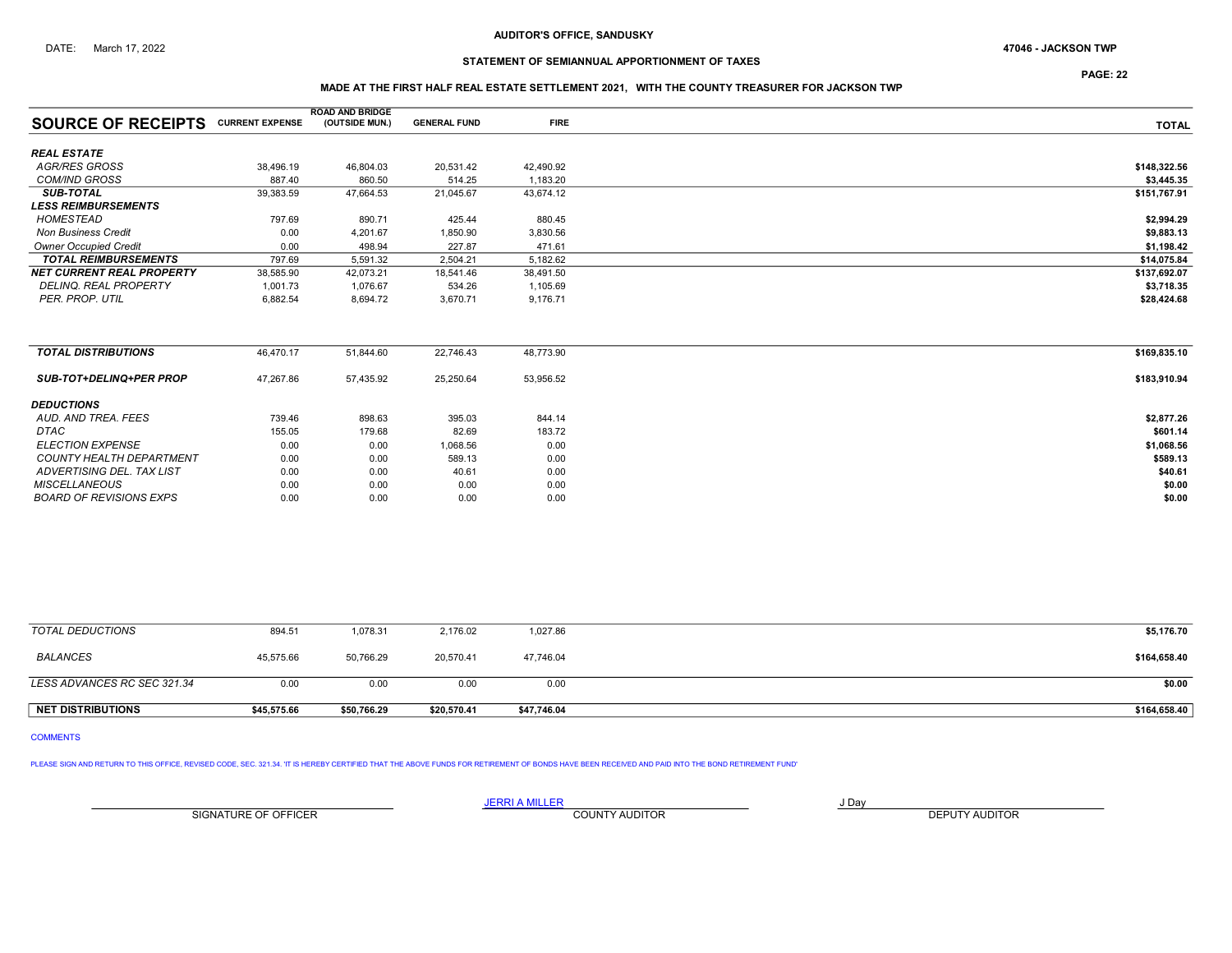AUDITOR'S OFFICE, SANDUSKY

DATE: March 17, 2022

47046 - JACKSON TWP

## STATEMENT OF SEMIANNUAL APPORTIONMENT OF TAXES

### MADE AT THE FIRST HALF REAL ESTATE SETTLEMENT 2021, WITH THE COUNTY TREASURER FOR JACKSON TWP

| SOURCE OF RECEIPTS | CURRENT EXPENSE | ROAD AND BRIDGE (OUTSIDE MUN.) | GENERAL FUND | FIRE | TOTAL |
|---|---|---|---|---|---|
| ***REAL ESTATE*** | | | | | |
| *AGR/RES GROSS* | 38,496.19 | 46,804.03 | 20,531.42 | 42,490.92 | $148,322.56 |
| *COM/IND GROSS* | 887.40 | 860.50 | 514.25 | 1,183.20 | $3,445.35 |
| ***SUB-TOTAL*** | 39,383.59 | 47,664.53 | 21,045.67 | 43,674.12 | $151,767.91 |
| ***LESS REIMBURSEMENTS*** | | | | | |
| *HOMESTEAD* | 797.69 | 890.71 | 425.44 | 880.45 | $2,994.29 |
| *Non Business Credit* | 0.00 | 4,201.67 | 1,850.90 | 3,830.56 | $9,883.13 |
| *Owner Occupied Credit* | 0.00 | 498.94 | 227.87 | 471.61 | $1,198.42 |
| ***TOTAL REIMBURSEMENTS*** | 797.69 | 5,591.32 | 2,504.21 | 5,182.62 | $14,075.84 |
| ***NET CURRENT REAL PROPERTY*** | 38,585.90 | 42,073.21 | 18,541.46 | 38,491.50 | $137,692.07 |
| *DELINQ. REAL PROPERTY* | 1,001.73 | 1,076.67 | 534.26 | 1,105.69 | $3,718.35 |
| *PER. PROP. UTIL* | 6,882.54 | 8,694.72 | 3,670.71 | 9,176.71 | $28,424.68 |
| ***TOTAL DISTRIBUTIONS*** | 46,470.17 | 51,844.60 | 22,746.43 | 48,773.90 | $169,835.10 |
| ***SUB-TOT+DELINQ+PER PROP*** | 47,267.86 | 57,435.92 | 25,250.64 | 53,956.52 | $183,910.94 |
| ***DEDUCTIONS*** | | | | | |
| *AUD. AND TREA. FEES* | 739.46 | 898.63 | 395.03 | 844.14 | $2,877.26 |
| *DTAC* | 155.05 | 179.68 | 82.69 | 183.72 | $601.14 |
| *ELECTION EXPENSE* | 0.00 | 0.00 | 1,068.56 | 0.00 | $1,068.56 |
| *COUNTY HEALTH DEPARTMENT* | 0.00 | 0.00 | 589.13 | 0.00 | $589.13 |
| *ADVERTISING DEL. TAX LIST* | 0.00 | 0.00 | 40.61 | 0.00 | $40.61 |
| *MISCELLANEOUS* | 0.00 | 0.00 | 0.00 | 0.00 | $0.00 |
| *BOARD OF REVISIONS EXPS* | 0.00 | 0.00 | 0.00 | 0.00 | $0.00 |
| *TOTAL DEDUCTIONS* | 894.51 | 1,078.31 | 2,176.02 | 1,027.86 | $5,176.70 |
| *BALANCES* | 45,575.66 | 50,766.29 | 20,570.41 | 47,746.04 | $164,658.40 |
| *LESS ADVANCES RC SEC 321.34* | 0.00 | 0.00 | 0.00 | 0.00 | $0.00 |
| **NET DISTRIBUTIONS** | **$45,575.66** | **$50,766.29** | **$20,570.41** | **$47,746.04** | **$164,658.40** |

COMMENTS

PLEASE SIGN AND RETURN TO THIS OFFICE, REVISED CODE, SEC. 321.34. 'IT IS HEREBY CERTIFIED THAT THE ABOVE FUNDS FOR RETIREMENT OF BONDS HAVE BEEN RECEIVED AND PAID INTO THE BOND RETIREMENT FUND'

| SIGNATURE OF OFFICER | JERRI A MILLER<br>COUNTY AUDITOR | J Day<br>DEPUTY AUDITOR |
|---|---|---|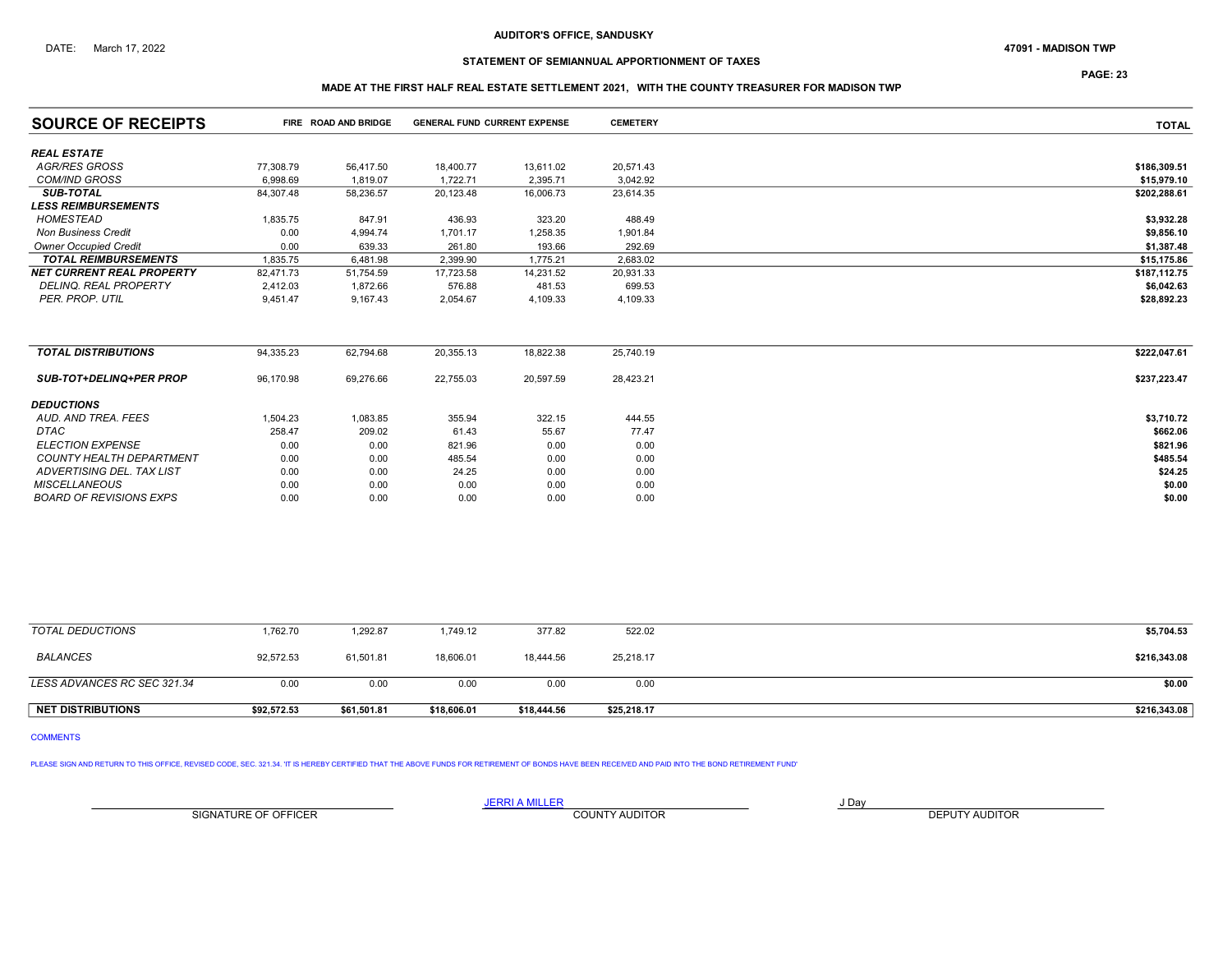DATE: March 17, 2022

**AUDITOR'S OFFICE, SANDUSKY**

**47091 - MADISON TWP**

**STATEMENT OF SEMIANNUAL APPORTIONMENT OF TAXES**

**MADE AT THE FIRST HALF REAL ESTATE SETTLEMENT 2021, WITH THE COUNTY TREASURER FOR MADISON TWP**

| SOURCE OF RECEIPTS | FIRE | ROAD AND BRIDGE | GENERAL FUND | CURRENT EXPENSE | CEMETERY | TOTAL |
|---|---|---|---|---|---|---|
| ***REAL ESTATE*** | | | | | | |
| *AGR/RES GROSS* | 77,308.79 | 56,417.50 | 18,400.77 | 13,611.02 | 20,571.43 | $186,309.51 |
| *COM/IND GROSS* | 6,998.69 | 1,819.07 | 1,722.71 | 2,395.71 | 3,042.92 | $15,979.10 |
| ***SUB-TOTAL*** | 84,307.48 | 58,236.57 | 20,123.48 | 16,006.73 | 23,614.35 | $202,288.61 |
| ***LESS REIMBURSEMENTS*** | | | | | | |
| *HOMESTEAD* | 1,835.75 | 847.91 | 436.93 | 323.20 | 488.49 | $3,932.28 |
| *Non Business Credit* | 0.00 | 4,994.74 | 1,701.17 | 1,258.35 | 1,901.84 | $9,856.10 |
| *Owner Occupied Credit* | 0.00 | 639.33 | 261.80 | 193.66 | 292.69 | $1,387.48 |
| ***TOTAL REIMBURSEMENTS*** | 1,835.75 | 6,481.98 | 2,399.90 | 1,775.21 | 2,683.02 | $15,175.86 |
| ***NET CURRENT REAL PROPERTY*** | 82,471.73 | 51,754.59 | 17,723.58 | 14,231.52 | 20,931.33 | $187,112.75 |
| *DELINQ. REAL PROPERTY* | 2,412.03 | 1,872.66 | 576.88 | 481.53 | 699.53 | $6,042.63 |
| *PER. PROP. UTIL* | 9,451.47 | 9,167.43 | 2,054.67 | 4,109.33 | 4,109.33 | $28,892.23 |
| ***TOTAL DISTRIBUTIONS*** | 94,335.23 | 62,794.68 | 20,355.13 | 18,822.38 | 25,740.19 | $222,047.61 |
| ***SUB-TOT+DELINQ+PER PROP*** | 96,170.98 | 69,276.66 | 22,755.03 | 20,597.59 | 28,423.21 | $237,223.47 |
| ***DEDUCTIONS*** | | | | | | |
| *AUD. AND TREA. FEES* | 1,504.23 | 1,083.85 | 355.94 | 322.15 | 444.55 | $3,710.72 |
| *DTAC* | 258.47 | 209.02 | 61.43 | 55.67 | 77.47 | $662.06 |
| *ELECTION EXPENSE* | 0.00 | 0.00 | 821.96 | 0.00 | 0.00 | $821.96 |
| *COUNTY HEALTH DEPARTMENT* | 0.00 | 0.00 | 485.54 | 0.00 | 0.00 | $485.54 |
| *ADVERTISING DEL. TAX LIST* | 0.00 | 0.00 | 24.25 | 0.00 | 0.00 | $24.25 |
| *MISCELLANEOUS* | 0.00 | 0.00 | 0.00 | 0.00 | 0.00 | $0.00 |
| *BOARD OF REVISIONS EXPS* | 0.00 | 0.00 | 0.00 | 0.00 | 0.00 | $0.00 |
| *TOTAL DEDUCTIONS* | 1,762.70 | 1,292.87 | 1,749.12 | 377.82 | 522.02 | $5,704.53 |
| *BALANCES* | 92,572.53 | 61,501.81 | 18,606.01 | 18,444.56 | 25,218.17 | $216,343.08 |
| *LESS ADVANCES RC SEC 321.34* | 0.00 | 0.00 | 0.00 | 0.00 | 0.00 | $0.00 |
| **NET DISTRIBUTIONS** | **$92,572.53** | **$61,501.81** | **$18,606.01** | **$18,444.56** | **$25,218.17** | **$216,343.08** |

COMMENTS

PLEASE SIGN AND RETURN TO THIS OFFICE, REVISED CODE, SEC. 321.34. 'IT IS HEREBY CERTIFIED THAT THE ABOVE FUNDS FOR RETIREMENT OF BONDS HAVE BEEN RECEIVED AND PAID INTO THE BOND RETIREMENT FUND'

| | JERRI A MILLER | J Day |
|---|---|---|
| SIGNATURE OF OFFICER | COUNTY AUDITOR | DEPUTY AUDITOR |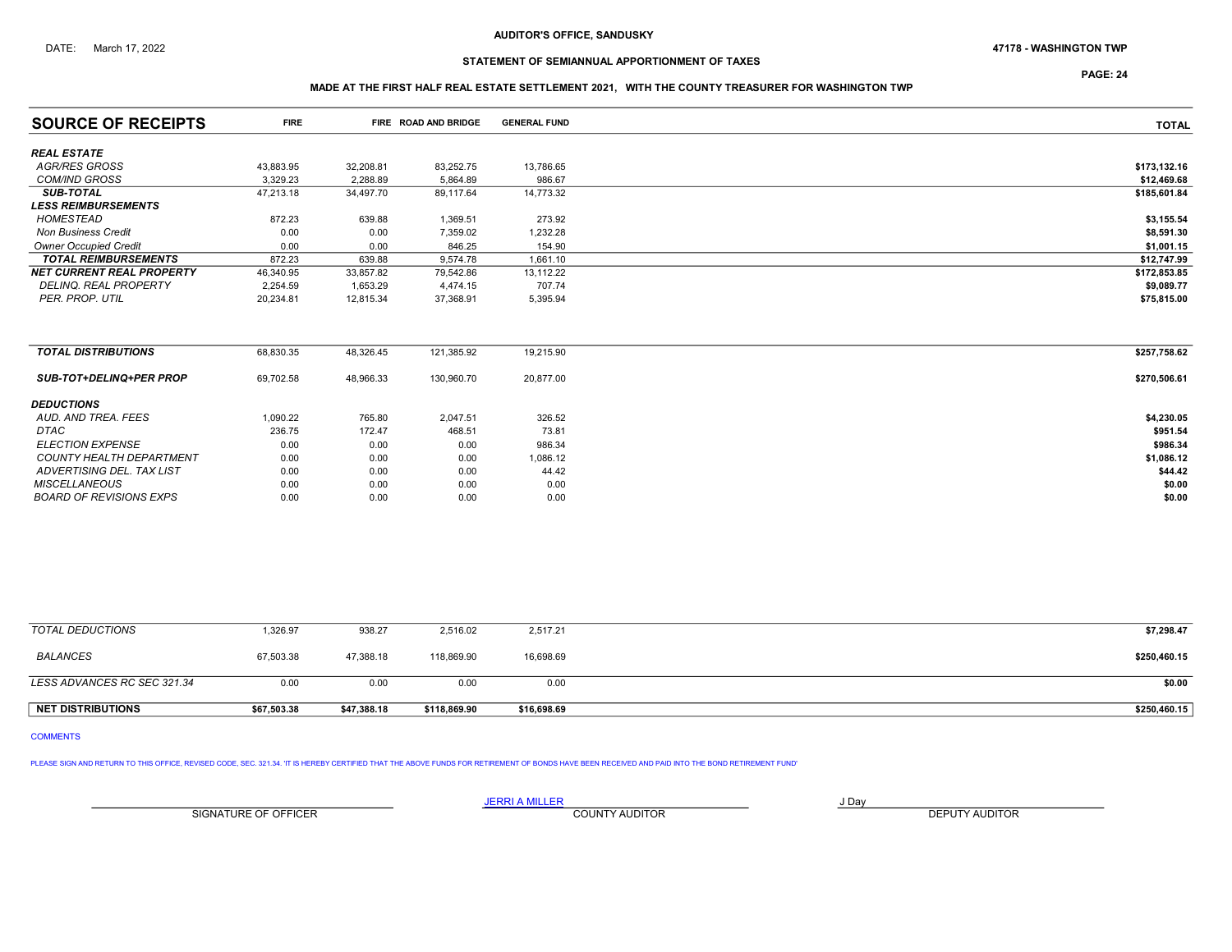AUDITOR'S OFFICE, SANDUSKY

DATE: March 17, 2022

47178 - WASHINGTON TWP

## STATEMENT OF SEMIANNUAL APPORTIONMENT OF TAXES

### MADE AT THE FIRST HALF REAL ESTATE SETTLEMENT 2021, WITH THE COUNTY TREASURER FOR WASHINGTON TWP

| SOURCE OF RECEIPTS | FIRE | FIRE | ROAD AND BRIDGE | GENERAL FUND | TOTAL |
|---|---|---|---|---|---|
| ***REAL ESTATE*** | | | | | |
| *AGR/RES GROSS* | 43,883.95 | 32,208.81 | 83,252.75 | 13,786.65 | $173,132.16 |
| *COM/IND GROSS* | 3,329.23 | 2,288.89 | 5,864.89 | 986.67 | $12,469.68 |
| ***SUB-TOTAL*** | 47,213.18 | 34,497.70 | 89,117.64 | 14,773.32 | $185,601.84 |
| ***LESS REIMBURSEMENTS*** | | | | | |
| *HOMESTEAD* | 872.23 | 639.88 | 1,369.51 | 273.92 | $3,155.54 |
| *Non Business Credit* | 0.00 | 0.00 | 7,359.02 | 1,232.28 | $8,591.30 |
| *Owner Occupied Credit* | 0.00 | 0.00 | 846.25 | 154.90 | $1,001.15 |
| ***TOTAL REIMBURSEMENTS*** | 872.23 | 639.88 | 9,574.78 | 1,661.10 | $12,747.99 |
| ***NET CURRENT REAL PROPERTY*** | 46,340.95 | 33,857.82 | 79,542.86 | 13,112.22 | $172,853.85 |
| *DELINQ. REAL PROPERTY* | 2,254.59 | 1,653.29 | 4,474.15 | 707.74 | $9,089.77 |
| *PER. PROP. UTIL* | 20,234.81 | 12,815.34 | 37,368.91 | 5,395.94 | $75,815.00 |
| ***TOTAL DISTRIBUTIONS*** | 68,830.35 | 48,326.45 | 121,385.92 | 19,215.90 | $257,758.62 |
| ***SUB-TOT+DELINQ+PER PROP*** | 69,702.58 | 48,966.33 | 130,960.70 | 20,877.00 | $270,506.61 |
| ***DEDUCTIONS*** | | | | | |
| *AUD. AND TREA. FEES* | 1,090.22 | 765.80 | 2,047.51 | 326.52 | $4,230.05 |
| *DTAC* | 236.75 | 172.47 | 468.51 | 73.81 | $951.54 |
| *ELECTION EXPENSE* | 0.00 | 0.00 | 0.00 | 986.34 | $986.34 |
| *COUNTY HEALTH DEPARTMENT* | 0.00 | 0.00 | 0.00 | 1,086.12 | $1,086.12 |
| *ADVERTISING DEL. TAX LIST* | 0.00 | 0.00 | 0.00 | 44.42 | $44.42 |
| *MISCELLANEOUS* | 0.00 | 0.00 | 0.00 | 0.00 | $0.00 |
| *BOARD OF REVISIONS EXPS* | 0.00 | 0.00 | 0.00 | 0.00 | $0.00 |
| *TOTAL DEDUCTIONS* | 1,326.97 | 938.27 | 2,516.02 | 2,517.21 | $7,298.47 |
| *BALANCES* | 67,503.38 | 47,388.18 | 118,869.90 | 16,698.69 | $250,460.15 |
| *LESS ADVANCES RC SEC 321.34* | 0.00 | 0.00 | 0.00 | 0.00 | $0.00 |
| **NET DISTRIBUTIONS** | **$67,503.38** | **$47,388.18** | **$118,869.90** | **$16,698.69** | **$250,460.15** |

COMMENTS

PLEASE SIGN AND RETURN TO THIS OFFICE, REVISED CODE, SEC. 321.34. 'IT IS HEREBY CERTIFIED THAT THE ABOVE FUNDS FOR RETIREMENT OF BONDS HAVE BEEN RECEIVED AND PAID INTO THE BOND RETIREMENT FUND'

| | JERRI A MILLER | J Day |
|---|---|---|
| SIGNATURE OF OFFICER | COUNTY AUDITOR | DEPUTY AUDITOR |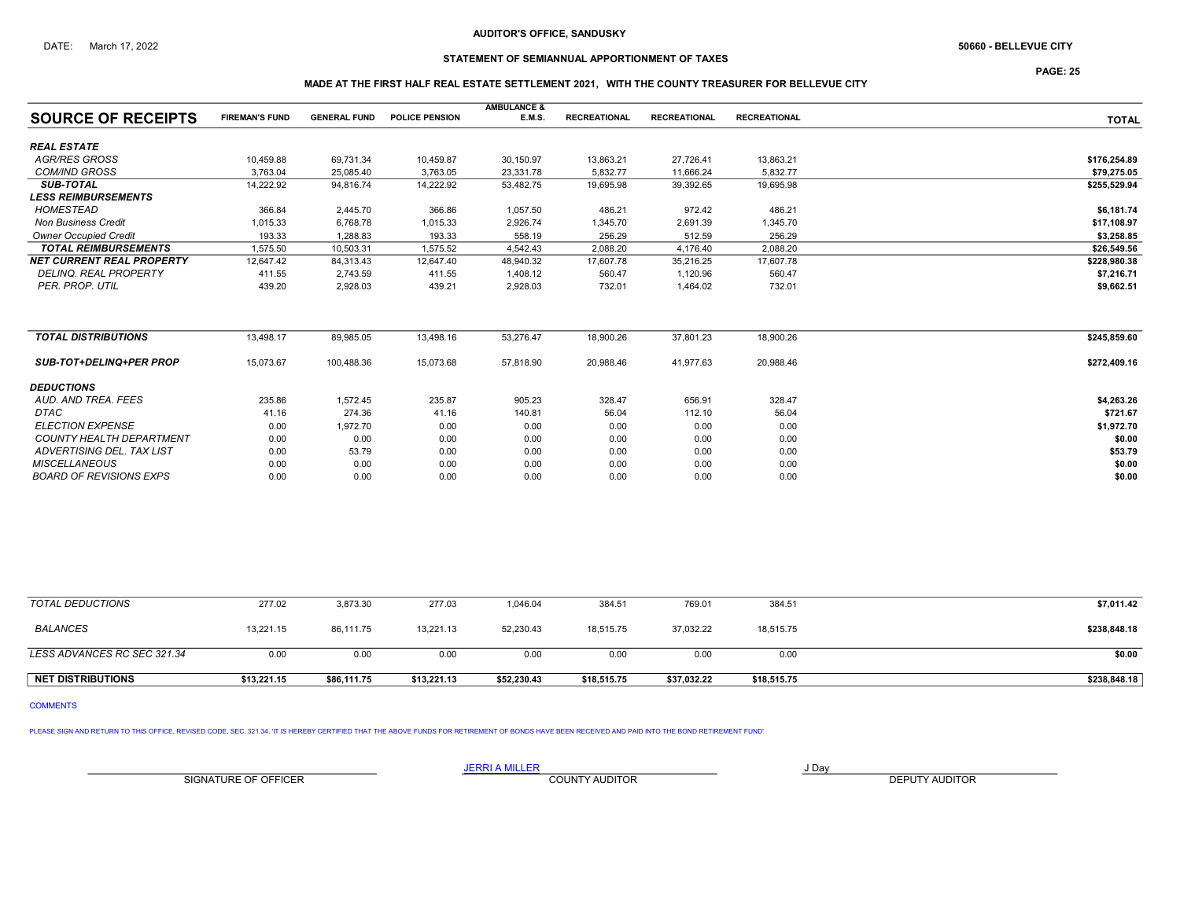**AUDITOR'S OFFICE, SANDUSKY**

DATE: March 17, 2022

**50660 - BELLEVUE CITY**

**STATEMENT OF SEMIANNUAL APPORTIONMENT OF TAXES**

**MADE AT THE FIRST HALF REAL ESTATE SETTLEMENT 2021, WITH THE COUNTY TREASURER FOR BELLEVUE CITY**

| SOURCE OF RECEIPTS | FIREMAN'S FUND | GENERAL FUND | POLICE PENSION | AMBULANCE & E.M.S. | RECREATIONAL | RECREATIONAL | RECREATIONAL | TOTAL |
|---|---|---|---|---|---|---|---|---|
| ***REAL ESTATE*** | | | | | | | | |
| *AGR/RES GROSS* | 10,459.88 | 69,731.34 | 10,459.87 | 30,150.97 | 13,863.21 | 27,726.41 | 13,863.21 | **$176,254.89** |
| *COM/IND GROSS* | 3,763.04 | 25,085.40 | 3,763.05 | 23,331.78 | 5,832.77 | 11,666.24 | 5,832.77 | **$79,275.05** |
| ***SUB-TOTAL*** | 14,222.92 | 94,816.74 | 14,222.92 | 53,482.75 | 19,695.98 | 39,392.65 | 19,695.98 | **$255,529.94** |
| ***LESS REIMBURSEMENTS*** | | | | | | | | |
| *HOMESTEAD* | 366.84 | 2,445.70 | 366.86 | 1,057.50 | 486.21 | 972.42 | 486.21 | **$6,181.74** |
| *Non Business Credit* | 1,015.33 | 6,768.78 | 1,015.33 | 2,926.74 | 1,345.70 | 2,691.39 | 1,345.70 | **$17,108.97** |
| *Owner Occupied Credit* | 193.33 | 1,288.83 | 193.33 | 558.19 | 256.29 | 512.59 | 256.29 | **$3,258.85** |
| ***TOTAL REIMBURSEMENTS*** | 1,575.50 | 10,503.31 | 1,575.52 | 4,542.43 | 2,088.20 | 4,176.40 | 2,088.20 | **$26,549.56** |
| ***NET CURRENT REAL PROPERTY*** | 12,647.42 | 84,313.43 | 12,647.40 | 48,940.32 | 17,607.78 | 35,216.25 | 17,607.78 | **$228,980.38** |
| *DELINQ. REAL PROPERTY* | 411.55 | 2,743.59 | 411.55 | 1,408.12 | 560.47 | 1,120.96 | 560.47 | **$7,216.71** |
| *PER. PROP. UTIL* | 439.20 | 2,928.03 | 439.21 | 2,928.03 | 732.01 | 1,464.02 | 732.01 | **$9,662.51** |
| ***TOTAL DISTRIBUTIONS*** | 13,498.17 | 89,985.05 | 13,498.16 | 53,276.47 | 18,900.26 | 37,801.23 | 18,900.26 | **$245,859.60** |
| ***SUB-TOT+DELINQ+PER PROP*** | 15,073.67 | 100,488.36 | 15,073.68 | 57,818.90 | 20,988.46 | 41,977.63 | 20,988.46 | **$272,409.16** |
| ***DEDUCTIONS*** | | | | | | | | |
| *AUD. AND TREA. FEES* | 235.86 | 1,572.45 | 235.87 | 905.23 | 328.47 | 656.91 | 328.47 | **$4,263.26** |
| *DTAC* | 41.16 | 274.36 | 41.16 | 140.81 | 56.04 | 112.10 | 56.04 | **$721.67** |
| *ELECTION EXPENSE* | 0.00 | 1,972.70 | 0.00 | 0.00 | 0.00 | 0.00 | 0.00 | **$1,972.70** |
| *COUNTY HEALTH DEPARTMENT* | 0.00 | 0.00 | 0.00 | 0.00 | 0.00 | 0.00 | 0.00 | **$0.00** |
| *ADVERTISING DEL. TAX LIST* | 0.00 | 53.79 | 0.00 | 0.00 | 0.00 | 0.00 | 0.00 | **$53.79** |
| *MISCELLANEOUS* | 0.00 | 0.00 | 0.00 | 0.00 | 0.00 | 0.00 | 0.00 | **$0.00** |
| *BOARD OF REVISIONS EXPS* | 0.00 | 0.00 | 0.00 | 0.00 | 0.00 | 0.00 | 0.00 | **$0.00** |
| *TOTAL DEDUCTIONS* | 277.02 | 3,873.30 | 277.03 | 1,046.04 | 384.51 | 769.01 | 384.51 | **$7,011.42** |
| *BALANCES* | 13,221.15 | 86,111.75 | 13,221.13 | 52,230.43 | 18,515.75 | 37,032.22 | 18,515.75 | **$238,848.18** |
| *LESS ADVANCES RC SEC 321.34* | 0.00 | 0.00 | 0.00 | 0.00 | 0.00 | 0.00 | 0.00 | **$0.00** |
| **NET DISTRIBUTIONS** | **$13,221.15** | **$86,111.75** | **$13,221.13** | **$52,230.43** | **$18,515.75** | **$37,032.22** | **$18,515.75** | **$238,848.18** |

COMMENTS

PLEASE SIGN AND RETURN TO THIS OFFICE, REVISED CODE, SEC. 321.34. 'IT IS HEREBY CERTIFIED THAT THE ABOVE FUNDS FOR RETIREMENT OF BONDS HAVE BEEN RECEIVED AND PAID INTO THE BOND RETIREMENT FUND'

| SIGNATURE OF OFFICER | JERRI A MILLER<br>COUNTY AUDITOR | J Day<br>DEPUTY AUDITOR |
|---|---|---|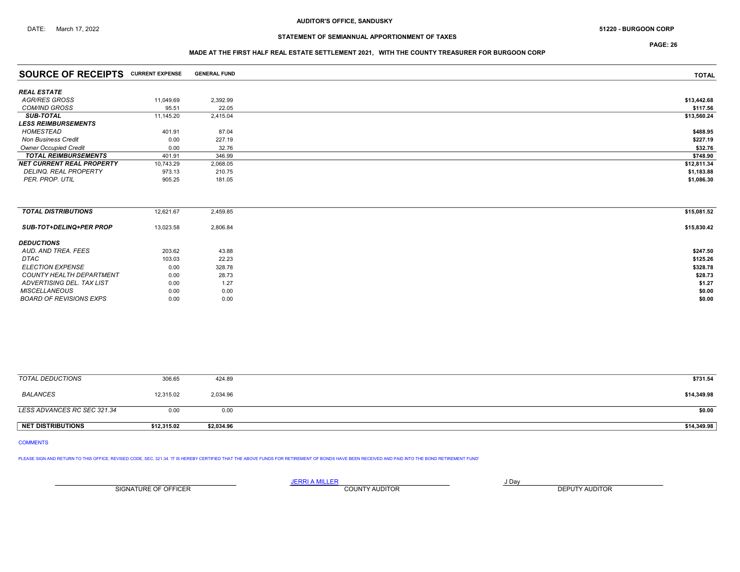AUDITOR'S OFFICE, SANDUSKY

DATE: March 17, 2022

51220 - BURGOON CORP

## STATEMENT OF SEMIANNUAL APPORTIONMENT OF TAXES

### MADE AT THE FIRST HALF REAL ESTATE SETTLEMENT 2021, WITH THE COUNTY TREASURER FOR BURGOON CORP

| SOURCE OF RECEIPTS | CURRENT EXPENSE | GENERAL FUND | TOTAL |
|---|---|---|---|
| ***REAL ESTATE*** | | | |
| *AGR/RES GROSS* | 11,049.69 | 2,392.99 | $13,442.68 |
| *COM/IND GROSS* | 95.51 | 22.05 | $117.56 |
| ***SUB-TOTAL*** | 11,145.20 | 2,415.04 | $13,560.24 |
| ***LESS REIMBURSEMENTS*** | | | |
| *HOMESTEAD* | 401.91 | 87.04 | $488.95 |
| *Non Business Credit* | 0.00 | 227.19 | $227.19 |
| *Owner Occupied Credit* | 0.00 | 32.76 | $32.76 |
| ***TOTAL REIMBURSEMENTS*** | 401.91 | 346.99 | $748.90 |
| ***NET CURRENT REAL PROPERTY*** | 10,743.29 | 2,068.05 | $12,811.34 |
| *DELINQ. REAL PROPERTY* | 973.13 | 210.75 | $1,183.88 |
| *PER. PROP. UTIL* | 905.25 | 181.05 | $1,086.30 |
| ***TOTAL DISTRIBUTIONS*** | 12,621.67 | 2,459.85 | $15,081.52 |
| ***SUB-TOT+DELINQ+PER PROP*** | 13,023.58 | 2,806.84 | $15,830.42 |
| ***DEDUCTIONS*** | | | |
| *AUD. AND TREA. FEES* | 203.62 | 43.88 | $247.50 |
| *DTAC* | 103.03 | 22.23 | $125.26 |
| *ELECTION EXPENSE* | 0.00 | 328.78 | $328.78 |
| *COUNTY HEALTH DEPARTMENT* | 0.00 | 28.73 | $28.73 |
| *ADVERTISING DEL. TAX LIST* | 0.00 | 1.27 | $1.27 |
| *MISCELLANEOUS* | 0.00 | 0.00 | $0.00 |
| *BOARD OF REVISIONS EXPS* | 0.00 | 0.00 | $0.00 |
| *TOTAL DEDUCTIONS* | 306.65 | 424.89 | $731.54 |
| *BALANCES* | 12,315.02 | 2,034.96 | $14,349.98 |
| *LESS ADVANCES RC SEC 321.34* | 0.00 | 0.00 | $0.00 |
| **NET DISTRIBUTIONS** | **$12,315.02** | **$2,034.96** | **$14,349.98** |

COMMENTS

PLEASE SIGN AND RETURN TO THIS OFFICE, REVISED CODE, SEC. 321.34. 'IT IS HEREBY CERTIFIED THAT THE ABOVE FUNDS FOR RETIREMENT OF BONDS HAVE BEEN RECEIVED AND PAID INTO THE BOND RETIREMENT FUND'

| SIGNATURE OF OFFICER | JERRI A MILLER<br>COUNTY AUDITOR | J Day<br>DEPUTY AUDITOR |
|---|---|---|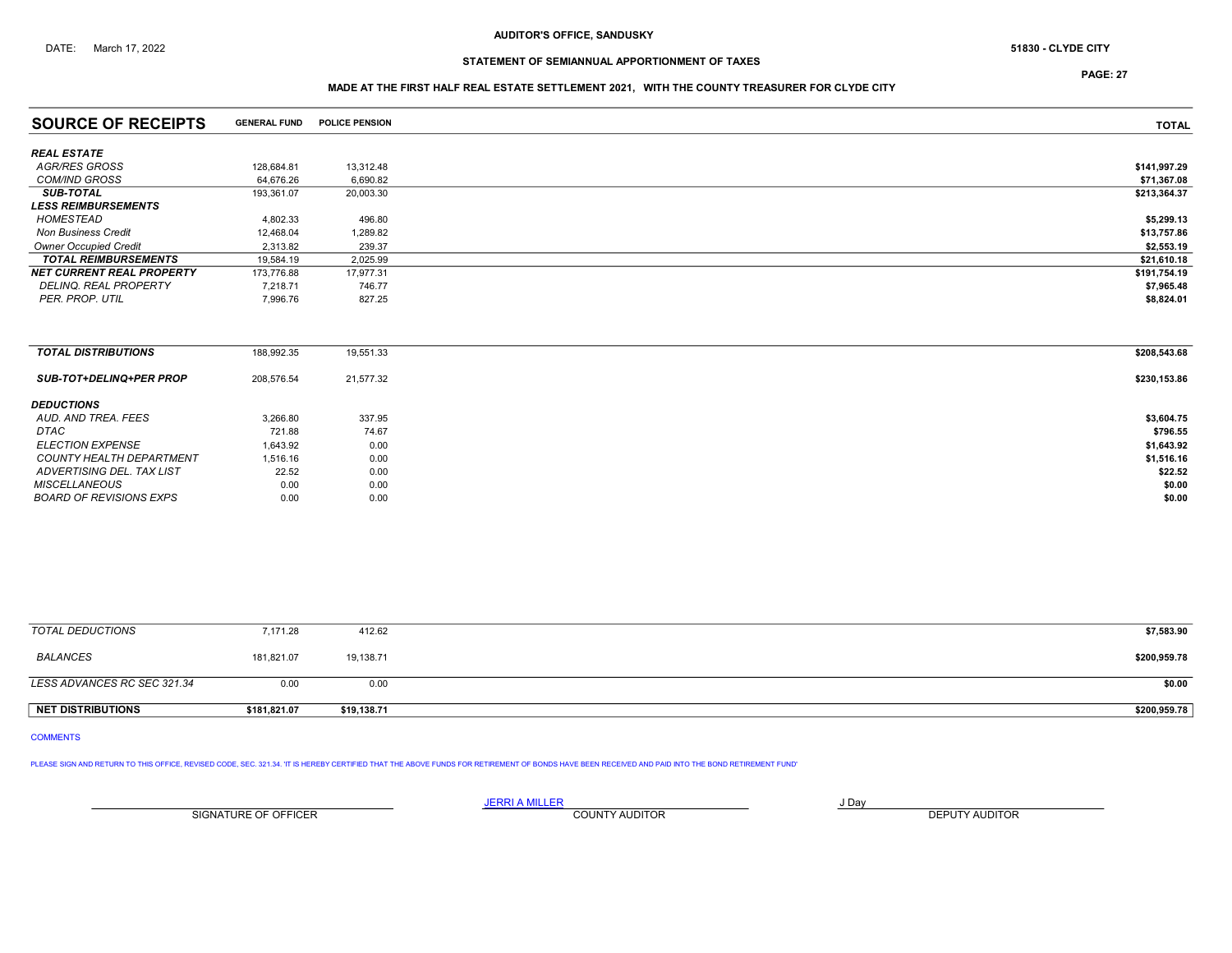AUDITOR'S OFFICE, SANDUSKY

DATE: March 17, 2022

51830 - CLYDE CITY

## STATEMENT OF SEMIANNUAL APPORTIONMENT OF TAXES

### MADE AT THE FIRST HALF REAL ESTATE SETTLEMENT 2021, WITH THE COUNTY TREASURER FOR CLYDE CITY

| SOURCE OF RECEIPTS | GENERAL FUND | POLICE PENSION | TOTAL |
|---|---|---|---|
| ***REAL ESTATE*** | | | |
| *AGR/RES GROSS* | 128,684.81 | 13,312.48 | **$141,997.29** |
| *COM/IND GROSS* | 64,676.26 | 6,690.82 | **$71,367.08** |
| ***SUB-TOTAL*** | 193,361.07 | 20,003.30 | **$213,364.37** |
| ***LESS REIMBURSEMENTS*** | | | |
| *HOMESTEAD* | 4,802.33 | 496.80 | **$5,299.13** |
| *Non Business Credit* | 12,468.04 | 1,289.82 | **$13,757.86** |
| *Owner Occupied Credit* | 2,313.82 | 239.37 | **$2,553.19** |
| ***TOTAL REIMBURSEMENTS*** | 19,584.19 | 2,025.99 | **$21,610.18** |
| ***NET CURRENT REAL PROPERTY*** | 173,776.88 | 17,977.31 | **$191,754.19** |
| *DELINQ. REAL PROPERTY* | 7,218.71 | 746.77 | **$7,965.48** |
| *PER. PROP. UTIL* | 7,996.76 | 827.25 | **$8,824.01** |
| ***TOTAL DISTRIBUTIONS*** | 188,992.35 | 19,551.33 | **$208,543.68** |
| ***SUB-TOT+DELINQ+PER PROP*** | 208,576.54 | 21,577.32 | **$230,153.86** |
| ***DEDUCTIONS*** | | | |
| *AUD. AND TREA. FEES* | 3,266.80 | 337.95 | **$3,604.75** |
| *DTAC* | 721.88 | 74.67 | **$796.55** |
| *ELECTION EXPENSE* | 1,643.92 | 0.00 | **$1,643.92** |
| *COUNTY HEALTH DEPARTMENT* | 1,516.16 | 0.00 | **$1,516.16** |
| *ADVERTISING DEL. TAX LIST* | 22.52 | 0.00 | **$22.52** |
| *MISCELLANEOUS* | 0.00 | 0.00 | **$0.00** |
| *BOARD OF REVISIONS EXPS* | 0.00 | 0.00 | **$0.00** |
| *TOTAL DEDUCTIONS* | 7,171.28 | 412.62 | **$7,583.90** |
| *BALANCES* | 181,821.07 | 19,138.71 | **$200,959.78** |
| *LESS ADVANCES RC SEC 321.34* | 0.00 | 0.00 | **$0.00** |
| **NET DISTRIBUTIONS** | **$181,821.07** | **$19,138.71** | **$200,959.78** |

COMMENTS

PLEASE SIGN AND RETURN TO THIS OFFICE, REVISED CODE, SEC. 321.34. 'IT IS HEREBY CERTIFIED THAT THE ABOVE FUNDS FOR RETIREMENT OF BONDS HAVE BEEN RECEIVED AND PAID INTO THE BOND RETIREMENT FUND'

| SIGNATURE OF OFFICER | JERRI A MILLER<br>COUNTY AUDITOR | J Day<br>DEPUTY AUDITOR |
|---|---|---|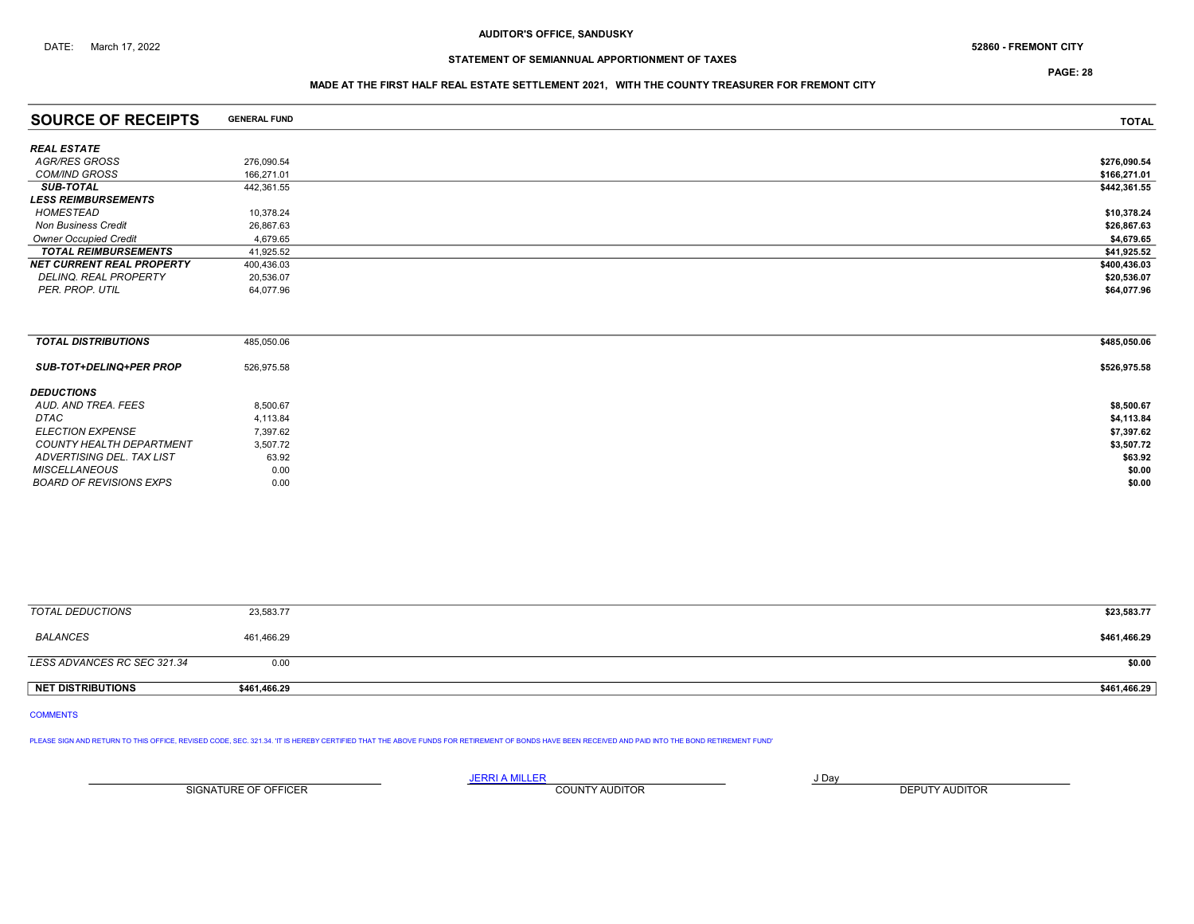AUDITOR'S OFFICE, SANDUSKY

DATE: March 17, 2022

52860 - FREMONT CITY

## STATEMENT OF SEMIANNUAL APPORTIONMENT OF TAXES

### MADE AT THE FIRST HALF REAL ESTATE SETTLEMENT 2021, WITH THE COUNTY TREASURER FOR FREMONT CITY

| SOURCE OF RECEIPTS | GENERAL FUND | TOTAL |
|---|---|---|
| ***REAL ESTATE*** | | |
| *AGR/RES GROSS* | 276,090.54 | $276,090.54 |
| *COM/IND GROSS* | 166,271.01 | $166,271.01 |
| ***SUB-TOTAL*** | 442,361.55 | $442,361.55 |
| ***LESS REIMBURSEMENTS*** | | |
| *HOMESTEAD* | 10,378.24 | $10,378.24 |
| *Non Business Credit* | 26,867.63 | $26,867.63 |
| *Owner Occupied Credit* | 4,679.65 | $4,679.65 |
| ***TOTAL REIMBURSEMENTS*** | 41,925.52 | $41,925.52 |
| ***NET CURRENT REAL PROPERTY*** | 400,436.03 | $400,436.03 |
| *DELINQ. REAL PROPERTY* | 20,536.07 | $20,536.07 |
| *PER. PROP. UTIL* | 64,077.96 | $64,077.96 |
| ***TOTAL DISTRIBUTIONS*** | 485,050.06 | $485,050.06 |
| ***SUB-TOT+DELINQ+PER PROP*** | 526,975.58 | $526,975.58 |
| ***DEDUCTIONS*** | | |
| *AUD. AND TREA. FEES* | 8,500.67 | $8,500.67 |
| *DTAC* | 4,113.84 | $4,113.84 |
| *ELECTION EXPENSE* | 7,397.62 | $7,397.62 |
| *COUNTY HEALTH DEPARTMENT* | 3,507.72 | $3,507.72 |
| *ADVERTISING DEL. TAX LIST* | 63.92 | $63.92 |
| *MISCELLANEOUS* | 0.00 | $0.00 |
| *BOARD OF REVISIONS EXPS* | 0.00 | $0.00 |
| *TOTAL DEDUCTIONS* | 23,583.77 | $23,583.77 |
| *BALANCES* | 461,466.29 | $461,466.29 |
| *LESS ADVANCES RC SEC 321.34* | 0.00 | $0.00 |
| **NET DISTRIBUTIONS** | **$461,466.29** | **$461,466.29** |

COMMENTS

PLEASE SIGN AND RETURN TO THIS OFFICE, REVISED CODE, SEC. 321.34. 'IT IS HEREBY CERTIFIED THAT THE ABOVE FUNDS FOR RETIREMENT OF BONDS HAVE BEEN RECEIVED AND PAID INTO THE BOND RETIREMENT FUND'

SIGNATURE OF OFFICER

JERRI A MILLER
COUNTY AUDITOR

J Day
DEPUTY AUDITOR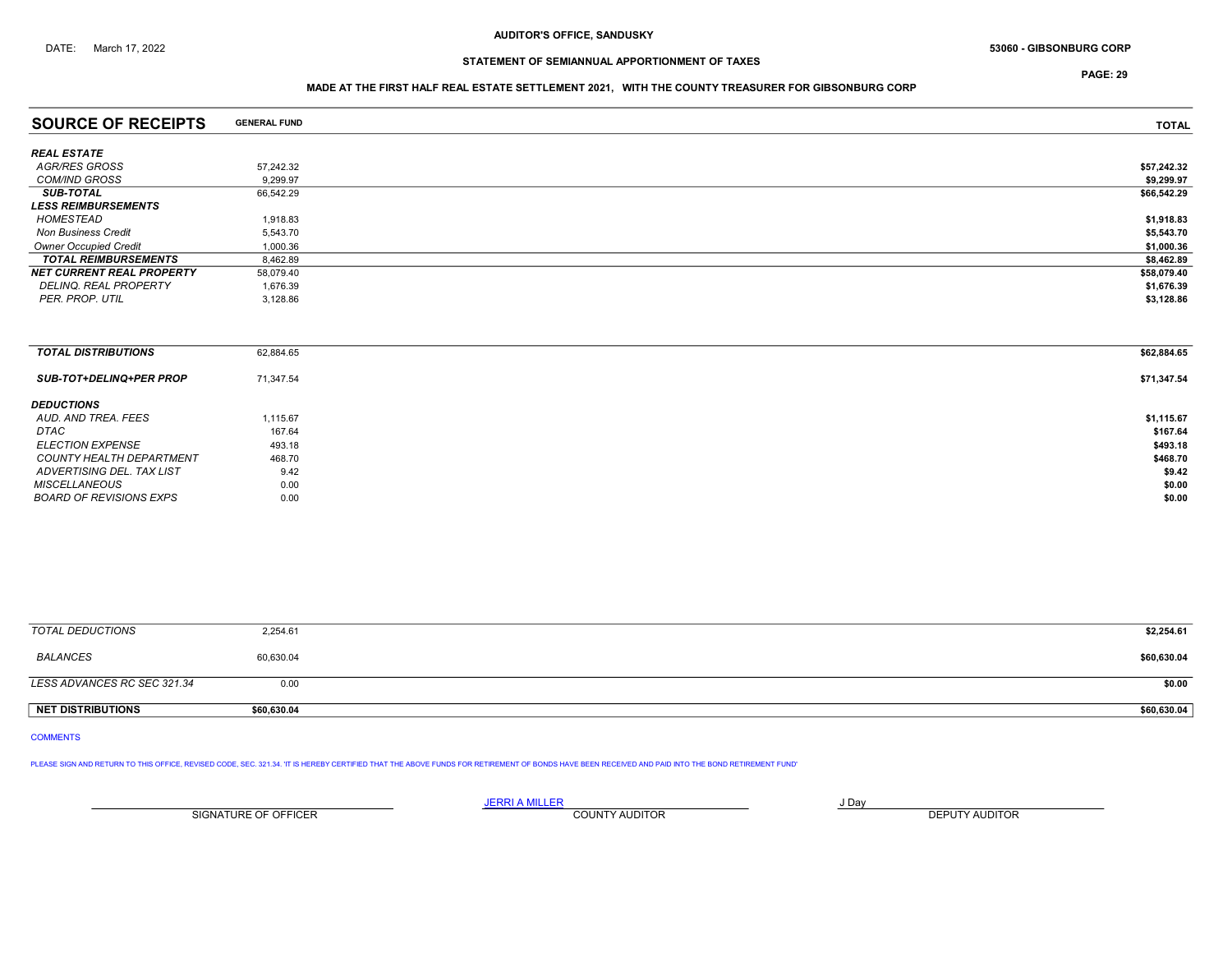AUDITOR'S OFFICE, SANDUSKY

DATE: March 17, 2022

53060 - GIBSONBURG CORP

STATEMENT OF SEMIANNUAL APPORTIONMENT OF TAXES

MADE AT THE FIRST HALF REAL ESTATE SETTLEMENT 2021, WITH THE COUNTY TREASURER FOR GIBSONBURG CORP

| SOURCE OF RECEIPTS | GENERAL FUND | TOTAL |
|---|---|---|
| ***REAL ESTATE*** | | |
| *AGR/RES GROSS* | 57,242.32 | $57,242.32 |
| *COM/IND GROSS* | 9,299.97 | $9,299.97 |
| ***SUB-TOTAL*** | 66,542.29 | $66,542.29 |
| ***LESS REIMBURSEMENTS*** | | |
| *HOMESTEAD* | 1,918.83 | $1,918.83 |
| *Non Business Credit* | 5,543.70 | $5,543.70 |
| *Owner Occupied Credit* | 1,000.36 | $1,000.36 |
| ***TOTAL REIMBURSEMENTS*** | 8,462.89 | $8,462.89 |
| ***NET CURRENT REAL PROPERTY*** | 58,079.40 | $58,079.40 |
| *DELINQ. REAL PROPERTY* | 1,676.39 | $1,676.39 |
| *PER. PROP. UTIL* | 3,128.86 | $3,128.86 |
| ***TOTAL DISTRIBUTIONS*** | 62,884.65 | $62,884.65 |
| ***SUB-TOT+DELINQ+PER PROP*** | 71,347.54 | $71,347.54 |
| ***DEDUCTIONS*** | | |
| *AUD. AND TREA. FEES* | 1,115.67 | $1,115.67 |
| *DTAC* | 167.64 | $167.64 |
| *ELECTION EXPENSE* | 493.18 | $493.18 |
| *COUNTY HEALTH DEPARTMENT* | 468.70 | $468.70 |
| *ADVERTISING DEL. TAX LIST* | 9.42 | $9.42 |
| *MISCELLANEOUS* | 0.00 | $0.00 |
| *BOARD OF REVISIONS EXPS* | 0.00 | $0.00 |
| *TOTAL DEDUCTIONS* | 2,254.61 | $2,254.61 |
| *BALANCES* | 60,630.04 | $60,630.04 |
| *LESS ADVANCES RC SEC 321.34* | 0.00 | $0.00 |
| **NET DISTRIBUTIONS** | **$60,630.04** | **$60,630.04** |

COMMENTS

PLEASE SIGN AND RETURN TO THIS OFFICE, REVISED CODE, SEC. 321.34. 'IT IS HEREBY CERTIFIED THAT THE ABOVE FUNDS FOR RETIREMENT OF BONDS HAVE BEEN RECEIVED AND PAID INTO THE BOND RETIREMENT FUND'

| ______________________ | JERRI A MILLER | J Day |
|---|---|---|
| SIGNATURE OF OFFICER | COUNTY AUDITOR | DEPUTY AUDITOR |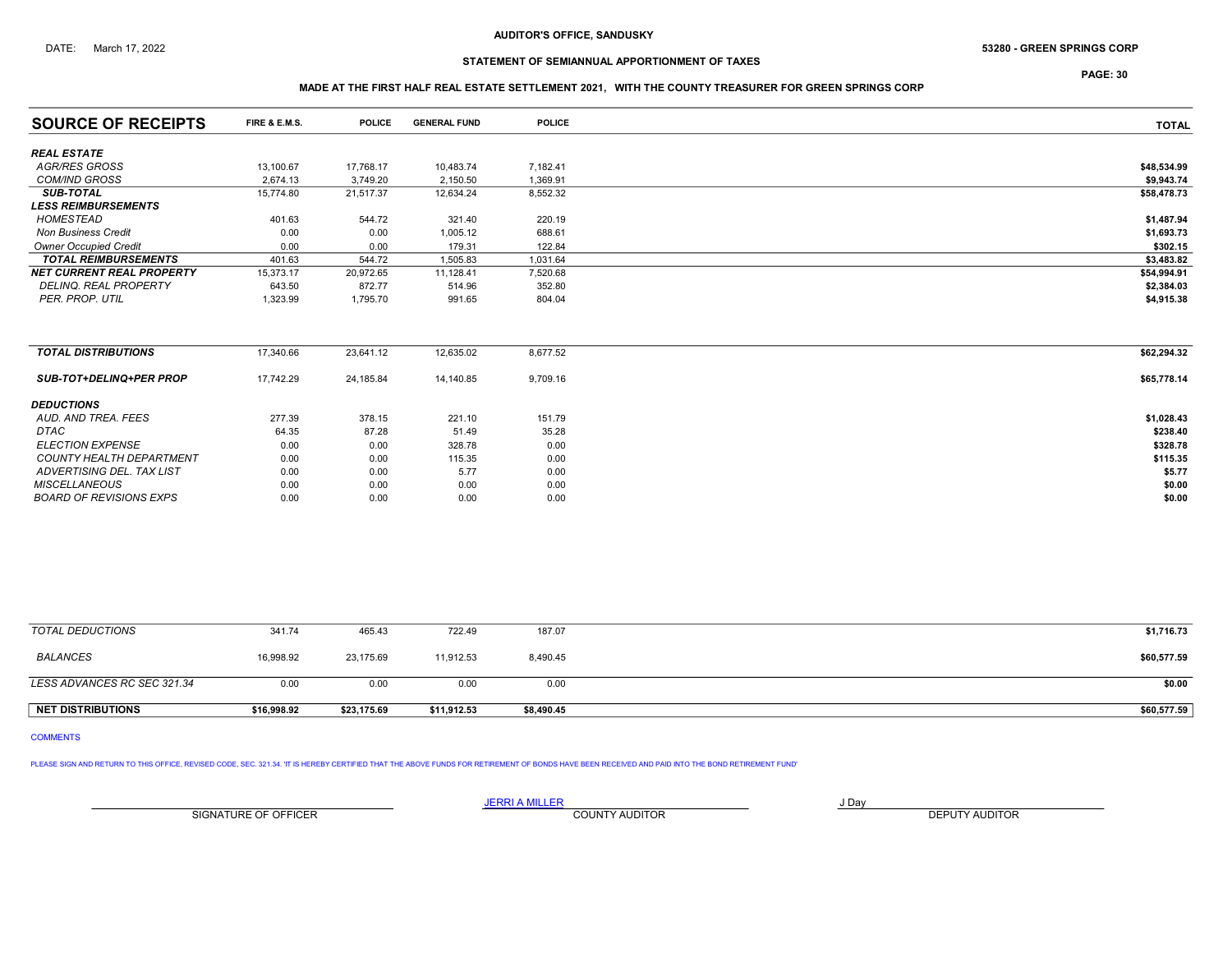AUDITOR'S OFFICE, SANDUSKY

DATE: March 17, 2022

53280 - GREEN SPRINGS CORP

STATEMENT OF SEMIANNUAL APPORTIONMENT OF TAXES

MADE AT THE FIRST HALF REAL ESTATE SETTLEMENT 2021, WITH THE COUNTY TREASURER FOR GREEN SPRINGS CORP

| SOURCE OF RECEIPTS | FIRE & E.M.S. | POLICE | GENERAL FUND | POLICE | TOTAL |
|---|---|---|---|---|---|
| ***REAL ESTATE*** | | | | | |
| *AGR/RES GROSS* | 13,100.67 | 17,768.17 | 10,483.74 | 7,182.41 | $48,534.99 |
| *COM/IND GROSS* | 2,674.13 | 3,749.20 | 2,150.50 | 1,369.91 | $9,943.74 |
| ***SUB-TOTAL*** | 15,774.80 | 21,517.37 | 12,634.24 | 8,552.32 | $58,478.73 |
| ***LESS REIMBURSEMENTS*** | | | | | |
| *HOMESTEAD* | 401.63 | 544.72 | 321.40 | 220.19 | $1,487.94 |
| *Non Business Credit* | 0.00 | 0.00 | 1,005.12 | 688.61 | $1,693.73 |
| *Owner Occupied Credit* | 0.00 | 0.00 | 179.31 | 122.84 | $302.15 |
| ***TOTAL REIMBURSEMENTS*** | 401.63 | 544.72 | 1,505.83 | 1,031.64 | $3,483.82 |
| ***NET CURRENT REAL PROPERTY*** | 15,373.17 | 20,972.65 | 11,128.41 | 7,520.68 | $54,994.91 |
| *DELINQ. REAL PROPERTY* | 643.50 | 872.77 | 514.96 | 352.80 | $2,384.03 |
| *PER. PROP. UTIL* | 1,323.99 | 1,795.70 | 991.65 | 804.04 | $4,915.38 |
| ***TOTAL DISTRIBUTIONS*** | 17,340.66 | 23,641.12 | 12,635.02 | 8,677.52 | $62,294.32 |
| ***SUB-TOT+DELINQ+PER PROP*** | 17,742.29 | 24,185.84 | 14,140.85 | 9,709.16 | $65,778.14 |
| ***DEDUCTIONS*** | | | | | |
| *AUD. AND TREA. FEES* | 277.39 | 378.15 | 221.10 | 151.79 | $1,028.43 |
| *DTAC* | 64.35 | 87.28 | 51.49 | 35.28 | $238.40 |
| *ELECTION EXPENSE* | 0.00 | 0.00 | 328.78 | 0.00 | $328.78 |
| *COUNTY HEALTH DEPARTMENT* | 0.00 | 0.00 | 115.35 | 0.00 | $115.35 |
| *ADVERTISING DEL. TAX LIST* | 0.00 | 0.00 | 5.77 | 0.00 | $5.77 |
| *MISCELLANEOUS* | 0.00 | 0.00 | 0.00 | 0.00 | $0.00 |
| *BOARD OF REVISIONS EXPS* | 0.00 | 0.00 | 0.00 | 0.00 | $0.00 |
| *TOTAL DEDUCTIONS* | 341.74 | 465.43 | 722.49 | 187.07 | $1,716.73 |
| *BALANCES* | 16,998.92 | 23,175.69 | 11,912.53 | 8,490.45 | $60,577.59 |
| *LESS ADVANCES RC SEC 321.34* | 0.00 | 0.00 | 0.00 | 0.00 | $0.00 |
| **NET DISTRIBUTIONS** | **$16,998.92** | **$23,175.69** | **$11,912.53** | **$8,490.45** | **$60,577.59** |

COMMENTS

PLEASE SIGN AND RETURN TO THIS OFFICE, REVISED CODE, SEC. 321.34. 'IT IS HEREBY CERTIFIED THAT THE ABOVE FUNDS FOR RETIREMENT OF BONDS HAVE BEEN RECEIVED AND PAID INTO THE BOND RETIREMENT FUND'

| ______________________ | JERRI A MILLER | J Day |
|---|---|---|
| SIGNATURE OF OFFICER | COUNTY AUDITOR | DEPUTY AUDITOR |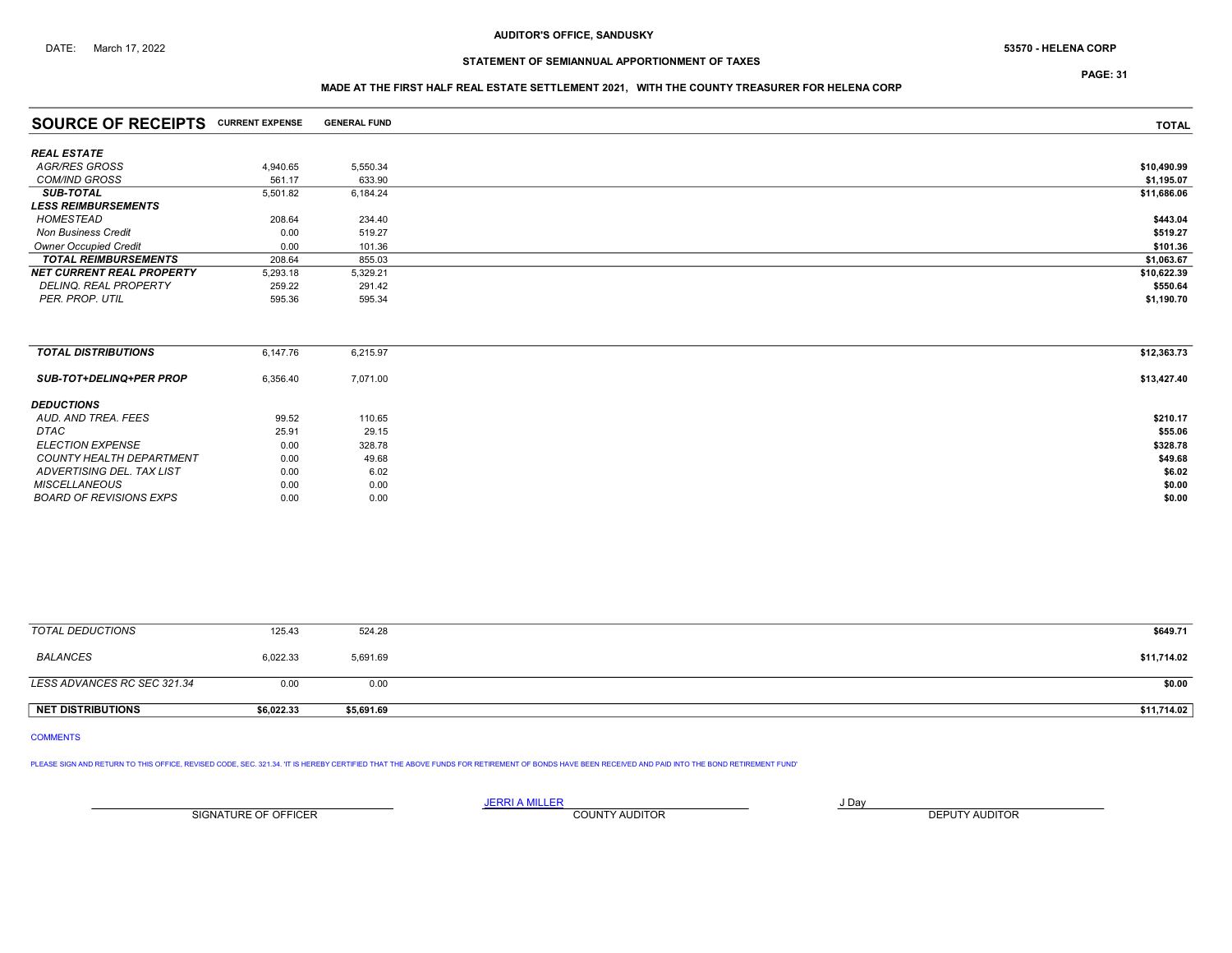AUDITOR'S OFFICE, SANDUSKY

DATE: March 17, 2022

53570 - HELENA CORP

STATEMENT OF SEMIANNUAL APPORTIONMENT OF TAXES

PAGE: 31

MADE AT THE FIRST HALF REAL ESTATE SETTLEMENT 2021, WITH THE COUNTY TREASURER FOR HELENA CORP

| SOURCE OF RECEIPTS | CURRENT EXPENSE | GENERAL FUND | TOTAL |
|---|---|---|---|
| ***REAL ESTATE*** | | | |
| *AGR/RES GROSS* | 4,940.65 | 5,550.34 | $10,490.99 |
| *COM/IND GROSS* | 561.17 | 633.90 | $1,195.07 |
| ***SUB-TOTAL*** | 5,501.82 | 6,184.24 | $11,686.06 |
| ***LESS REIMBURSEMENTS*** | | | |
| *HOMESTEAD* | 208.64 | 234.40 | $443.04 |
| *Non Business Credit* | 0.00 | 519.27 | $519.27 |
| *Owner Occupied Credit* | 0.00 | 101.36 | $101.36 |
| ***TOTAL REIMBURSEMENTS*** | 208.64 | 855.03 | $1,063.67 |
| ***NET CURRENT REAL PROPERTY*** | 5,293.18 | 5,329.21 | $10,622.39 |
| *DELINQ. REAL PROPERTY* | 259.22 | 291.42 | $550.64 |
| *PER. PROP. UTIL* | 595.36 | 595.34 | $1,190.70 |
| ***TOTAL DISTRIBUTIONS*** | 6,147.76 | 6,215.97 | $12,363.73 |
| ***SUB-TOT+DELINQ+PER PROP*** | 6,356.40 | 7,071.00 | $13,427.40 |
| ***DEDUCTIONS*** | | | |
| *AUD. AND TREA. FEES* | 99.52 | 110.65 | $210.17 |
| *DTAC* | 25.91 | 29.15 | $55.06 |
| *ELECTION EXPENSE* | 0.00 | 328.78 | $328.78 |
| *COUNTY HEALTH DEPARTMENT* | 0.00 | 49.68 | $49.68 |
| *ADVERTISING DEL. TAX LIST* | 0.00 | 6.02 | $6.02 |
| *MISCELLANEOUS* | 0.00 | 0.00 | $0.00 |
| *BOARD OF REVISIONS EXPS* | 0.00 | 0.00 | $0.00 |
| *TOTAL DEDUCTIONS* | 125.43 | 524.28 | $649.71 |
| *BALANCES* | 6,022.33 | 5,691.69 | $11,714.02 |
| *LESS ADVANCES RC SEC 321.34* | 0.00 | 0.00 | $0.00 |
| **NET DISTRIBUTIONS** | **$6,022.33** | **$5,691.69** | **$11,714.02** |

COMMENTS

PLEASE SIGN AND RETURN TO THIS OFFICE, REVISED CODE, SEC. 321.34. 'IT IS HEREBY CERTIFIED THAT THE ABOVE FUNDS FOR RETIREMENT OF BONDS HAVE BEEN RECEIVED AND PAID INTO THE BOND RETIREMENT FUND'

| SIGNATURE OF OFFICER | JERRI A MILLER<br>COUNTY AUDITOR | J Day<br>DEPUTY AUDITOR |
|---|---|---|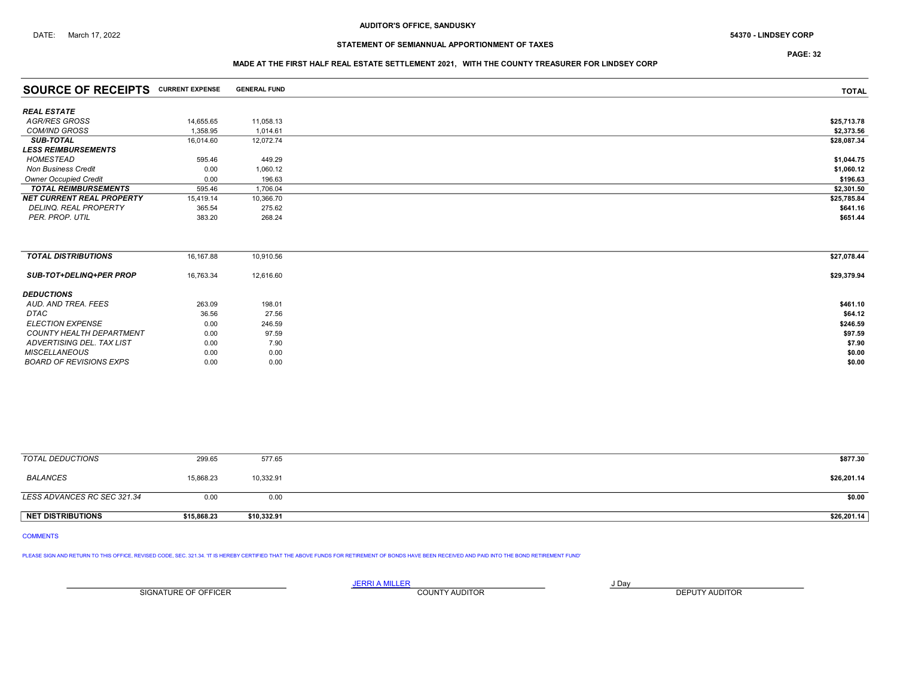AUDITOR'S OFFICE, SANDUSKY

DATE: March 17, 2022

54370 - LINDSEY CORP

## STATEMENT OF SEMIANNUAL APPORTIONMENT OF TAXES

### MADE AT THE FIRST HALF REAL ESTATE SETTLEMENT 2021, WITH THE COUNTY TREASURER FOR LINDSEY CORP

| SOURCE OF RECEIPTS | CURRENT EXPENSE | GENERAL FUND | TOTAL |
|---|---|---|---|
| *REAL ESTATE* | | | |
| *AGR/RES GROSS* | 14,655.65 | 11,058.13 | $25,713.78 |
| *COM/IND GROSS* | 1,358.95 | 1,014.61 | $2,373.56 |
| *SUB-TOTAL* | 16,014.60 | 12,072.74 | $28,087.34 |
| *LESS REIMBURSEMENTS* | | | |
| *HOMESTEAD* | 595.46 | 449.29 | $1,044.75 |
| *Non Business Credit* | 0.00 | 1,060.12 | $1,060.12 |
| *Owner Occupied Credit* | 0.00 | 196.63 | $196.63 |
| *TOTAL REIMBURSEMENTS* | 595.46 | 1,706.04 | $2,301.50 |
| *NET CURRENT REAL PROPERTY* | 15,419.14 | 10,366.70 | $25,785.84 |
| *DELINQ. REAL PROPERTY* | 365.54 | 275.62 | $641.16 |
| *PER. PROP. UTIL* | 383.20 | 268.24 | $651.44 |
| *TOTAL DISTRIBUTIONS* | 16,167.88 | 10,910.56 | $27,078.44 |
| *SUB-TOT+DELINQ+PER PROP* | 16,763.34 | 12,616.60 | $29,379.94 |
| *DEDUCTIONS* | | | |
| *AUD. AND TREA. FEES* | 263.09 | 198.01 | $461.10 |
| *DTAC* | 36.56 | 27.56 | $64.12 |
| *ELECTION EXPENSE* | 0.00 | 246.59 | $246.59 |
| *COUNTY HEALTH DEPARTMENT* | 0.00 | 97.59 | $97.59 |
| *ADVERTISING DEL. TAX LIST* | 0.00 | 7.90 | $7.90 |
| *MISCELLANEOUS* | 0.00 | 0.00 | $0.00 |
| *BOARD OF REVISIONS EXPS* | 0.00 | 0.00 | $0.00 |
| *TOTAL DEDUCTIONS* | 299.65 | 577.65 | $877.30 |
| *BALANCES* | 15,868.23 | 10,332.91 | $26,201.14 |
| *LESS ADVANCES RC SEC 321.34* | 0.00 | 0.00 | $0.00 |
| **NET DISTRIBUTIONS** | **$15,868.23** | **$10,332.91** | **$26,201.14** |

COMMENTS

PLEASE SIGN AND RETURN TO THIS OFFICE, REVISED CODE, SEC. 321.34. 'IT IS HEREBY CERTIFIED THAT THE ABOVE FUNDS FOR RETIREMENT OF BONDS HAVE BEEN RECEIVED AND PAID INTO THE BOND RETIREMENT FUND'

SIGNATURE OF OFFICER

JERRI A MILLER
COUNTY AUDITOR

J Day
DEPUTY AUDITOR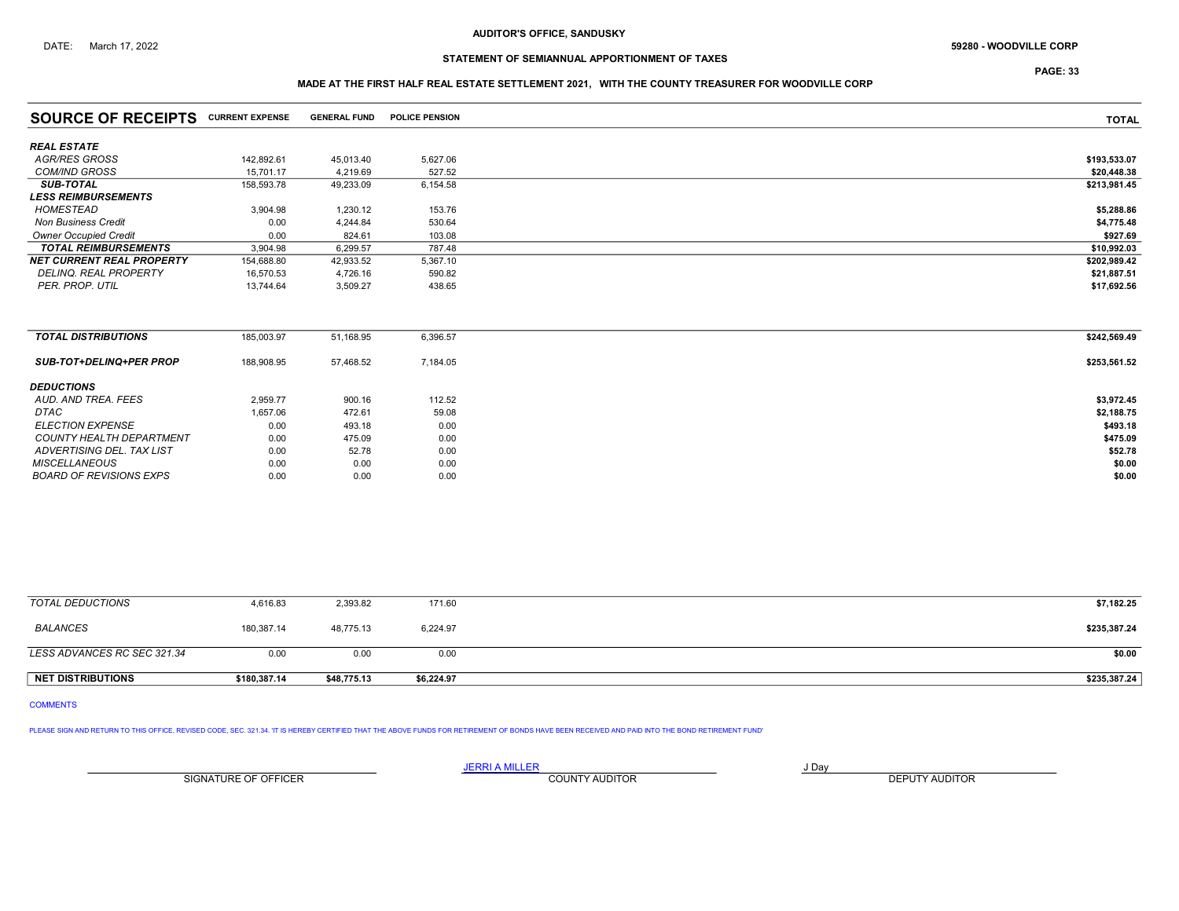AUDITOR'S OFFICE, SANDUSKY

DATE: March 17, 2022

59280 - WOODVILLE CORP

## STATEMENT OF SEMIANNUAL APPORTIONMENT OF TAXES

### MADE AT THE FIRST HALF REAL ESTATE SETTLEMENT 2021, WITH THE COUNTY TREASURER FOR WOODVILLE CORP

| SOURCE OF RECEIPTS | CURRENT EXPENSE | GENERAL FUND | POLICE PENSION | TOTAL |
|---|---|---|---|---|
| ***REAL ESTATE*** | | | | |
| *AGR/RES GROSS* | 142,892.61 | 45,013.40 | 5,627.06 | $193,533.07 |
| *COM/IND GROSS* | 15,701.17 | 4,219.69 | 527.52 | $20,448.38 |
| ***SUB-TOTAL*** | 158,593.78 | 49,233.09 | 6,154.58 | $213,981.45 |
| ***LESS REIMBURSEMENTS*** | | | | |
| *HOMESTEAD* | 3,904.98 | 1,230.12 | 153.76 | $5,288.86 |
| *Non Business Credit* | 0.00 | 4,244.84 | 530.64 | $4,775.48 |
| *Owner Occupied Credit* | 0.00 | 824.61 | 103.08 | $927.69 |
| ***TOTAL REIMBURSEMENTS*** | 3,904.98 | 6,299.57 | 787.48 | $10,992.03 |
| ***NET CURRENT REAL PROPERTY*** | 154,688.80 | 42,933.52 | 5,367.10 | $202,989.42 |
| *DELINQ. REAL PROPERTY* | 16,570.53 | 4,726.16 | 590.82 | $21,887.51 |
| *PER. PROP. UTIL* | 13,744.64 | 3,509.27 | 438.65 | $17,692.56 |
| ***TOTAL DISTRIBUTIONS*** | 185,003.97 | 51,168.95 | 6,396.57 | $242,569.49 |
| ***SUB-TOT+DELINQ+PER PROP*** | 188,908.95 | 57,468.52 | 7,184.05 | $253,561.52 |
| ***DEDUCTIONS*** | | | | |
| *AUD. AND TREA. FEES* | 2,959.77 | 900.16 | 112.52 | $3,972.45 |
| *DTAC* | 1,657.06 | 472.61 | 59.08 | $2,188.75 |
| *ELECTION EXPENSE* | 0.00 | 493.18 | 0.00 | $493.18 |
| *COUNTY HEALTH DEPARTMENT* | 0.00 | 475.09 | 0.00 | $475.09 |
| *ADVERTISING DEL. TAX LIST* | 0.00 | 52.78 | 0.00 | $52.78 |
| *MISCELLANEOUS* | 0.00 | 0.00 | 0.00 | $0.00 |
| *BOARD OF REVISIONS EXPS* | 0.00 | 0.00 | 0.00 | $0.00 |
| *TOTAL DEDUCTIONS* | 4,616.83 | 2,393.82 | 171.60 | $7,182.25 |
| *BALANCES* | 180,387.14 | 48,775.13 | 6,224.97 | $235,387.24 |
| *LESS ADVANCES RC SEC 321.34* | 0.00 | 0.00 | 0.00 | $0.00 |
| **NET DISTRIBUTIONS** | **$180,387.14** | **$48,775.13** | **$6,224.97** | **$235,387.24** |

COMMENTS

PLEASE SIGN AND RETURN TO THIS OFFICE, REVISED CODE, SEC. 321.34. 'IT IS HEREBY CERTIFIED THAT THE ABOVE FUNDS FOR RETIREMENT OF BONDS HAVE BEEN RECEIVED AND PAID INTO THE BOND RETIREMENT FUND'

| | JERRI A MILLER | J Day |
|---|---|---|
| SIGNATURE OF OFFICER | COUNTY AUDITOR | DEPUTY AUDITOR |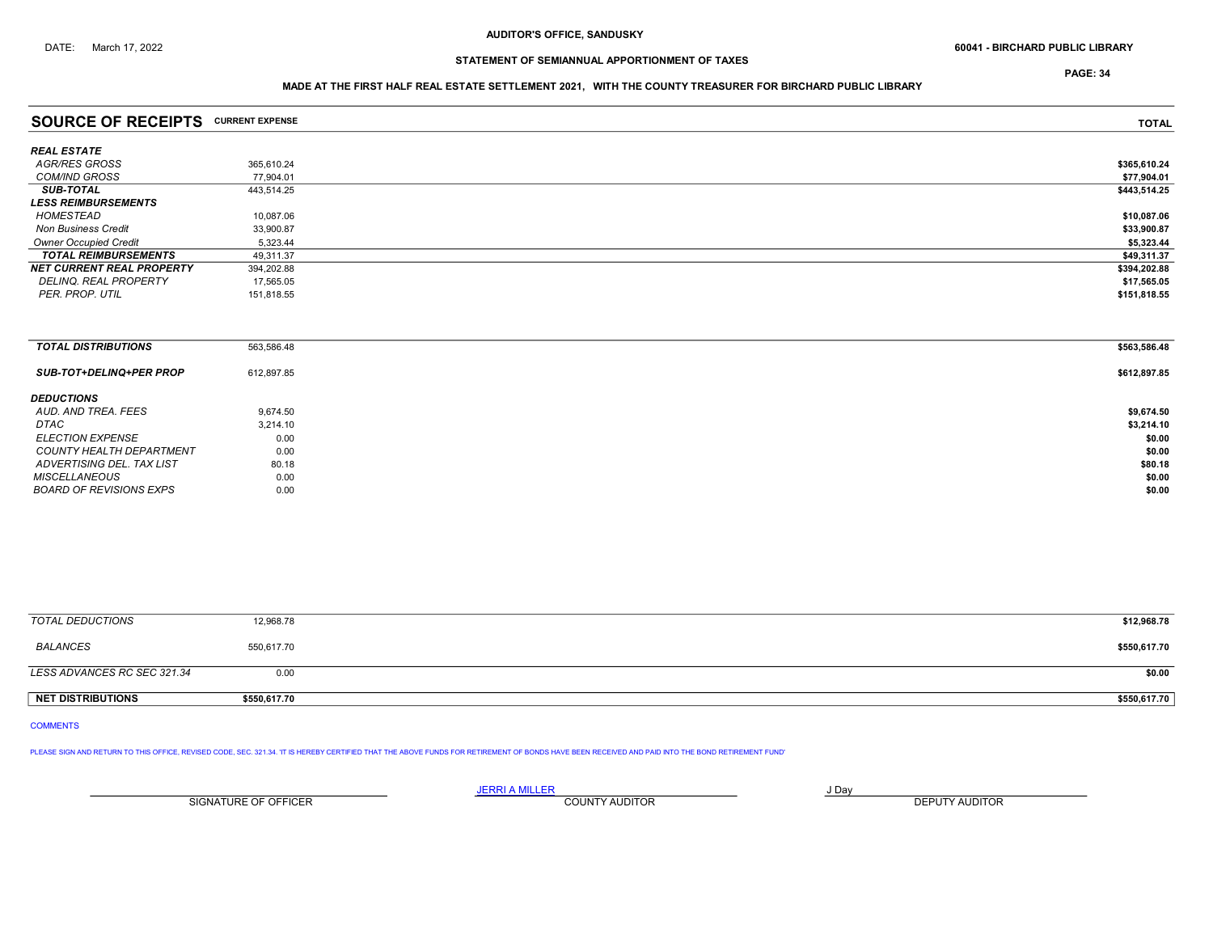AUDITOR'S OFFICE, SANDUSKY

DATE: March 17, 2022

60041 - BIRCHARD PUBLIC LIBRARY

## STATEMENT OF SEMIANNUAL APPORTIONMENT OF TAXES

### MADE AT THE FIRST HALF REAL ESTATE SETTLEMENT 2021, WITH THE COUNTY TREASURER FOR BIRCHARD PUBLIC LIBRARY

| SOURCE OF RECEIPTS | CURRENT EXPENSE | TOTAL |
|---|---|---|
| ***REAL ESTATE*** | | |
| *AGR/RES GROSS* | 365,610.24 | $365,610.24 |
| *COM/IND GROSS* | 77,904.01 | $77,904.01 |
| ***SUB-TOTAL*** | 443,514.25 | $443,514.25 |
| ***LESS REIMBURSEMENTS*** | | |
| *HOMESTEAD* | 10,087.06 | $10,087.06 |
| *Non Business Credit* | 33,900.87 | $33,900.87 |
| *Owner Occupied Credit* | 5,323.44 | $5,323.44 |
| ***TOTAL REIMBURSEMENTS*** | 49,311.37 | $49,311.37 |
| ***NET CURRENT REAL PROPERTY*** | 394,202.88 | $394,202.88 |
| *DELINQ. REAL PROPERTY* | 17,565.05 | $17,565.05 |
| *PER. PROP. UTIL* | 151,818.55 | $151,818.55 |
| ***TOTAL DISTRIBUTIONS*** | 563,586.48 | $563,586.48 |
| ***SUB-TOT+DELINQ+PER PROP*** | 612,897.85 | $612,897.85 |
| ***DEDUCTIONS*** | | |
| *AUD. AND TREA. FEES* | 9,674.50 | $9,674.50 |
| *DTAC* | 3,214.10 | $3,214.10 |
| *ELECTION EXPENSE* | 0.00 | $0.00 |
| *COUNTY HEALTH DEPARTMENT* | 0.00 | $0.00 |
| *ADVERTISING DEL. TAX LIST* | 80.18 | $80.18 |
| *MISCELLANEOUS* | 0.00 | $0.00 |
| *BOARD OF REVISIONS EXPS* | 0.00 | $0.00 |
| *TOTAL DEDUCTIONS* | 12,968.78 | $12,968.78 |
| *BALANCES* | 550,617.70 | $550,617.70 |
| *LESS ADVANCES RC SEC 321.34* | 0.00 | $0.00 |
| **NET DISTRIBUTIONS** | $550,617.70 | $550,617.70 |

COMMENTS

PLEASE SIGN AND RETURN TO THIS OFFICE, REVISED CODE, SEC. 321.34. 'IT IS HEREBY CERTIFIED THAT THE ABOVE FUNDS FOR RETIREMENT OF BONDS HAVE BEEN RECEIVED AND PAID INTO THE BOND RETIREMENT FUND'

| | JERRI A MILLER | J Day |
|---|---|---|
| SIGNATURE OF OFFICER | COUNTY AUDITOR | DEPUTY AUDITOR |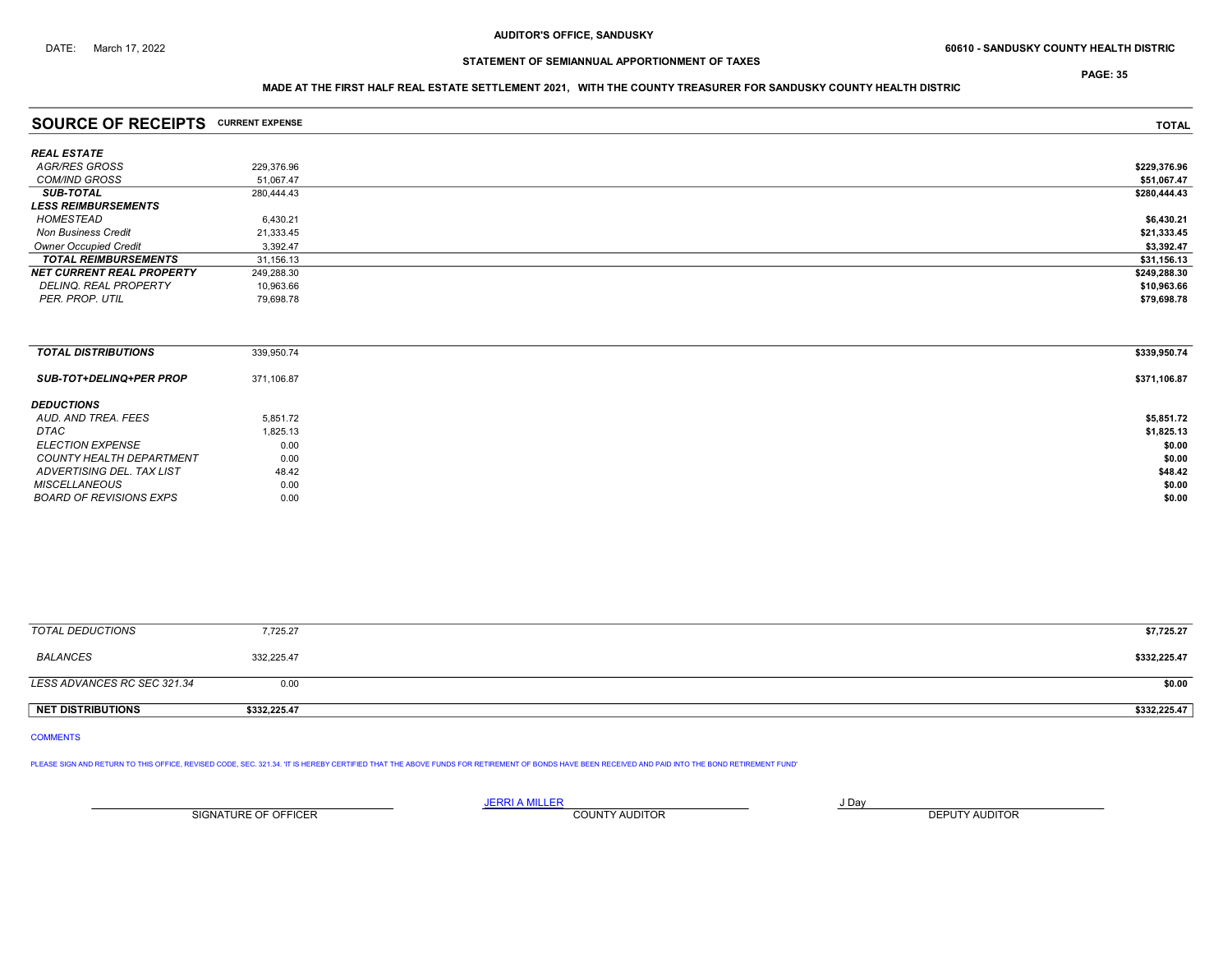AUDITOR'S OFFICE, SANDUSKY

DATE: March 17, 2022

60610 - SANDUSKY COUNTY HEALTH DISTRIC

STATEMENT OF SEMIANNUAL APPORTIONMENT OF TAXES

MADE AT THE FIRST HALF REAL ESTATE SETTLEMENT 2021, WITH THE COUNTY TREASURER FOR SANDUSKY COUNTY HEALTH DISTRIC

| SOURCE OF RECEIPTS | CURRENT EXPENSE | TOTAL |
|---|---|---|
| ***REAL ESTATE*** | | |
| *AGR/RES GROSS* | 229,376.96 | $229,376.96 |
| *COM/IND GROSS* | 51,067.47 | $51,067.47 |
| ***SUB-TOTAL*** | 280,444.43 | $280,444.43 |
| ***LESS REIMBURSEMENTS*** | | |
| *HOMESTEAD* | 6,430.21 | $6,430.21 |
| *Non Business Credit* | 21,333.45 | $21,333.45 |
| *Owner Occupied Credit* | 3,392.47 | $3,392.47 |
| ***TOTAL REIMBURSEMENTS*** | 31,156.13 | $31,156.13 |
| ***NET CURRENT REAL PROPERTY*** | 249,288.30 | $249,288.30 |
| *DELINQ. REAL PROPERTY* | 10,963.66 | $10,963.66 |
| *PER. PROP. UTIL* | 79,698.78 | $79,698.78 |
| ***TOTAL DISTRIBUTIONS*** | 339,950.74 | $339,950.74 |
| ***SUB-TOT+DELINQ+PER PROP*** | 371,106.87 | $371,106.87 |
| ***DEDUCTIONS*** | | |
| *AUD. AND TREA. FEES* | 5,851.72 | $5,851.72 |
| *DTAC* | 1,825.13 | $1,825.13 |
| *ELECTION EXPENSE* | 0.00 | $0.00 |
| *COUNTY HEALTH DEPARTMENT* | 0.00 | $0.00 |
| *ADVERTISING DEL. TAX LIST* | 48.42 | $48.42 |
| *MISCELLANEOUS* | 0.00 | $0.00 |
| *BOARD OF REVISIONS EXPS* | 0.00 | $0.00 |
| *TOTAL DEDUCTIONS* | 7,725.27 | $7,725.27 |
| *BALANCES* | 332,225.47 | $332,225.47 |
| *LESS ADVANCES RC SEC 321.34* | 0.00 | $0.00 |
| **NET DISTRIBUTIONS** | **$332,225.47** | **$332,225.47** |

COMMENTS

PLEASE SIGN AND RETURN TO THIS OFFICE, REVISED CODE, SEC. 321.34. 'IT IS HEREBY CERTIFIED THAT THE ABOVE FUNDS FOR RETIREMENT OF BONDS HAVE BEEN RECEIVED AND PAID INTO THE BOND RETIREMENT FUND'

| SIGNATURE OF OFFICER | JERRI A MILLER<br>COUNTY AUDITOR | J Day<br>DEPUTY AUDITOR |
|---|---|---|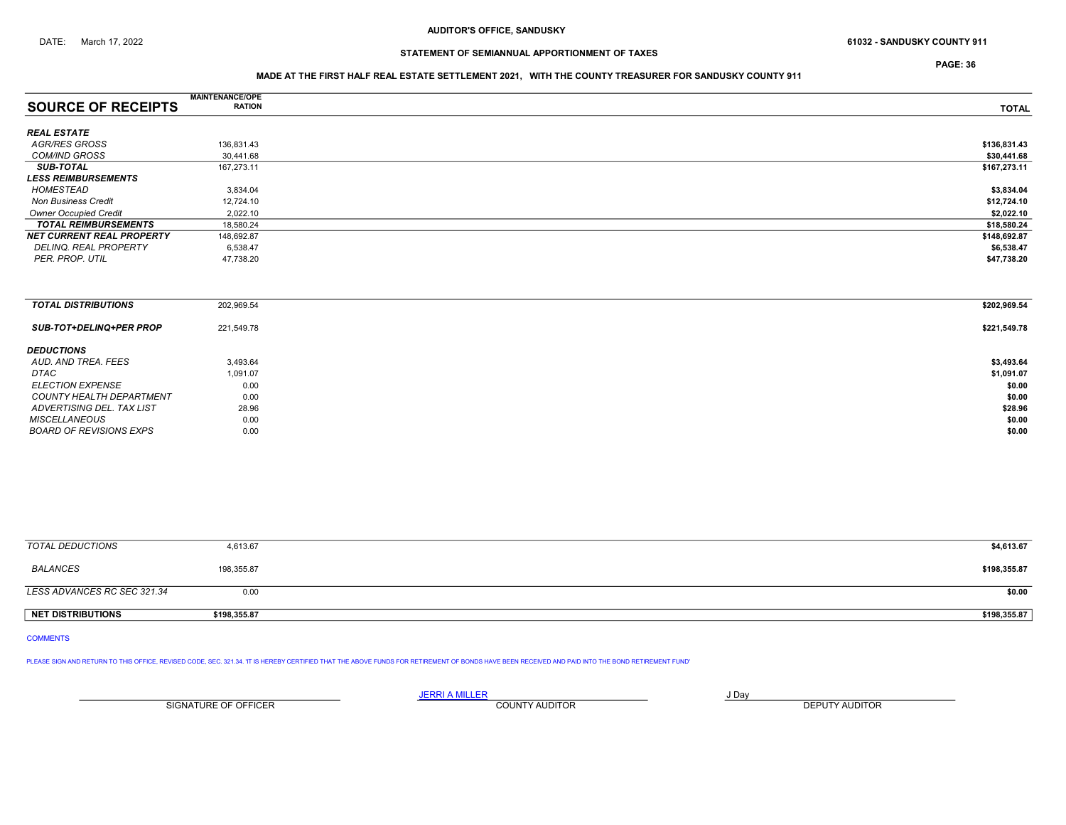AUDITOR'S OFFICE, SANDUSKY

DATE: March 17, 2022

61032 - SANDUSKY COUNTY 911

STATEMENT OF SEMIANNUAL APPORTIONMENT OF TAXES

MADE AT THE FIRST HALF REAL ESTATE SETTLEMENT 2021, WITH THE COUNTY TREASURER FOR SANDUSKY COUNTY 911

| SOURCE OF RECEIPTS | MAINTENANCE/OPERATION | TOTAL |
|---|---|---|
| ***REAL ESTATE*** | | |
| *AGR/RES GROSS* | 136,831.43 | $136,831.43 |
| *COM/IND GROSS* | 30,441.68 | $30,441.68 |
| ***SUB-TOTAL*** | 167,273.11 | $167,273.11 |
| ***LESS REIMBURSEMENTS*** | | |
| *HOMESTEAD* | 3,834.04 | $3,834.04 |
| *Non Business Credit* | 12,724.10 | $12,724.10 |
| *Owner Occupied Credit* | 2,022.10 | $2,022.10 |
| ***TOTAL REIMBURSEMENTS*** | 18,580.24 | $18,580.24 |
| ***NET CURRENT REAL PROPERTY*** | 148,692.87 | $148,692.87 |
| *DELINQ. REAL PROPERTY* | 6,538.47 | $6,538.47 |
| *PER. PROP. UTIL* | 47,738.20 | $47,738.20 |
| ***TOTAL DISTRIBUTIONS*** | 202,969.54 | $202,969.54 |
| ***SUB-TOT+DELINQ+PER PROP*** | 221,549.78 | $221,549.78 |
| ***DEDUCTIONS*** | | |
| *AUD. AND TREA. FEES* | 3,493.64 | $3,493.64 |
| *DTAC* | 1,091.07 | $1,091.07 |
| *ELECTION EXPENSE* | 0.00 | $0.00 |
| *COUNTY HEALTH DEPARTMENT* | 0.00 | $0.00 |
| *ADVERTISING DEL. TAX LIST* | 28.96 | $28.96 |
| *MISCELLANEOUS* | 0.00 | $0.00 |
| *BOARD OF REVISIONS EXPS* | 0.00 | $0.00 |
| *TOTAL DEDUCTIONS* | 4,613.67 | $4,613.67 |
| *BALANCES* | 198,355.87 | $198,355.87 |
| *LESS ADVANCES RC SEC 321.34* | 0.00 | $0.00 |
| **NET DISTRIBUTIONS** | **$198,355.87** | **$198,355.87** |

COMMENTS

PLEASE SIGN AND RETURN TO THIS OFFICE, REVISED CODE, SEC. 321.34. 'IT IS HEREBY CERTIFIED THAT THE ABOVE FUNDS FOR RETIREMENT OF BONDS HAVE BEEN RECEIVED AND PAID INTO THE BOND RETIREMENT FUND'

| SIGNATURE OF OFFICER | JERRI A MILLER<br>COUNTY AUDITOR | J Day<br>DEPUTY AUDITOR |
|---|---|---|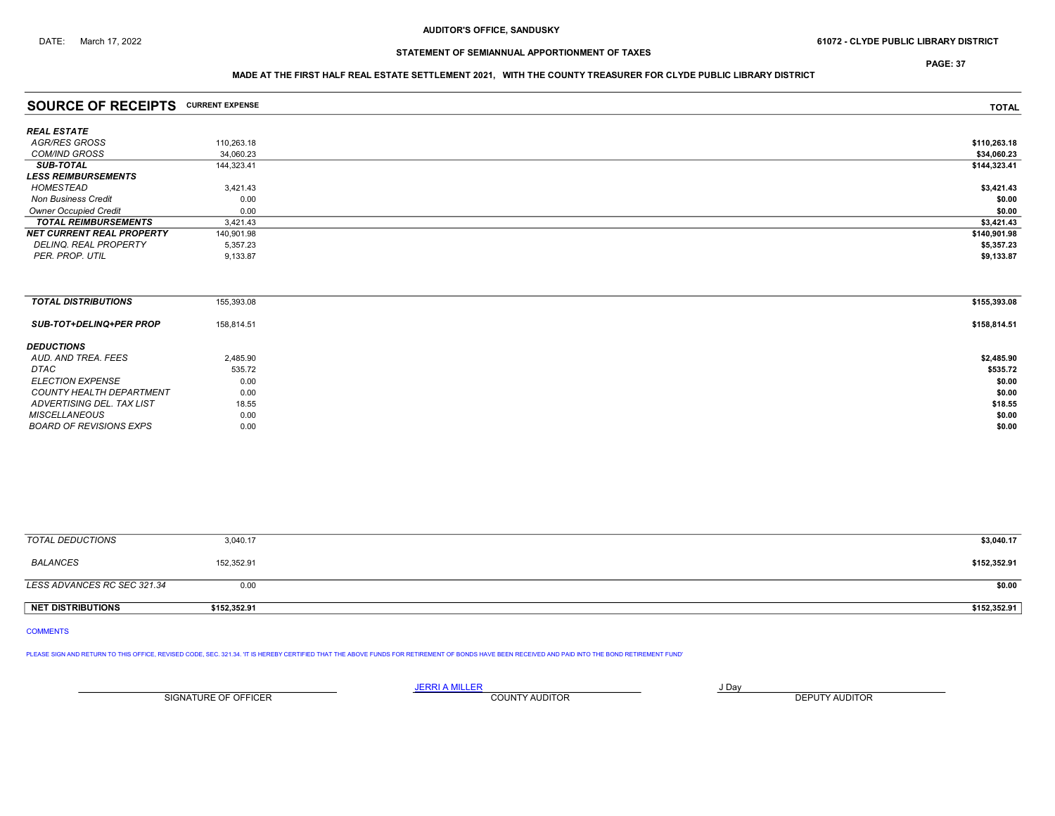AUDITOR'S OFFICE, SANDUSKY

DATE: March 17, 2022

61072 - CLYDE PUBLIC LIBRARY DISTRICT

## STATEMENT OF SEMIANNUAL APPORTIONMENT OF TAXES

### MADE AT THE FIRST HALF REAL ESTATE SETTLEMENT 2021, WITH THE COUNTY TREASURER FOR CLYDE PUBLIC LIBRARY DISTRICT

| SOURCE OF RECEIPTS | CURRENT EXPENSE | TOTAL |
|---|---|---|
| ***REAL ESTATE*** | | |
| *AGR/RES GROSS* | 110,263.18 | **$110,263.18** |
| *COM/IND GROSS* | 34,060.23 | **$34,060.23** |
| ***SUB-TOTAL*** | 144,323.41 | **$144,323.41** |
| ***LESS REIMBURSEMENTS*** | | |
| *HOMESTEAD* | 3,421.43 | **$3,421.43** |
| *Non Business Credit* | 0.00 | **$0.00** |
| *Owner Occupied Credit* | 0.00 | **$0.00** |
| ***TOTAL REIMBURSEMENTS*** | 3,421.43 | **$3,421.43** |
| ***NET CURRENT REAL PROPERTY*** | 140,901.98 | **$140,901.98** |
| *DELINQ. REAL PROPERTY* | 5,357.23 | **$5,357.23** |
| *PER. PROP. UTIL* | 9,133.87 | **$9,133.87** |
| ***TOTAL DISTRIBUTIONS*** | 155,393.08 | **$155,393.08** |
| ***SUB-TOT+DELINQ+PER PROP*** | 158,814.51 | **$158,814.51** |
| ***DEDUCTIONS*** | | |
| *AUD. AND TREA. FEES* | 2,485.90 | **$2,485.90** |
| *DTAC* | 535.72 | **$535.72** |
| *ELECTION EXPENSE* | 0.00 | **$0.00** |
| *COUNTY HEALTH DEPARTMENT* | 0.00 | **$0.00** |
| *ADVERTISING DEL. TAX LIST* | 18.55 | **$18.55** |
| *MISCELLANEOUS* | 0.00 | **$0.00** |
| *BOARD OF REVISIONS EXPS* | 0.00 | **$0.00** |
| *TOTAL DEDUCTIONS* | 3,040.17 | **$3,040.17** |
| *BALANCES* | 152,352.91 | **$152,352.91** |
| *LESS ADVANCES RC SEC 321.34* | 0.00 | **$0.00** |
| **NET DISTRIBUTIONS** | **$152,352.91** | **$152,352.91** |

COMMENTS

PLEASE SIGN AND RETURN TO THIS OFFICE, REVISED CODE, SEC. 321.34. 'IT IS HEREBY CERTIFIED THAT THE ABOVE FUNDS FOR RETIREMENT OF BONDS HAVE BEEN RECEIVED AND PAID INTO THE BOND RETIREMENT FUND'

| SIGNATURE OF OFFICER | JERRI A MILLER<br>COUNTY AUDITOR | J Day<br>DEPUTY AUDITOR |
|---|---|---|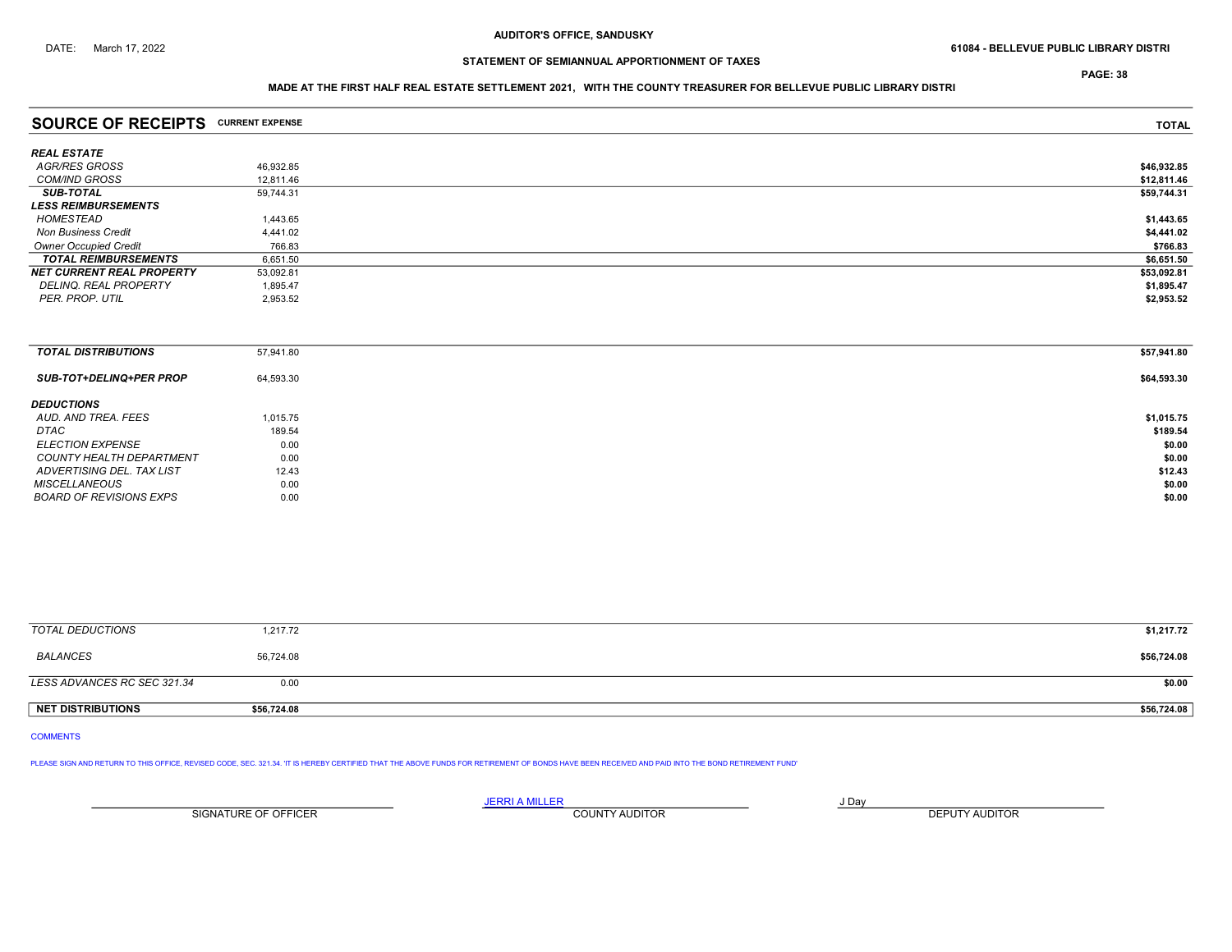AUDITOR'S OFFICE, SANDUSKY

DATE: March 17, 2022

61084 - BELLEVUE PUBLIC LIBRARY DISTRI

## STATEMENT OF SEMIANNUAL APPORTIONMENT OF TAXES

MADE AT THE FIRST HALF REAL ESTATE SETTLEMENT 2021, WITH THE COUNTY TREASURER FOR BELLEVUE PUBLIC LIBRARY DISTRI

| SOURCE OF RECEIPTS | CURRENT EXPENSE | TOTAL |
|---|---|---|
| ***REAL ESTATE*** | | |
| *AGR/RES GROSS* | 46,932.85 | $46,932.85 |
| *COM/IND GROSS* | 12,811.46 | $12,811.46 |
| ***SUB-TOTAL*** | 59,744.31 | $59,744.31 |
| ***LESS REIMBURSEMENTS*** | | |
| *HOMESTEAD* | 1,443.65 | $1,443.65 |
| *Non Business Credit* | 4,441.02 | $4,441.02 |
| *Owner Occupied Credit* | 766.83 | $766.83 |
| ***TOTAL REIMBURSEMENTS*** | 6,651.50 | $6,651.50 |
| ***NET CURRENT REAL PROPERTY*** | 53,092.81 | $53,092.81 |
| *DELINQ. REAL PROPERTY* | 1,895.47 | $1,895.47 |
| *PER. PROP. UTIL* | 2,953.52 | $2,953.52 |
| ***TOTAL DISTRIBUTIONS*** | 57,941.80 | $57,941.80 |
| ***SUB-TOT+DELINQ+PER PROP*** | 64,593.30 | $64,593.30 |
| ***DEDUCTIONS*** | | |
| *AUD. AND TREA. FEES* | 1,015.75 | $1,015.75 |
| *DTAC* | 189.54 | $189.54 |
| *ELECTION EXPENSE* | 0.00 | $0.00 |
| *COUNTY HEALTH DEPARTMENT* | 0.00 | $0.00 |
| *ADVERTISING DEL. TAX LIST* | 12.43 | $12.43 |
| *MISCELLANEOUS* | 0.00 | $0.00 |
| *BOARD OF REVISIONS EXPS* | 0.00 | $0.00 |
| *TOTAL DEDUCTIONS* | 1,217.72 | $1,217.72 |
| *BALANCES* | 56,724.08 | $56,724.08 |
| *LESS ADVANCES RC SEC 321.34* | 0.00 | $0.00 |
| **NET DISTRIBUTIONS** | **$56,724.08** | **$56,724.08** |

COMMENTS

PLEASE SIGN AND RETURN TO THIS OFFICE, REVISED CODE, SEC. 321.34. 'IT IS HEREBY CERTIFIED THAT THE ABOVE FUNDS FOR RETIREMENT OF BONDS HAVE BEEN RECEIVED AND PAID INTO THE BOND RETIREMENT FUND'

| SIGNATURE OF OFFICER | JERRI A MILLER<br>COUNTY AUDITOR | J Day<br>DEPUTY AUDITOR |
|---|---|---|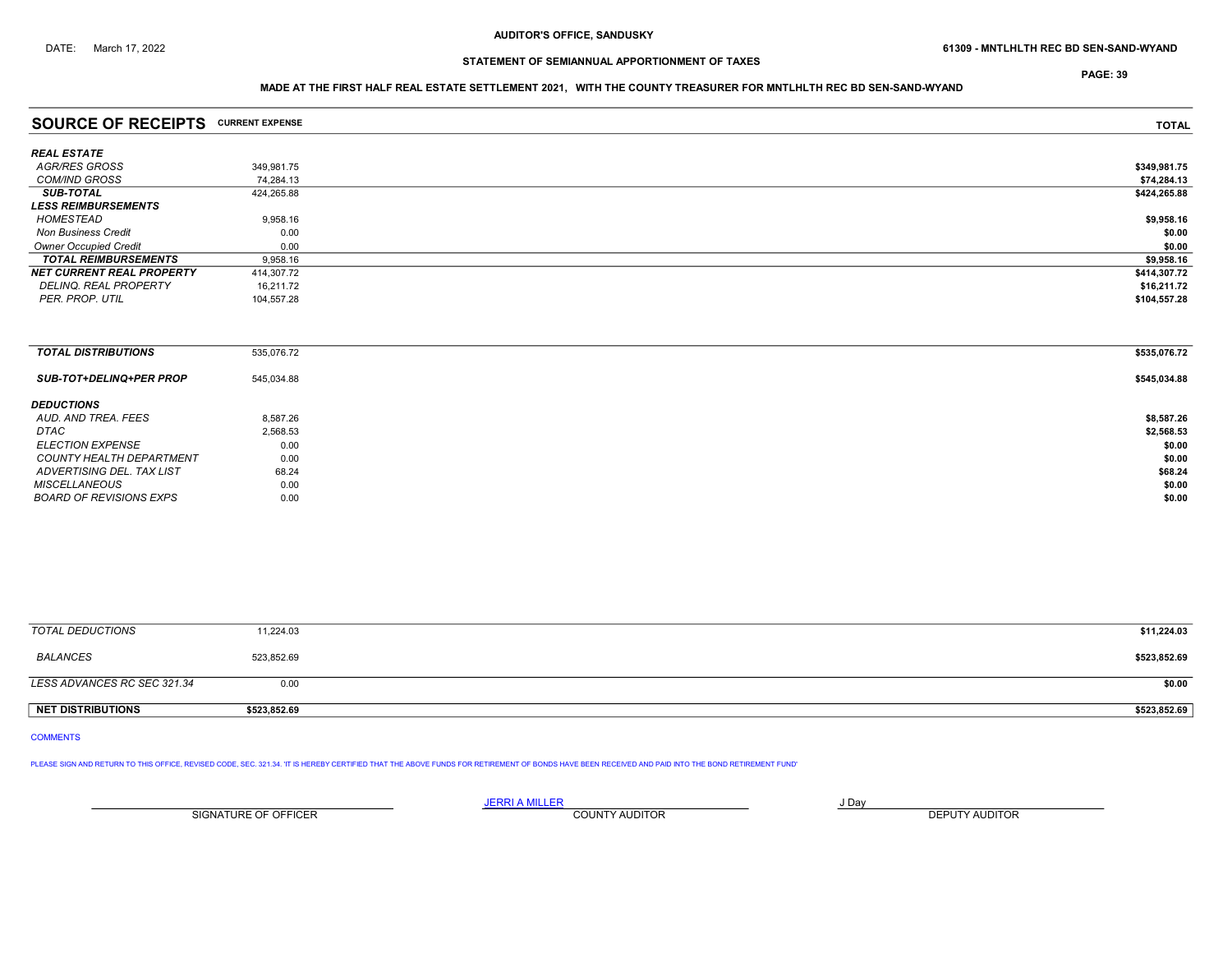DATE: March 17, 2022

**AUDITOR'S OFFICE, SANDUSKY**

**61309 - MNTLHLTH REC BD SEN-SAND-WYAND**

**STATEMENT OF SEMIANNUAL APPORTIONMENT OF TAXES**

**MADE AT THE FIRST HALF REAL ESTATE SETTLEMENT 2021, WITH THE COUNTY TREASURER FOR MNTLHLTH REC BD SEN-SAND-WYAND**

| SOURCE OF RECEIPTS | CURRENT EXPENSE | TOTAL |
|---|---|---|
| ***REAL ESTATE*** | | |
| *AGR/RES GROSS* | 349,981.75 | $349,981.75 |
| *COM/IND GROSS* | 74,284.13 | $74,284.13 |
| ***SUB-TOTAL*** | 424,265.88 | $424,265.88 |
| ***LESS REIMBURSEMENTS*** | | |
| *HOMESTEAD* | 9,958.16 | $9,958.16 |
| *Non Business Credit* | 0.00 | $0.00 |
| *Owner Occupied Credit* | 0.00 | $0.00 |
| ***TOTAL REIMBURSEMENTS*** | 9,958.16 | $9,958.16 |
| ***NET CURRENT REAL PROPERTY*** | 414,307.72 | $414,307.72 |
| *DELINQ. REAL PROPERTY* | 16,211.72 | $16,211.72 |
| *PER. PROP. UTIL* | 104,557.28 | $104,557.28 |
| ***TOTAL DISTRIBUTIONS*** | 535,076.72 | $535,076.72 |
| ***SUB-TOT+DELINQ+PER PROP*** | 545,034.88 | $545,034.88 |
| ***DEDUCTIONS*** | | |
| *AUD. AND TREA. FEES* | 8,587.26 | $8,587.26 |
| *DTAC* | 2,568.53 | $2,568.53 |
| *ELECTION EXPENSE* | 0.00 | $0.00 |
| *COUNTY HEALTH DEPARTMENT* | 0.00 | $0.00 |
| *ADVERTISING DEL. TAX LIST* | 68.24 | $68.24 |
| *MISCELLANEOUS* | 0.00 | $0.00 |
| *BOARD OF REVISIONS EXPS* | 0.00 | $0.00 |
| *TOTAL DEDUCTIONS* | 11,224.03 | $11,224.03 |
| *BALANCES* | 523,852.69 | $523,852.69 |
| *LESS ADVANCES RC SEC 321.34* | 0.00 | $0.00 |
| **NET DISTRIBUTIONS** | **$523,852.69** | **$523,852.69** |

COMMENTS

PLEASE SIGN AND RETURN TO THIS OFFICE, REVISED CODE, SEC. 321.34. 'IT IS HEREBY CERTIFIED THAT THE ABOVE FUNDS FOR RETIREMENT OF BONDS HAVE BEEN RECEIVED AND PAID INTO THE BOND RETIREMENT FUND'

| | | |
|---|---|---|
| | JERRI A MILLER | J Day |
| SIGNATURE OF OFFICER | COUNTY AUDITOR | DEPUTY AUDITOR |